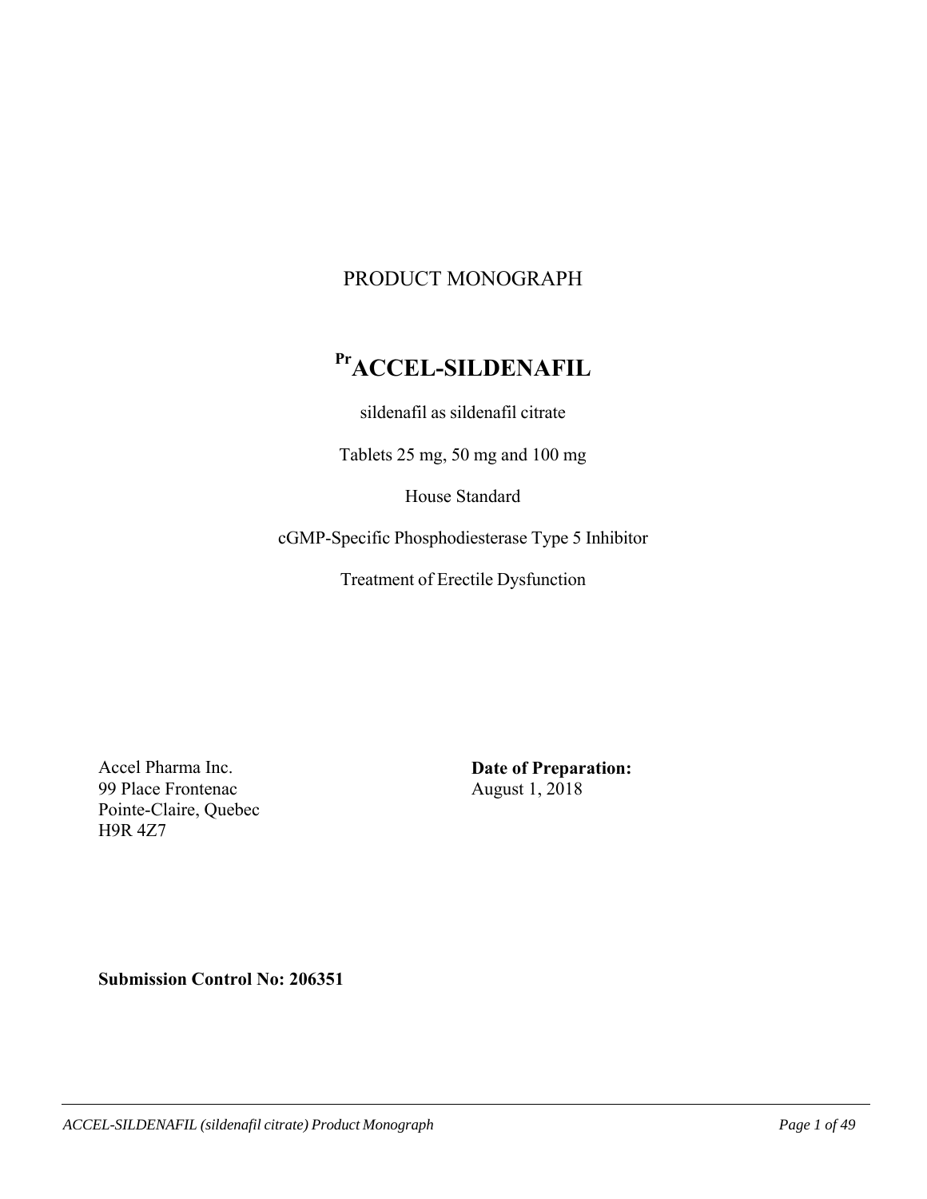# PRODUCT MONOGRAPH

## [Pr]ACCEL-SILDENAFIL

sildenafil as sildenafil citrate

Tablets 25 mg, 50 mg and 100 mg

House Standard

cGMP-Specific Phosphodiesterase Type 5 Inhibitor

Treatment of Erectile Dysfunction

Accel Pharma Inc.
99 Place Frontenac
Pointe-Claire, Quebec
H9R 4Z7

**Date of Preparation:**
August 1, 2018

**Submission Control No: 206351**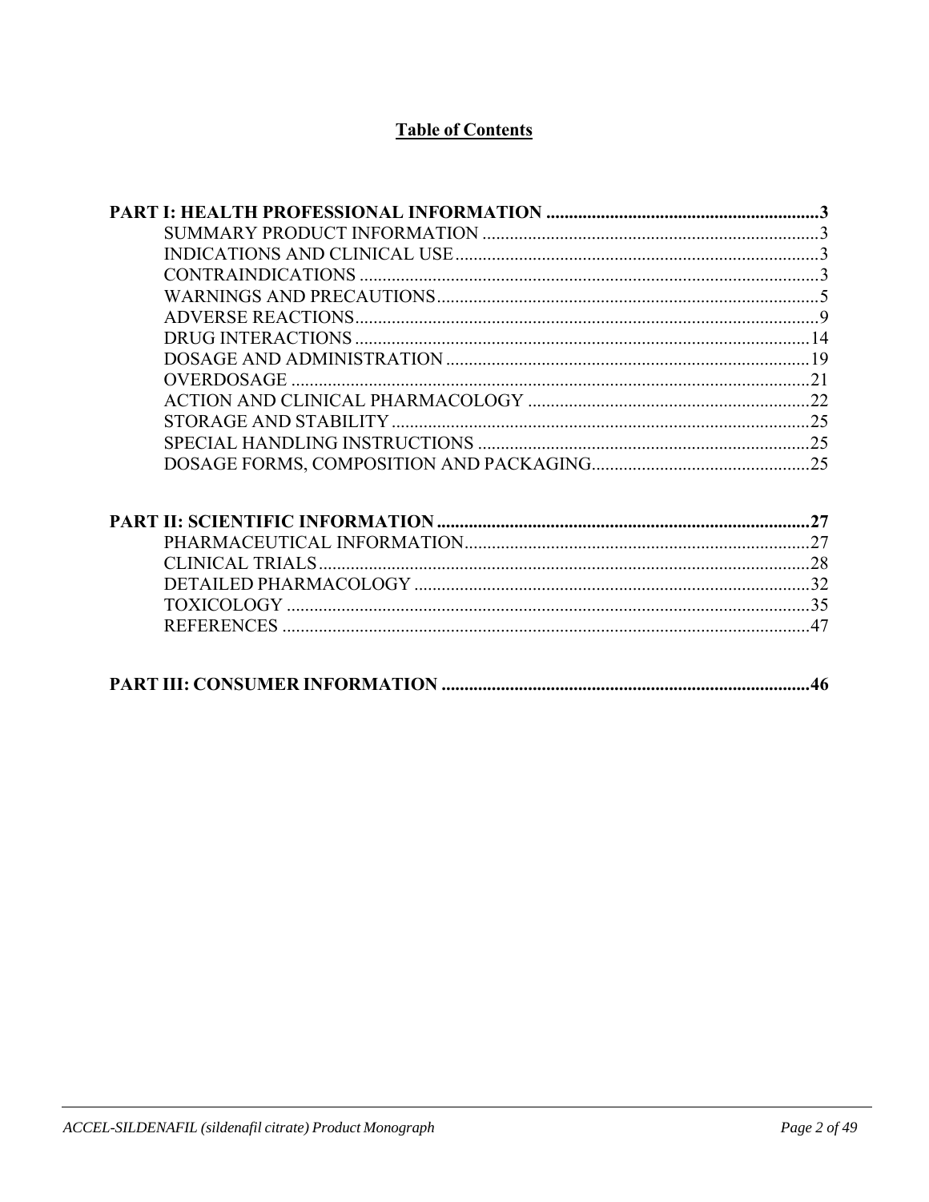# Table of Contents

**PART I: HEALTH PROFESSIONAL INFORMATION ........................................................... 3**

- SUMMARY PRODUCT INFORMATION ........................................................................ 3
- INDICATIONS AND CLINICAL USE ............................................................................. 3
- CONTRAINDICATIONS ................................................................................................ 3
- WARNINGS AND PRECAUTIONS ................................................................................ 5
- ADVERSE REACTIONS .................................................................................................. 9
- DRUG INTERACTIONS ................................................................................................ 14
- DOSAGE AND ADMINISTRATION ............................................................................ 19
- OVERDOSAGE .............................................................................................................. 21
- ACTION AND CLINICAL PHARMACOLOGY ........................................................... 22
- STORAGE AND STABILITY ......................................................................................... 25
- SPECIAL HANDLING INSTRUCTIONS ...................................................................... 25
- DOSAGE FORMS, COMPOSITION AND PACKAGING ............................................. 25

**PART II: SCIENTIFIC INFORMATION ................................................................................ 27**

- PHARMACEUTICAL INFORMATION .......................................................................... 27
- CLINICAL TRIALS ......................................................................................................... 28
- DETAILED PHARMACOLOGY .................................................................................... 32
- TOXICOLOGY ................................................................................................................ 35
- REFERENCES ................................................................................................................. 47

**PART III: CONSUMER INFORMATION .............................................................................. 46**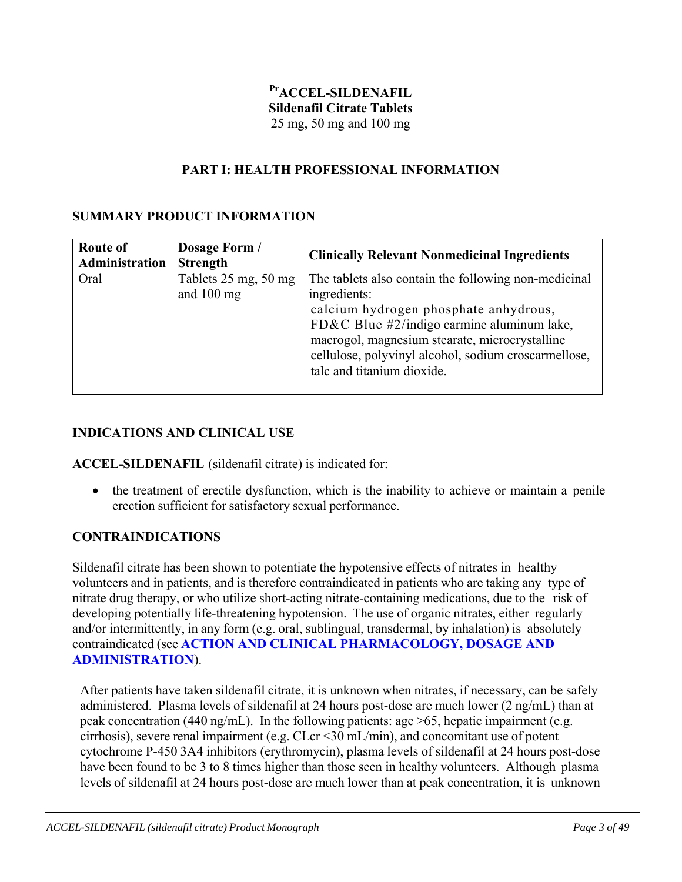**PrACCEL-SILDENAFIL**
**Sildenafil Citrate Tablets**
25 mg, 50 mg and 100 mg

## PART I: HEALTH PROFESSIONAL INFORMATION

### SUMMARY PRODUCT INFORMATION

| Route of Administration | Dosage Form / Strength | Clinically Relevant Nonmedicinal Ingredients |
|---|---|---|
| Oral | Tablets 25 mg, 50 mg and 100 mg | The tablets also contain the following non-medicinal ingredients: calcium hydrogen phosphate anhydrous, FD&C Blue #2/indigo carmine aluminum lake, macrogol, magnesium stearate, microcrystalline cellulose, polyvinyl alcohol, sodium croscarmellose, talc and titanium dioxide. |

### INDICATIONS AND CLINICAL USE

**ACCEL-SILDENAFIL** (sildenafil citrate) is indicated for:

- the treatment of erectile dysfunction, which is the inability to achieve or maintain a penile erection sufficient for satisfactory sexual performance.

### CONTRAINDICATIONS

Sildenafil citrate has been shown to potentiate the hypotensive effects of nitrates in healthy volunteers and in patients, and is therefore contraindicated in patients who are taking any type of nitrate drug therapy, or who utilize short-acting nitrate-containing medications, due to the risk of developing potentially life-threatening hypotension. The use of organic nitrates, either regularly and/or intermittently, in any form (e.g. oral, sublingual, transdermal, by inhalation) is absolutely contraindicated (see **ACTION AND CLINICAL PHARMACOLOGY, DOSAGE AND ADMINISTRATION**).

After patients have taken sildenafil citrate, it is unknown when nitrates, if necessary, can be safely administered. Plasma levels of sildenafil at 24 hours post-dose are much lower (2 ng/mL) than at peak concentration (440 ng/mL). In the following patients: age >65, hepatic impairment (e.g. cirrhosis), severe renal impairment (e.g. CLcr <30 mL/min), and concomitant use of potent cytochrome P-450 3A4 inhibitors (erythromycin), plasma levels of sildenafil at 24 hours post-dose have been found to be 3 to 8 times higher than those seen in healthy volunteers. Although plasma levels of sildenafil at 24 hours post-dose are much lower than at peak concentration, it is unknown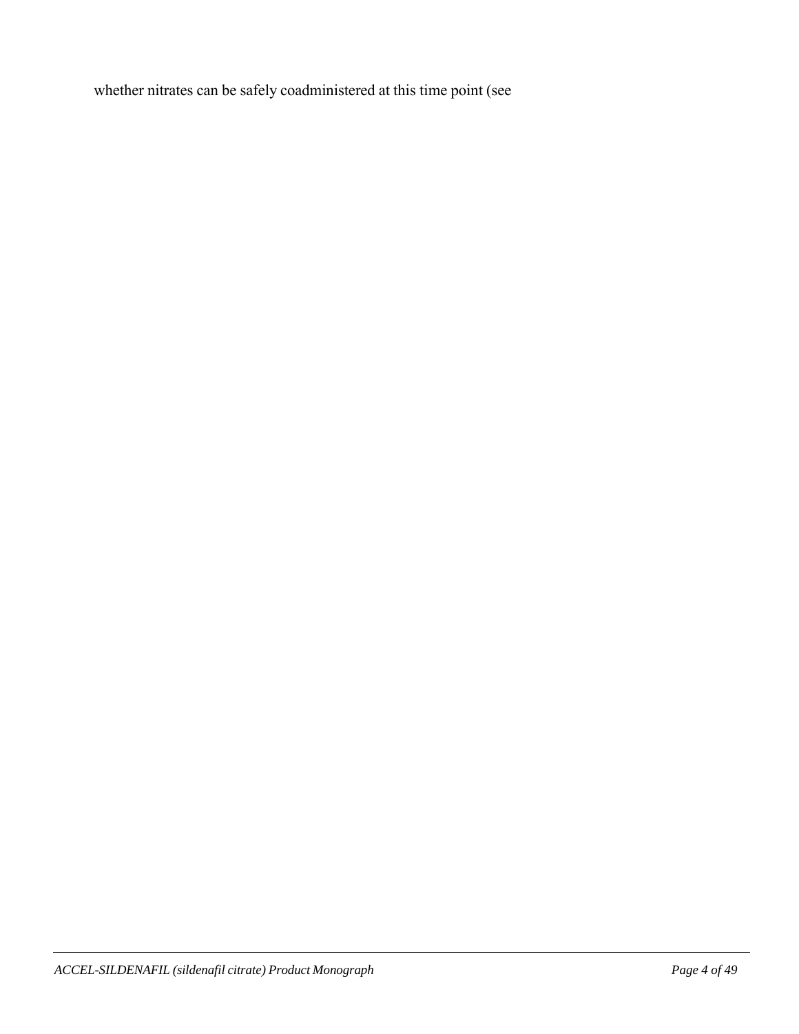whether nitrates can be safely coadministered at this time point (see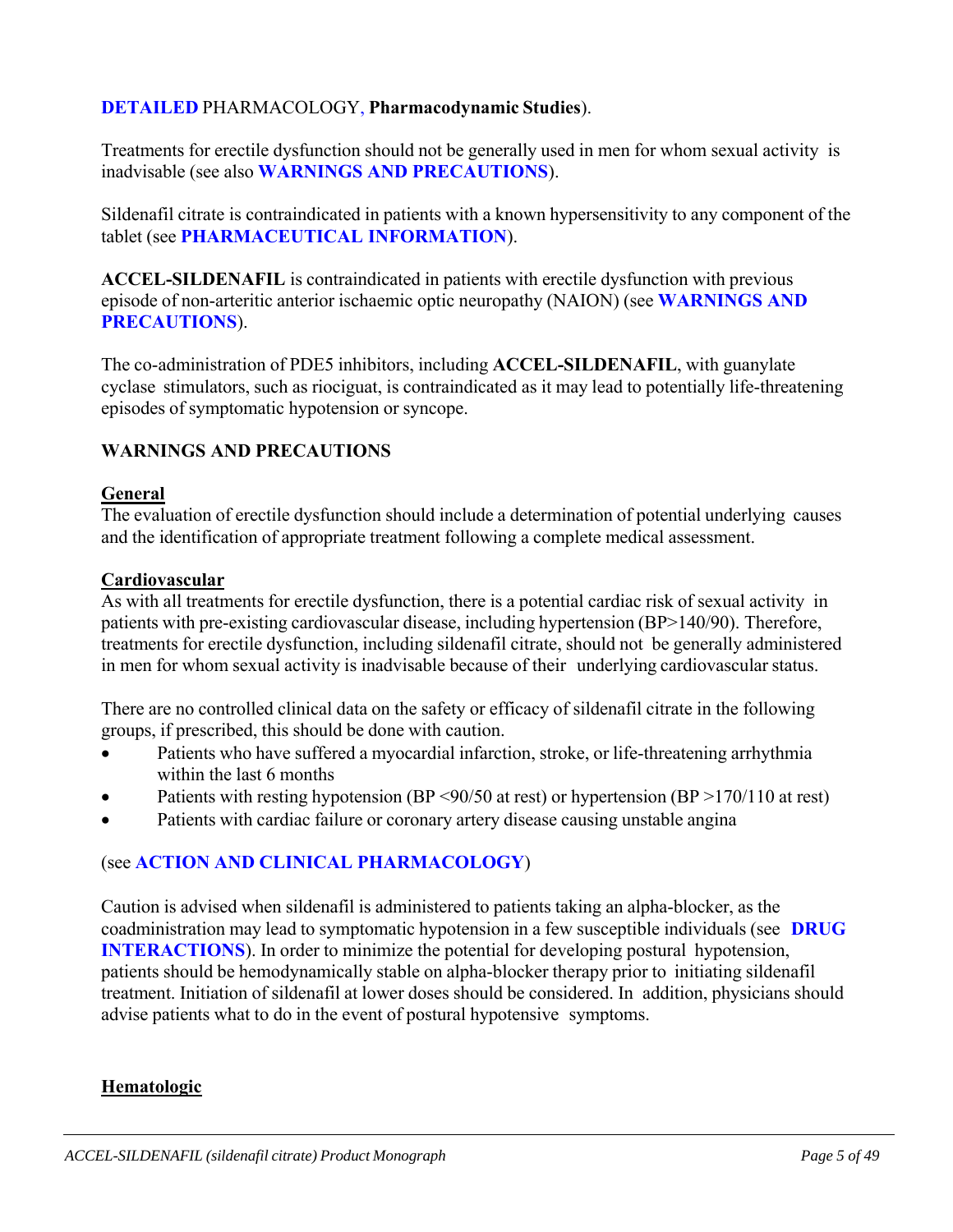**DETAILED** PHARMACOLOGY, **Pharmacodynamic Studies**).

Treatments for erectile dysfunction should not be generally used in men for whom sexual activity is inadvisable (see also **WARNINGS AND PRECAUTIONS**).

Sildenafil citrate is contraindicated in patients with a known hypersensitivity to any component of the tablet (see **PHARMACEUTICAL INFORMATION**).

**ACCEL-SILDENAFIL** is contraindicated in patients with erectile dysfunction with previous episode of non-arteritic anterior ischaemic optic neuropathy (NAION) (see **WARNINGS AND PRECAUTIONS**).

The co-administration of PDE5 inhibitors, including **ACCEL-SILDENAFIL**, with guanylate cyclase stimulators, such as riociguat, is contraindicated as it may lead to potentially life-threatening episodes of symptomatic hypotension or syncope.

## WARNINGS AND PRECAUTIONS

**General**

The evaluation of erectile dysfunction should include a determination of potential underlying causes and the identification of appropriate treatment following a complete medical assessment.

**Cardiovascular**

As with all treatments for erectile dysfunction, there is a potential cardiac risk of sexual activity in patients with pre-existing cardiovascular disease, including hypertension (BP>140/90). Therefore, treatments for erectile dysfunction, including sildenafil citrate, should not be generally administered in men for whom sexual activity is inadvisable because of their underlying cardiovascular status.

There are no controlled clinical data on the safety or efficacy of sildenafil citrate in the following groups, if prescribed, this should be done with caution.

- Patients who have suffered a myocardial infarction, stroke, or life-threatening arrhythmia within the last 6 months
- Patients with resting hypotension (BP <90/50 at rest) or hypertension (BP >170/110 at rest)
- Patients with cardiac failure or coronary artery disease causing unstable angina

(see **ACTION AND CLINICAL PHARMACOLOGY**)

Caution is advised when sildenafil is administered to patients taking an alpha-blocker, as the coadministration may lead to symptomatic hypotension in a few susceptible individuals (see **DRUG INTERACTIONS**). In order to minimize the potential for developing postural hypotension, patients should be hemodynamically stable on alpha-blocker therapy prior to initiating sildenafil treatment. Initiation of sildenafil at lower doses should be considered. In addition, physicians should advise patients what to do in the event of postural hypotensive symptoms.

**Hematologic**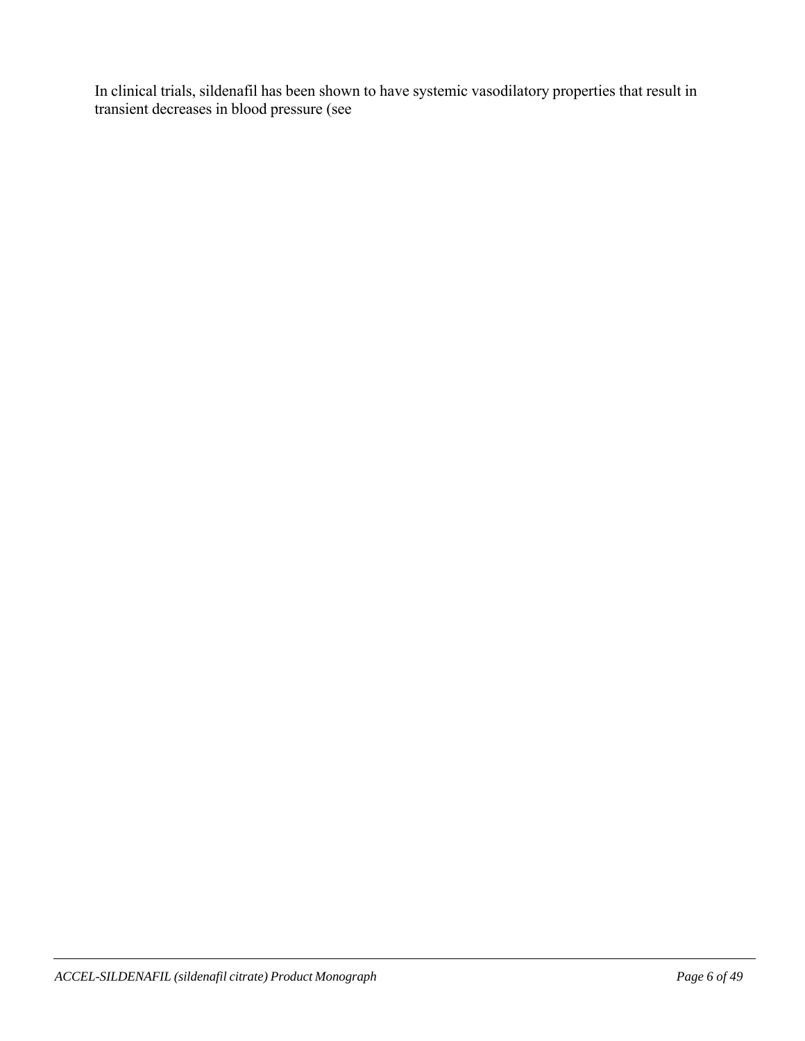In clinical trials, sildenafil has been shown to have systemic vasodilatory properties that result in transient decreases in blood pressure (see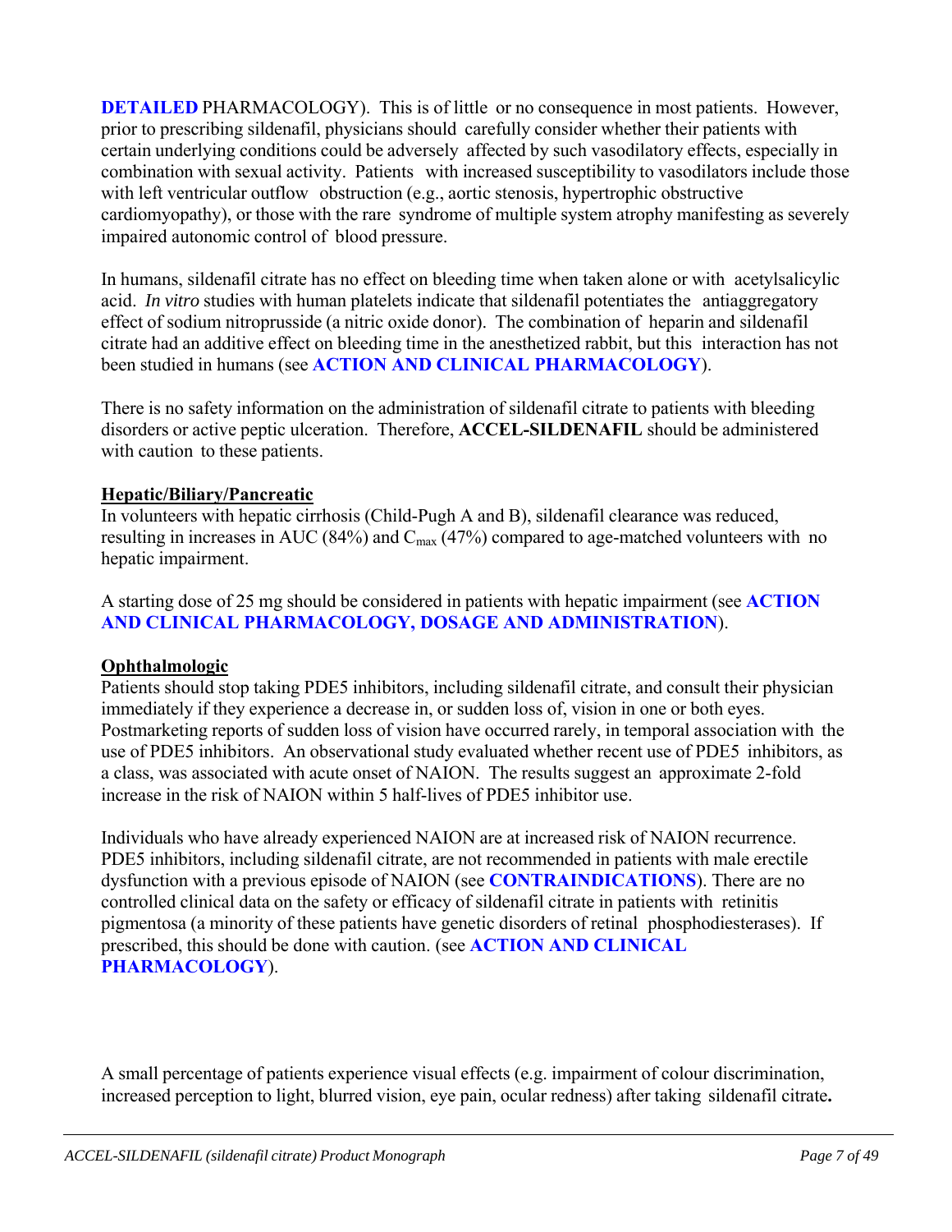**DETAILED** PHARMACOLOGY). This is of little or no consequence in most patients. However, prior to prescribing sildenafil, physicians should carefully consider whether their patients with certain underlying conditions could be adversely affected by such vasodilatory effects, especially in combination with sexual activity. Patients with increased susceptibility to vasodilators include those with left ventricular outflow obstruction (e.g., aortic stenosis, hypertrophic obstructive cardiomyopathy), or those with the rare syndrome of multiple system atrophy manifesting as severely impaired autonomic control of blood pressure.

In humans, sildenafil citrate has no effect on bleeding time when taken alone or with acetylsalicylic acid. *In vitro* studies with human platelets indicate that sildenafil potentiates the antiaggregatory effect of sodium nitroprusside (a nitric oxide donor). The combination of heparin and sildenafil citrate had an additive effect on bleeding time in the anesthetized rabbit, but this interaction has not been studied in humans (see **ACTION AND CLINICAL PHARMACOLOGY**).

There is no safety information on the administration of sildenafil citrate to patients with bleeding disorders or active peptic ulceration. Therefore, **ACCEL-SILDENAFIL** should be administered with caution to these patients.

**Hepatic/Biliary/Pancreatic**

In volunteers with hepatic cirrhosis (Child-Pugh A and B), sildenafil clearance was reduced, resulting in increases in AUC (84%) and $C_{max}$ (47%) compared to age-matched volunteers with no hepatic impairment.

A starting dose of 25 mg should be considered in patients with hepatic impairment (see **ACTION AND CLINICAL PHARMACOLOGY, DOSAGE AND ADMINISTRATION**).

**Ophthalmologic**

Patients should stop taking PDE5 inhibitors, including sildenafil citrate, and consult their physician immediately if they experience a decrease in, or sudden loss of, vision in one or both eyes. Postmarketing reports of sudden loss of vision have occurred rarely, in temporal association with the use of PDE5 inhibitors. An observational study evaluated whether recent use of PDE5 inhibitors, as a class, was associated with acute onset of NAION. The results suggest an approximate 2-fold increase in the risk of NAION within 5 half-lives of PDE5 inhibitor use.

Individuals who have already experienced NAION are at increased risk of NAION recurrence. PDE5 inhibitors, including sildenafil citrate, are not recommended in patients with male erectile dysfunction with a previous episode of NAION (see **CONTRAINDICATIONS**). There are no controlled clinical data on the safety or efficacy of sildenafil citrate in patients with retinitis pigmentosa (a minority of these patients have genetic disorders of retinal phosphodiesterases). If prescribed, this should be done with caution. (see **ACTION AND CLINICAL PHARMACOLOGY**).

A small percentage of patients experience visual effects (e.g. impairment of colour discrimination, increased perception to light, blurred vision, eye pain, ocular redness) after taking sildenafil citrate.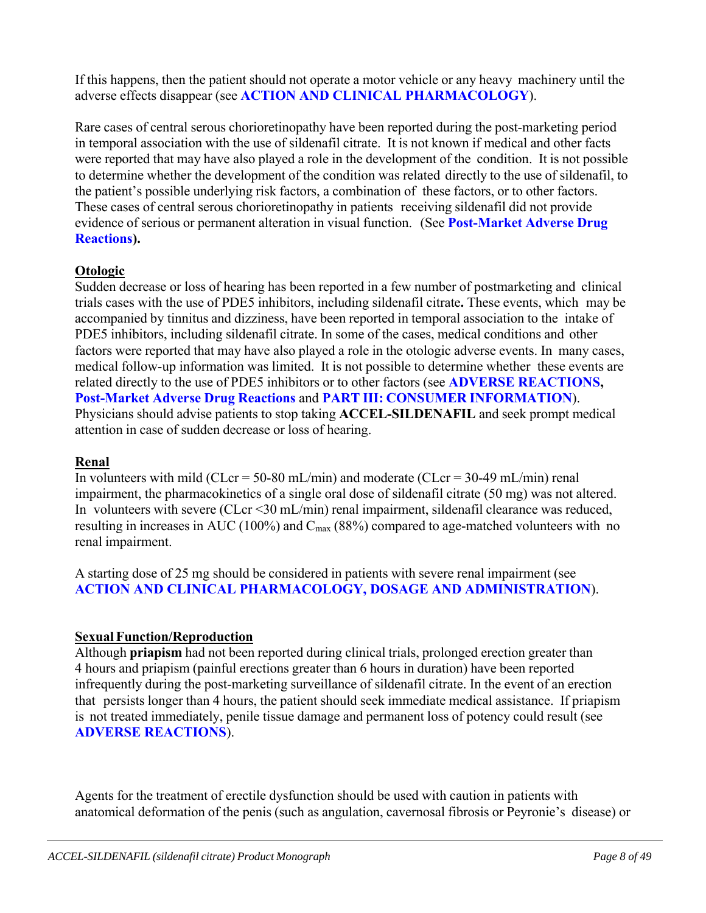If this happens, then the patient should not operate a motor vehicle or any heavy machinery until the adverse effects disappear (see **ACTION AND CLINICAL PHARMACOLOGY**).

Rare cases of central serous chorioretinopathy have been reported during the post-marketing period in temporal association with the use of sildenafil citrate. It is not known if medical and other facts were reported that may have also played a role in the development of the condition. It is not possible to determine whether the development of the condition was related directly to the use of sildenafil, to the patient's possible underlying risk factors, a combination of these factors, or to other factors. These cases of central serous chorioretinopathy in patients receiving sildenafil did not provide evidence of serious or permanent alteration in visual function. (See **Post-Market Adverse Drug Reactions).**

**Otologic**

Sudden decrease or loss of hearing has been reported in a few number of postmarketing and clinical trials cases with the use of PDE5 inhibitors, including sildenafil citrate**.** These events, which may be accompanied by tinnitus and dizziness, have been reported in temporal association to the intake of PDE5 inhibitors, including sildenafil citrate. In some of the cases, medical conditions and other factors were reported that may have also played a role in the otologic adverse events. In many cases, medical follow-up information was limited. It is not possible to determine whether these events are related directly to the use of PDE5 inhibitors or to other factors (see **ADVERSE REACTIONS, Post-Market Adverse Drug Reactions** and **PART III: CONSUMER INFORMATION**). Physicians should advise patients to stop taking **ACCEL-SILDENAFIL** and seek prompt medical attention in case of sudden decrease or loss of hearing.

**Renal**

In volunteers with mild (CLcr = 50-80 mL/min) and moderate (CLcr = 30-49 mL/min) renal impairment, the pharmacokinetics of a single oral dose of sildenafil citrate (50 mg) was not altered. In volunteers with severe (CLcr <30 mL/min) renal impairment, sildenafil clearance was reduced, resulting in increases in AUC (100%) and $C_{max}$ (88%) compared to age-matched volunteers with no renal impairment.

A starting dose of 25 mg should be considered in patients with severe renal impairment (see **ACTION AND CLINICAL PHARMACOLOGY, DOSAGE AND ADMINISTRATION**).

**Sexual Function/Reproduction**

Although **priapism** had not been reported during clinical trials, prolonged erection greater than 4 hours and priapism (painful erections greater than 6 hours in duration) have been reported infrequently during the post-marketing surveillance of sildenafil citrate. In the event of an erection that persists longer than 4 hours, the patient should seek immediate medical assistance. If priapism is not treated immediately, penile tissue damage and permanent loss of potency could result (see **ADVERSE REACTIONS**).

Agents for the treatment of erectile dysfunction should be used with caution in patients with anatomical deformation of the penis (such as angulation, cavernosal fibrosis or Peyronie's disease) or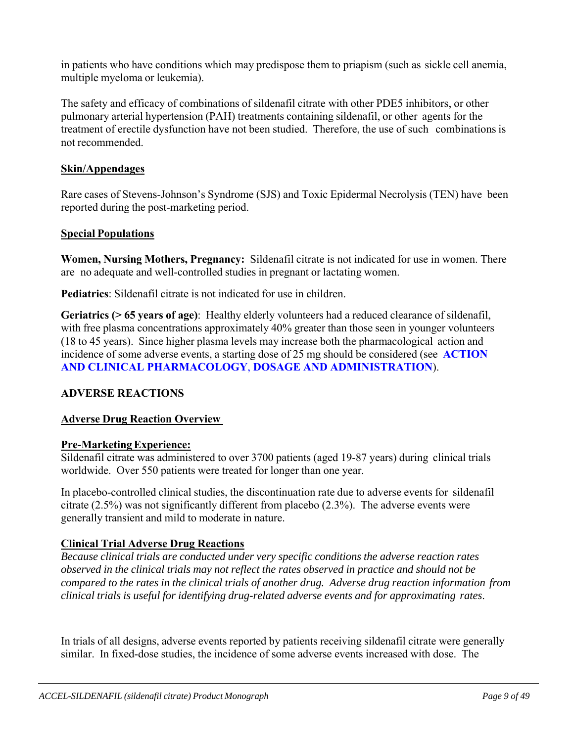in patients who have conditions which may predispose them to priapism (such as sickle cell anemia, multiple myeloma or leukemia).

The safety and efficacy of combinations of sildenafil citrate with other PDE5 inhibitors, or other pulmonary arterial hypertension (PAH) treatments containing sildenafil, or other agents for the treatment of erectile dysfunction have not been studied. Therefore, the use of such combinations is not recommended.

**Skin/Appendages**

Rare cases of Stevens-Johnson's Syndrome (SJS) and Toxic Epidermal Necrolysis (TEN) have been reported during the post-marketing period.

**Special Populations**

**Women, Nursing Mothers, Pregnancy:** Sildenafil citrate is not indicated for use in women. There are no adequate and well-controlled studies in pregnant or lactating women.

**Pediatrics**: Sildenafil citrate is not indicated for use in children.

**Geriatrics (> 65 years of age)**: Healthy elderly volunteers had a reduced clearance of sildenafil, with free plasma concentrations approximately 40% greater than those seen in younger volunteers (18 to 45 years). Since higher plasma levels may increase both the pharmacological action and incidence of some adverse events, a starting dose of 25 mg should be considered (see **ACTION AND CLINICAL PHARMACOLOGY**, **DOSAGE AND ADMINISTRATION**).

## ADVERSE REACTIONS

**Adverse Drug Reaction Overview**

**Pre-Marketing Experience:**

Sildenafil citrate was administered to over 3700 patients (aged 19-87 years) during clinical trials worldwide. Over 550 patients were treated for longer than one year.

In placebo-controlled clinical studies, the discontinuation rate due to adverse events for sildenafil citrate (2.5%) was not significantly different from placebo (2.3%). The adverse events were generally transient and mild to moderate in nature.

**Clinical Trial Adverse Drug Reactions**

*Because clinical trials are conducted under very specific conditions the adverse reaction rates observed in the clinical trials may not reflect the rates observed in practice and should not be compared to the rates in the clinical trials of another drug. Adverse drug reaction information from clinical trials is useful for identifying drug-related adverse events and for approximating rates*.

In trials of all designs, adverse events reported by patients receiving sildenafil citrate were generally similar. In fixed-dose studies, the incidence of some adverse events increased with dose. The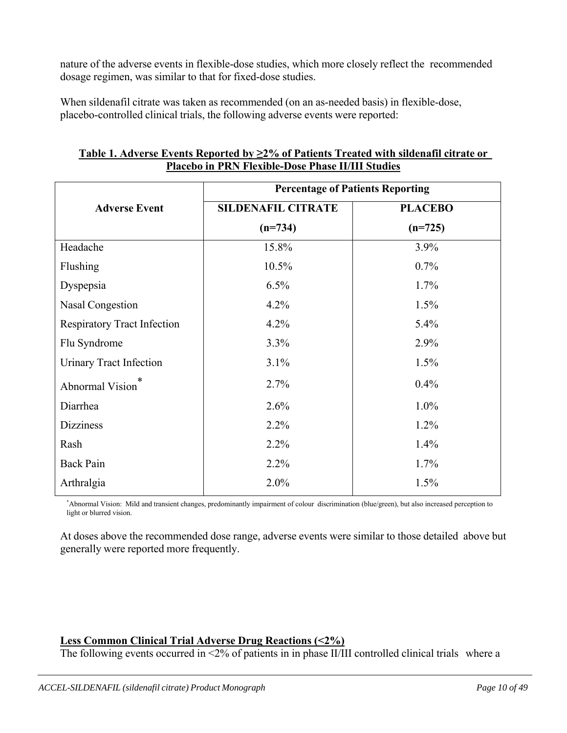nature of the adverse events in flexible-dose studies, which more closely reflect the recommended dosage regimen, was similar to that for fixed-dose studies.

When sildenafil citrate was taken as recommended (on an as-needed basis) in flexible-dose, placebo-controlled clinical trials, the following adverse events were reported:

**Table 1. Adverse Events Reported by ≥2% of Patients Treated with sildenafil citrate or Placebo in PRN Flexible-Dose Phase II/III Studies**

| Adverse Event | Percentage of Patients Reporting | |
|---|---|---|
| | **SILDENAFIL CITRATE (n=734)** | **PLACEBO (n=725)** |
| Headache | 15.8% | 3.9% |
| Flushing | 10.5% | 0.7% |
| Dyspepsia | 6.5% | 1.7% |
| Nasal Congestion | 4.2% | 1.5% |
| Respiratory Tract Infection | 4.2% | 5.4% |
| Flu Syndrome | 3.3% | 2.9% |
| Urinary Tract Infection | 3.1% | 1.5% |
| Abnormal Vision* | 2.7% | 0.4% |
| Diarrhea | 2.6% | 1.0% |
| Dizziness | 2.2% | 1.2% |
| Rash | 2.2% | 1.4% |
| Back Pain | 2.2% | 1.7% |
| Arthralgia | 2.0% | 1.5% |

*Abnormal Vision: Mild and transient changes, predominantly impairment of colour discrimination (blue/green), but also increased perception to light or blurred vision.

At doses above the recommended dose range, adverse events were similar to those detailed above but generally were reported more frequently.

**Less Common Clinical Trial Adverse Drug Reactions (<2%)**

The following events occurred in <2% of patients in in phase II/III controlled clinical trials where a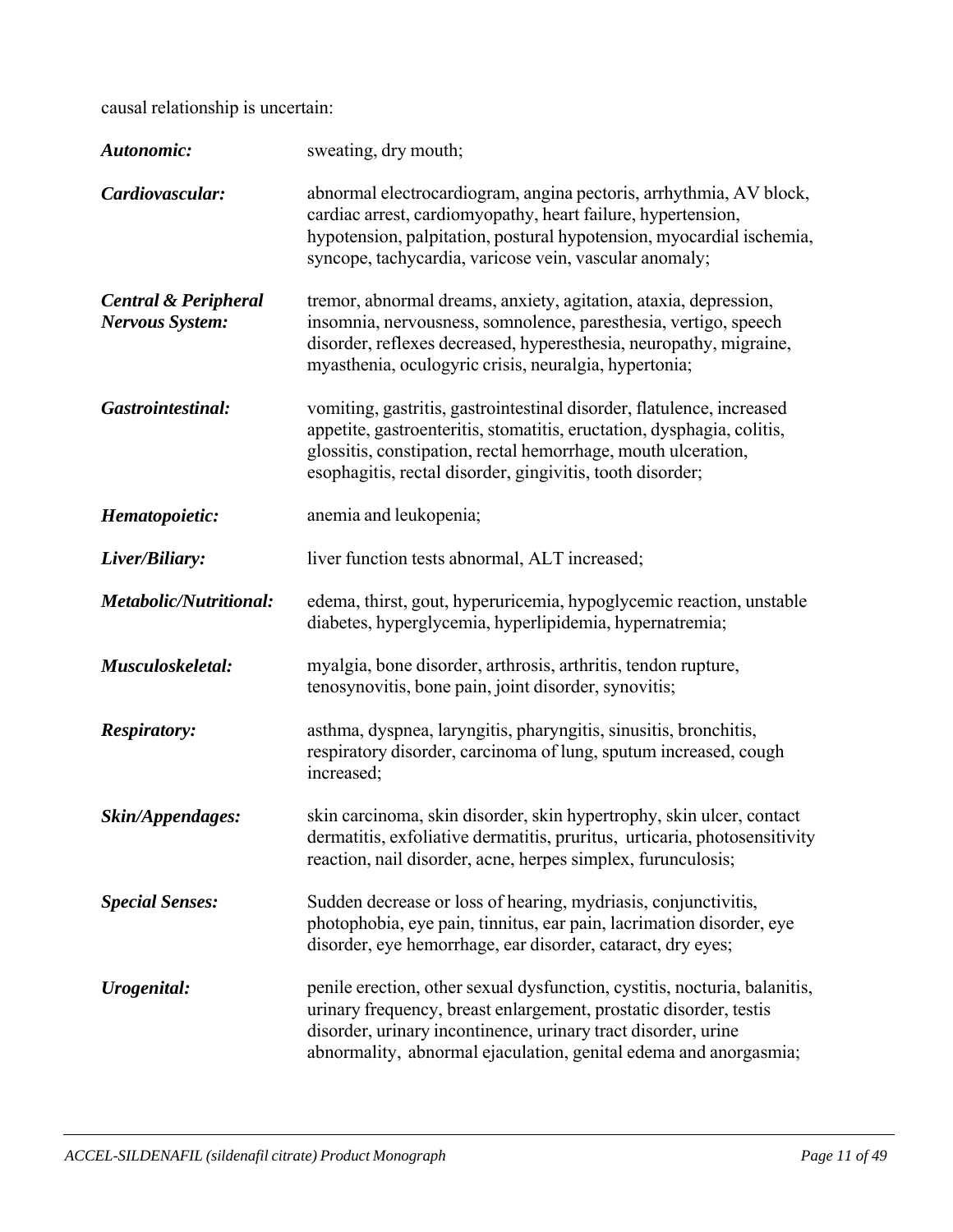causal relationship is uncertain:

| | |
|---|---|
| ***Autonomic:*** | sweating, dry mouth; |
| ***Cardiovascular:*** | abnormal electrocardiogram, angina pectoris, arrhythmia, AV block, cardiac arrest, cardiomyopathy, heart failure, hypertension, hypotension, palpitation, postural hypotension, myocardial ischemia, syncope, tachycardia, varicose vein, vascular anomaly; |
| ***Central & Peripheral Nervous System:*** | tremor, abnormal dreams, anxiety, agitation, ataxia, depression, insomnia, nervousness, somnolence, paresthesia, vertigo, speech disorder, reflexes decreased, hyperesthesia, neuropathy, migraine, myasthenia, oculogyric crisis, neuralgia, hypertonia; |
| ***Gastrointestinal:*** | vomiting, gastritis, gastrointestinal disorder, flatulence, increased appetite, gastroenteritis, stomatitis, eructation, dysphagia, colitis, glossitis, constipation, rectal hemorrhage, mouth ulceration, esophagitis, rectal disorder, gingivitis, tooth disorder; |
| ***Hematopoietic:*** | anemia and leukopenia; |
| ***Liver/Biliary:*** | liver function tests abnormal, ALT increased; |
| ***Metabolic/Nutritional:*** | edema, thirst, gout, hyperuricemia, hypoglycemic reaction, unstable diabetes, hyperglycemia, hyperlipidemia, hypernatremia; |
| ***Musculoskeletal:*** | myalgia, bone disorder, arthrosis, arthritis, tendon rupture, tenosynovitis, bone pain, joint disorder, synovitis; |
| ***Respiratory:*** | asthma, dyspnea, laryngitis, pharyngitis, sinusitis, bronchitis, respiratory disorder, carcinoma of lung, sputum increased, cough increased; |
| ***Skin/Appendages:*** | skin carcinoma, skin disorder, skin hypertrophy, skin ulcer, contact dermatitis, exfoliative dermatitis, pruritus, urticaria, photosensitivity reaction, nail disorder, acne, herpes simplex, furunculosis; |
| ***Special Senses:*** | Sudden decrease or loss of hearing, mydriasis, conjunctivitis, photophobia, eye pain, tinnitus, ear pain, lacrimation disorder, eye disorder, eye hemorrhage, ear disorder, cataract, dry eyes; |
| ***Urogenital:*** | penile erection, other sexual dysfunction, cystitis, nocturia, balanitis, urinary frequency, breast enlargement, prostatic disorder, testis disorder, urinary incontinence, urinary tract disorder, urine abnormality, abnormal ejaculation, genital edema and anorgasmia; |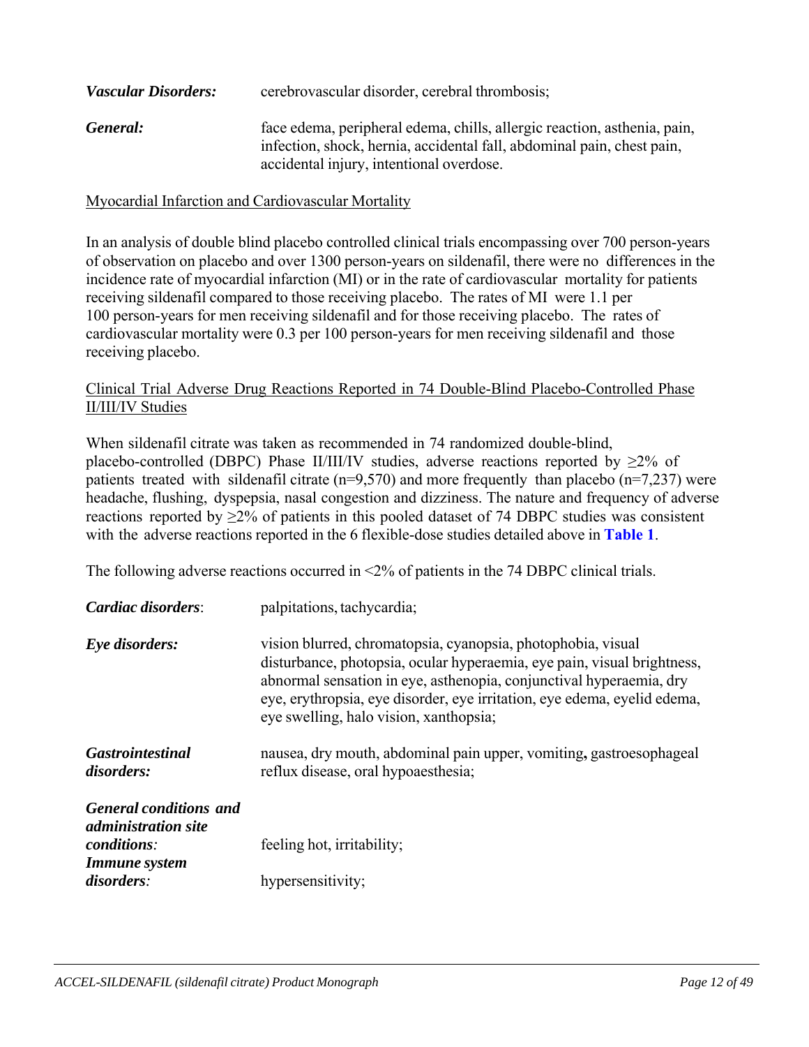| | |
|---|---|
| ***Vascular Disorders:*** | cerebrovascular disorder, cerebral thrombosis; |
| ***General:*** | face edema, peripheral edema, chills, allergic reaction, asthenia, pain, infection, shock, hernia, accidental fall, abdominal pain, chest pain, accidental injury, intentional overdose. |

<u>Myocardial Infarction and Cardiovascular Mortality</u>

In an analysis of double blind placebo controlled clinical trials encompassing over 700 person-years of observation on placebo and over 1300 person-years on sildenafil, there were no differences in the incidence rate of myocardial infarction (MI) or in the rate of cardiovascular mortality for patients receiving sildenafil compared to those receiving placebo. The rates of MI were 1.1 per 100 person-years for men receiving sildenafil and for those receiving placebo. The rates of cardiovascular mortality were 0.3 per 100 person-years for men receiving sildenafil and those receiving placebo.

<u>Clinical Trial Adverse Drug Reactions Reported in 74 Double-Blind Placebo-Controlled Phase II/III/IV Studies</u>

When sildenafil citrate was taken as recommended in 74 randomized double-blind, placebo-controlled (DBPC) Phase II/III/IV studies, adverse reactions reported by ≥2% of patients treated with sildenafil citrate (n=9,570) and more frequently than placebo (n=7,237) were headache, flushing, dyspepsia, nasal congestion and dizziness. The nature and frequency of adverse reactions reported by ≥2% of patients in this pooled dataset of 74 DBPC studies was consistent with the adverse reactions reported in the 6 flexible-dose studies detailed above in **Table 1**.

The following adverse reactions occurred in <2% of patients in the 74 DBPC clinical trials.

| | |
|---|---|
| ***Cardiac disorders*:** | palpitations, tachycardia; |
| ***Eye disorders:*** | vision blurred, chromatopsia, cyanopsia, photophobia, visual disturbance, photopsia, ocular hyperaemia, eye pain, visual brightness, abnormal sensation in eye, asthenopia, conjunctival hyperaemia, dry eye, erythropsia, eye disorder, eye irritation, eye edema, eyelid edema, eye swelling, halo vision, xanthopsia; |
| ***Gastrointestinal disorders:*** | nausea, dry mouth, abdominal pain upper, vomiting, gastroesophageal reflux disease, oral hypoaesthesia; |
| ***General conditions and administration site conditions:*** | feeling hot, irritability; |
| ***Immune system disorders:*** | hypersensitivity; |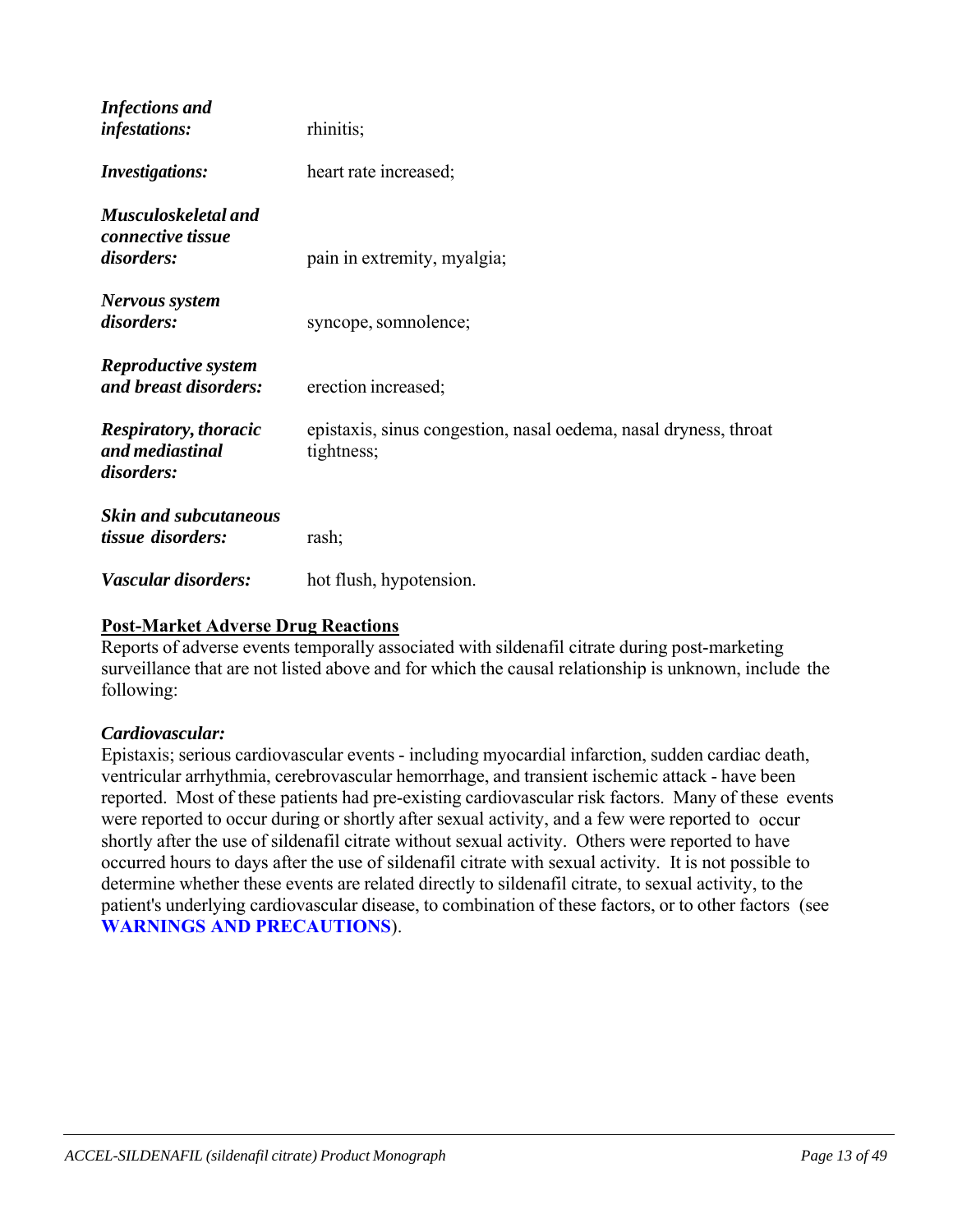| | |
|---|---|
| ***Infections and infestations:*** | rhinitis; |
| ***Investigations:*** | heart rate increased; |
| ***Musculoskeletal and connective tissue disorders:*** | pain in extremity, myalgia; |
| ***Nervous system disorders:*** | syncope, somnolence; |
| ***Reproductive system and breast disorders:*** | erection increased; |
| ***Respiratory, thoracic and mediastinal disorders:*** | epistaxis, sinus congestion, nasal oedema, nasal dryness, throat tightness; |
| ***Skin and subcutaneous tissue disorders:*** | rash; |
| ***Vascular disorders:*** | hot flush, hypotension. |

**Post-Market Adverse Drug Reactions**

Reports of adverse events temporally associated with sildenafil citrate during post-marketing surveillance that are not listed above and for which the causal relationship is unknown, include the following:

***Cardiovascular:***

Epistaxis; serious cardiovascular events - including myocardial infarction, sudden cardiac death, ventricular arrhythmia, cerebrovascular hemorrhage, and transient ischemic attack - have been reported. Most of these patients had pre-existing cardiovascular risk factors. Many of these events were reported to occur during or shortly after sexual activity, and a few were reported to occur shortly after the use of sildenafil citrate without sexual activity. Others were reported to have occurred hours to days after the use of sildenafil citrate with sexual activity. It is not possible to determine whether these events are related directly to sildenafil citrate, to sexual activity, to the patient's underlying cardiovascular disease, to combination of these factors, or to other factors (see **WARNINGS AND PRECAUTIONS**).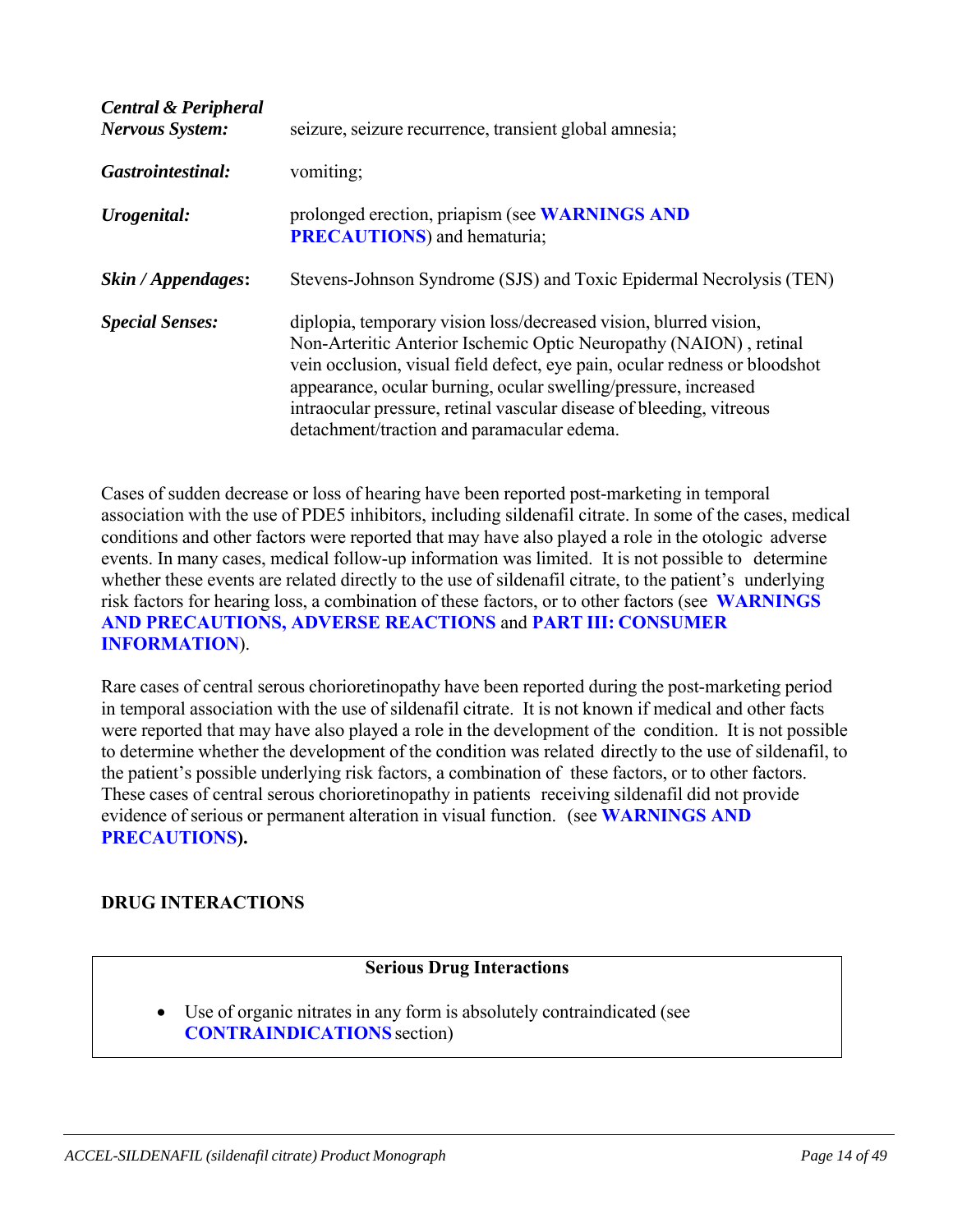| | |
|---|---|
| ***Central & Peripheral Nervous System:*** | seizure, seizure recurrence, transient global amnesia; |
| ***Gastrointestinal:*** | vomiting; |
| ***Urogenital:*** | prolonged erection, priapism (see **WARNINGS AND PRECAUTIONS**) and hematuria; |
| ***Skin / Appendages*:** | Stevens-Johnson Syndrome (SJS) and Toxic Epidermal Necrolysis (TEN) |
| ***Special Senses:*** | diplopia, temporary vision loss/decreased vision, blurred vision, Non-Arteritic Anterior Ischemic Optic Neuropathy (NAION) , retinal vein occlusion, visual field defect, eye pain, ocular redness or bloodshot appearance, ocular burning, ocular swelling/pressure, increased intraocular pressure, retinal vascular disease of bleeding, vitreous detachment/traction and paramacular edema. |

Cases of sudden decrease or loss of hearing have been reported post-marketing in temporal association with the use of PDE5 inhibitors, including sildenafil citrate. In some of the cases, medical conditions and other factors were reported that may have also played a role in the otologic adverse events. In many cases, medical follow-up information was limited. It is not possible to determine whether these events are related directly to the use of sildenafil citrate, to the patient's underlying risk factors for hearing loss, a combination of these factors, or to other factors (see **WARNINGS AND PRECAUTIONS, ADVERSE REACTIONS** and **PART III: CONSUMER INFORMATION**).

Rare cases of central serous chorioretinopathy have been reported during the post-marketing period in temporal association with the use of sildenafil citrate. It is not known if medical and other facts were reported that may have also played a role in the development of the condition. It is not possible to determine whether the development of the condition was related directly to the use of sildenafil, to the patient's possible underlying risk factors, a combination of these factors, or to other factors. These cases of central serous chorioretinopathy in patients receiving sildenafil did not provide evidence of serious or permanent alteration in visual function. (see **WARNINGS AND PRECAUTIONS).**

## DRUG INTERACTIONS

| **Serious Drug Interactions** |
|---|
| • Use of organic nitrates in any form is absolutely contraindicated (see **CONTRAINDICATIONS** section) |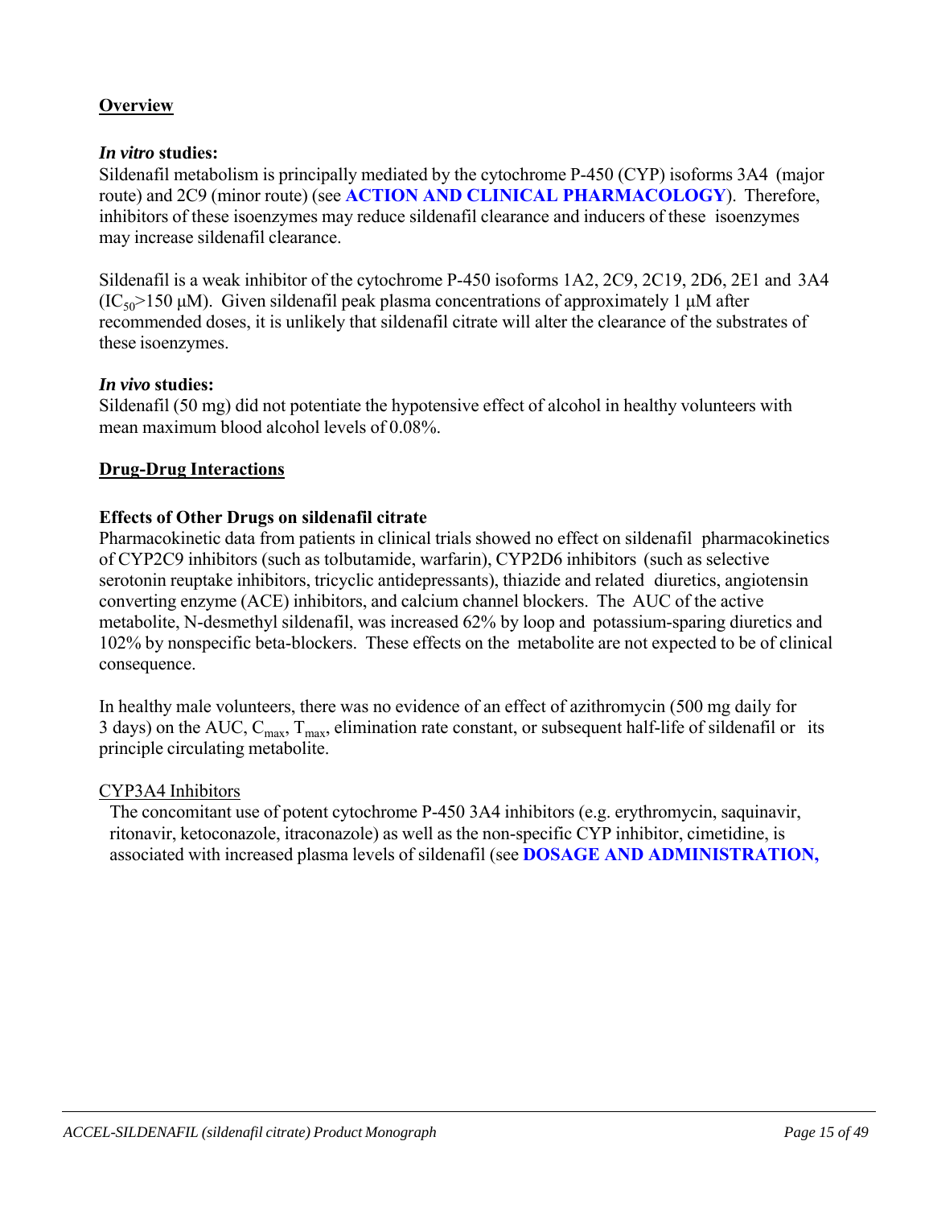**Overview**

***In vitro* studies:**

Sildenafil metabolism is principally mediated by the cytochrome P-450 (CYP) isoforms 3A4 (major route) and 2C9 (minor route) (see **ACTION AND CLINICAL PHARMACOLOGY**). Therefore, inhibitors of these isoenzymes may reduce sildenafil clearance and inducers of these isoenzymes may increase sildenafil clearance.

Sildenafil is a weak inhibitor of the cytochrome P-450 isoforms 1A2, 2C9, 2C19, 2D6, 2E1 and 3A4 ($IC_{50}$>150 μM). Given sildenafil peak plasma concentrations of approximately 1 μM after recommended doses, it is unlikely that sildenafil citrate will alter the clearance of the substrates of these isoenzymes.

***In vivo* studies:**

Sildenafil (50 mg) did not potentiate the hypotensive effect of alcohol in healthy volunteers with mean maximum blood alcohol levels of 0.08%.

**Drug-Drug Interactions**

**Effects of Other Drugs on sildenafil citrate**

Pharmacokinetic data from patients in clinical trials showed no effect on sildenafil pharmacokinetics of CYP2C9 inhibitors (such as tolbutamide, warfarin), CYP2D6 inhibitors (such as selective serotonin reuptake inhibitors, tricyclic antidepressants), thiazide and related diuretics, angiotensin converting enzyme (ACE) inhibitors, and calcium channel blockers. The AUC of the active metabolite, N-desmethyl sildenafil, was increased 62% by loop and potassium-sparing diuretics and 102% by nonspecific beta-blockers. These effects on the metabolite are not expected to be of clinical consequence.

In healthy male volunteers, there was no evidence of an effect of azithromycin (500 mg daily for 3 days) on the AUC, $C_{max}$, $T_{max}$, elimination rate constant, or subsequent half-life of sildenafil or its principle circulating metabolite.

CYP3A4 Inhibitors

The concomitant use of potent cytochrome P-450 3A4 inhibitors (e.g. erythromycin, saquinavir, ritonavir, ketoconazole, itraconazole) as well as the non-specific CYP inhibitor, cimetidine, is associated with increased plasma levels of sildenafil (see **DOSAGE AND ADMINISTRATION,**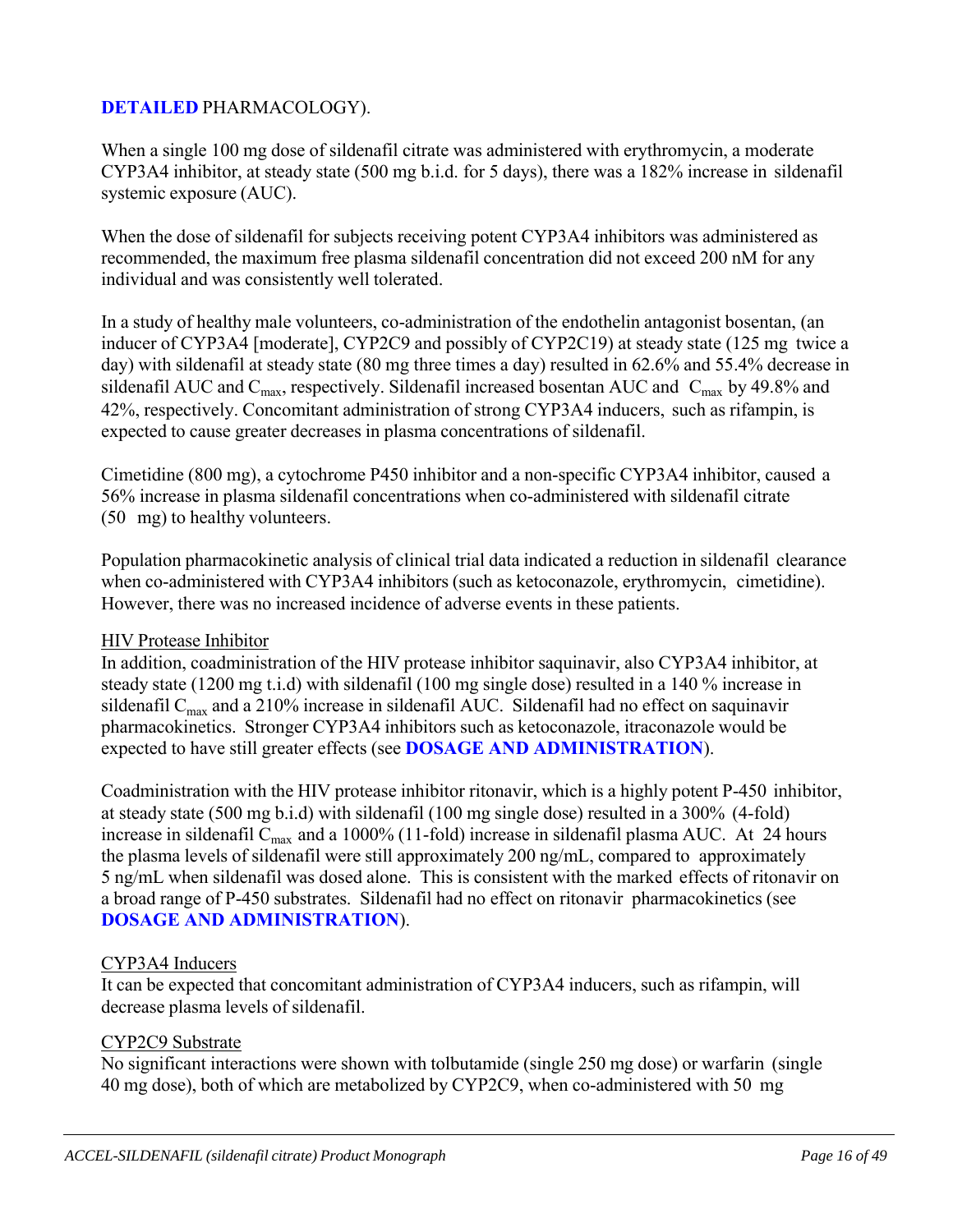**DETAILED** PHARMACOLOGY).

When a single 100 mg dose of sildenafil citrate was administered with erythromycin, a moderate CYP3A4 inhibitor, at steady state (500 mg b.i.d. for 5 days), there was a 182% increase in sildenafil systemic exposure (AUC).

When the dose of sildenafil for subjects receiving potent CYP3A4 inhibitors was administered as recommended, the maximum free plasma sildenafil concentration did not exceed 200 nM for any individual and was consistently well tolerated.

In a study of healthy male volunteers, co-administration of the endothelin antagonist bosentan, (an inducer of CYP3A4 [moderate], CYP2C9 and possibly of CYP2C19) at steady state (125 mg twice a day) with sildenafil at steady state (80 mg three times a day) resulted in 62.6% and 55.4% decrease in sildenafil AUC and $C_{max}$, respectively. Sildenafil increased bosentan AUC and $C_{max}$ by 49.8% and 42%, respectively. Concomitant administration of strong CYP3A4 inducers, such as rifampin, is expected to cause greater decreases in plasma concentrations of sildenafil.

Cimetidine (800 mg), a cytochrome P450 inhibitor and a non-specific CYP3A4 inhibitor, caused a 56% increase in plasma sildenafil concentrations when co-administered with sildenafil citrate (50 mg) to healthy volunteers.

Population pharmacokinetic analysis of clinical trial data indicated a reduction in sildenafil clearance when co-administered with CYP3A4 inhibitors (such as ketoconazole, erythromycin, cimetidine). However, there was no increased incidence of adverse events in these patients.

HIV Protease Inhibitor

In addition, coadministration of the HIV protease inhibitor saquinavir, also CYP3A4 inhibitor, at steady state (1200 mg t.i.d) with sildenafil (100 mg single dose) resulted in a 140 % increase in sildenafil $C_{max}$ and a 210% increase in sildenafil AUC. Sildenafil had no effect on saquinavir pharmacokinetics. Stronger CYP3A4 inhibitors such as ketoconazole, itraconazole would be expected to have still greater effects (see **DOSAGE AND ADMINISTRATION**).

Coadministration with the HIV protease inhibitor ritonavir, which is a highly potent P-450 inhibitor, at steady state (500 mg b.i.d) with sildenafil (100 mg single dose) resulted in a 300% (4-fold) increase in sildenafil $C_{max}$ and a 1000% (11-fold) increase in sildenafil plasma AUC. At 24 hours the plasma levels of sildenafil were still approximately 200 ng/mL, compared to approximately 5 ng/mL when sildenafil was dosed alone. This is consistent with the marked effects of ritonavir on a broad range of P-450 substrates. Sildenafil had no effect on ritonavir pharmacokinetics (see **DOSAGE AND ADMINISTRATION**).

CYP3A4 Inducers

It can be expected that concomitant administration of CYP3A4 inducers, such as rifampin, will decrease plasma levels of sildenafil.

CYP2C9 Substrate

No significant interactions were shown with tolbutamide (single 250 mg dose) or warfarin (single 40 mg dose), both of which are metabolized by CYP2C9, when co-administered with 50 mg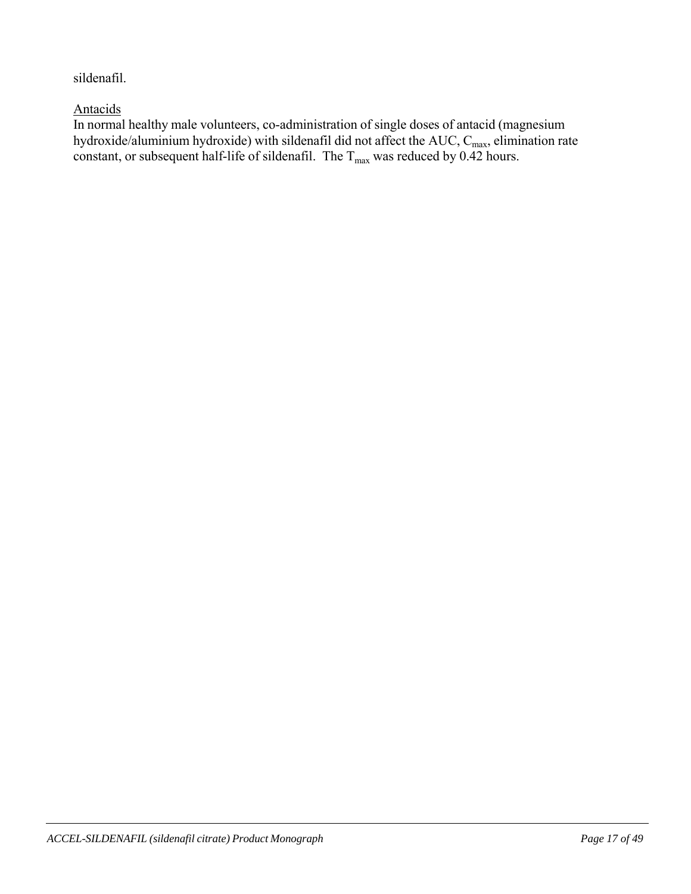sildenafil.

Antacids

In normal healthy male volunteers, co-administration of single doses of antacid (magnesium hydroxide/aluminium hydroxide) with sildenafil did not affect the AUC, $C_{max}$, elimination rate constant, or subsequent half-life of sildenafil. The $T_{max}$ was reduced by 0.42 hours.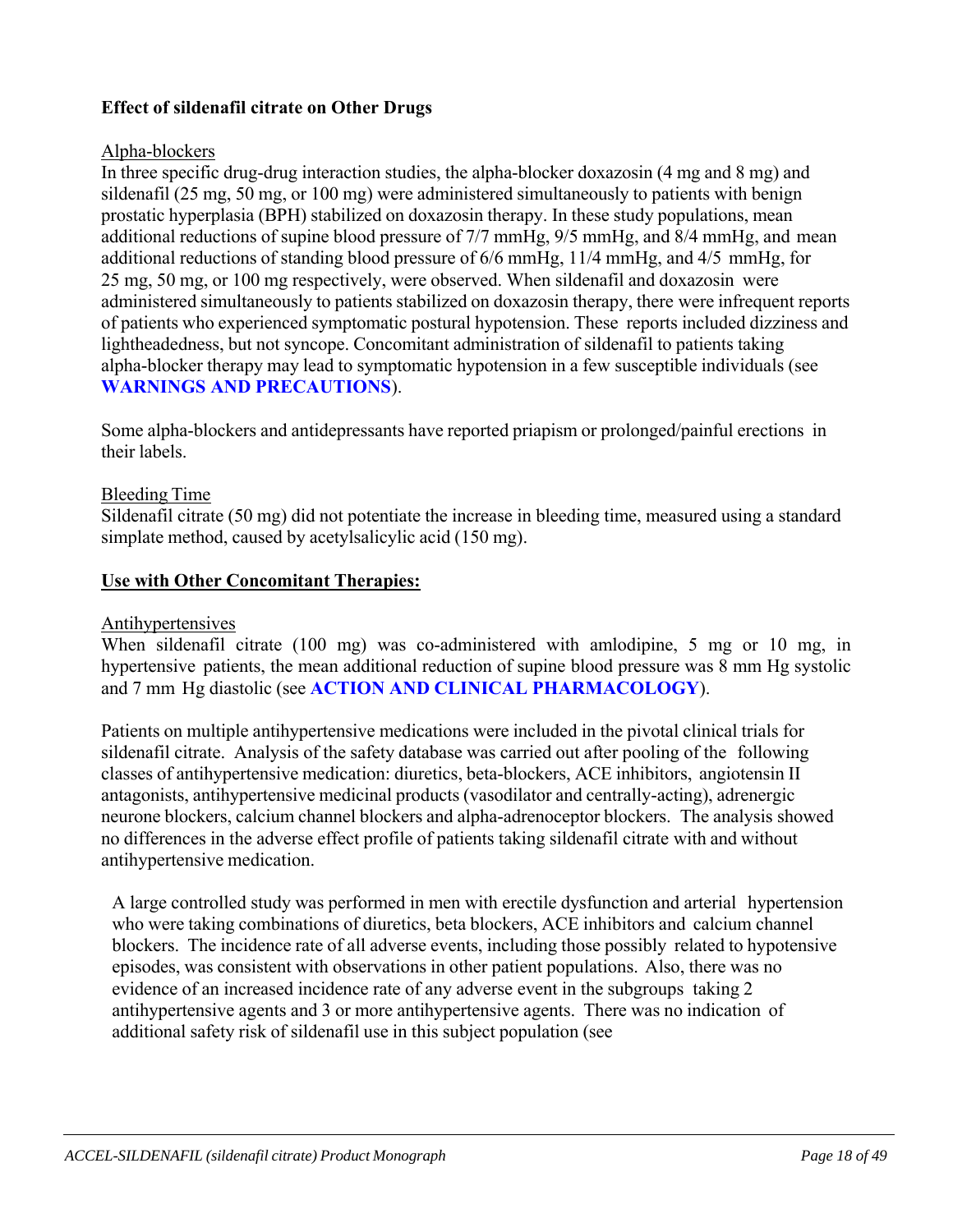**Effect of sildenafil citrate on Other Drugs**

Alpha-blockers

In three specific drug-drug interaction studies, the alpha-blocker doxazosin (4 mg and 8 mg) and sildenafil (25 mg, 50 mg, or 100 mg) were administered simultaneously to patients with benign prostatic hyperplasia (BPH) stabilized on doxazosin therapy. In these study populations, mean additional reductions of supine blood pressure of 7/7 mmHg, 9/5 mmHg, and 8/4 mmHg, and mean additional reductions of standing blood pressure of 6/6 mmHg, 11/4 mmHg, and 4/5 mmHg, for 25 mg, 50 mg, or 100 mg respectively, were observed. When sildenafil and doxazosin were administered simultaneously to patients stabilized on doxazosin therapy, there were infrequent reports of patients who experienced symptomatic postural hypotension. These reports included dizziness and lightheadedness, but not syncope. Concomitant administration of sildenafil to patients taking alpha-blocker therapy may lead to symptomatic hypotension in a few susceptible individuals (see **WARNINGS AND PRECAUTIONS**).

Some alpha-blockers and antidepressants have reported priapism or prolonged/painful erections in their labels.

Bleeding Time

Sildenafil citrate (50 mg) did not potentiate the increase in bleeding time, measured using a standard simplate method, caused by acetylsalicylic acid (150 mg).

**Use with Other Concomitant Therapies:**

Antihypertensives

When sildenafil citrate (100 mg) was co-administered with amlodipine, 5 mg or 10 mg, in hypertensive patients, the mean additional reduction of supine blood pressure was 8 mm Hg systolic and 7 mm Hg diastolic (see **ACTION AND CLINICAL PHARMACOLOGY**).

Patients on multiple antihypertensive medications were included in the pivotal clinical trials for sildenafil citrate. Analysis of the safety database was carried out after pooling of the following classes of antihypertensive medication: diuretics, beta-blockers, ACE inhibitors, angiotensin II antagonists, antihypertensive medicinal products (vasodilator and centrally-acting), adrenergic neurone blockers, calcium channel blockers and alpha-adrenoceptor blockers. The analysis showed no differences in the adverse effect profile of patients taking sildenafil citrate with and without antihypertensive medication.

A large controlled study was performed in men with erectile dysfunction and arterial hypertension who were taking combinations of diuretics, beta blockers, ACE inhibitors and calcium channel blockers. The incidence rate of all adverse events, including those possibly related to hypotensive episodes, was consistent with observations in other patient populations. Also, there was no evidence of an increased incidence rate of any adverse event in the subgroups taking 2 antihypertensive agents and 3 or more antihypertensive agents. There was no indication of additional safety risk of sildenafil use in this subject population (see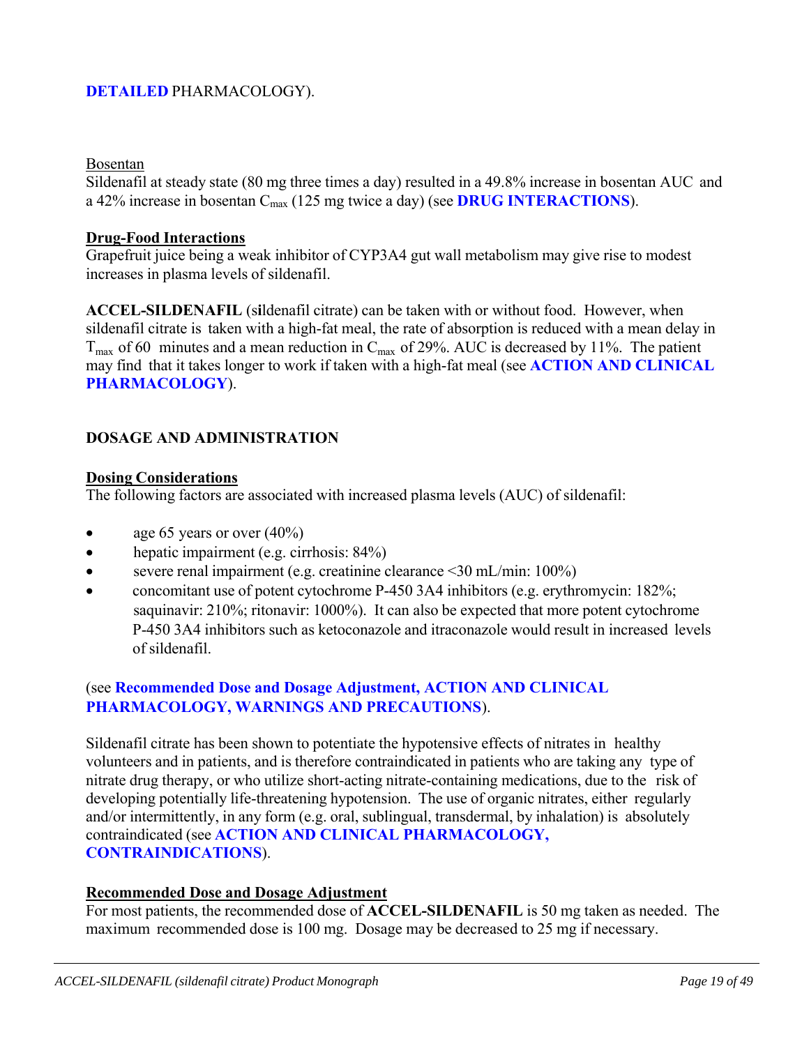**DETAILED** PHARMACOLOGY).

Bosentan

Sildenafil at steady state (80 mg three times a day) resulted in a 49.8% increase in bosentan AUC and a 42% increase in bosentan $C_{max}$ (125 mg twice a day) (see **DRUG INTERACTIONS**).

**Drug-Food Interactions**

Grapefruit juice being a weak inhibitor of CYP3A4 gut wall metabolism may give rise to modest increases in plasma levels of sildenafil.

**ACCEL-SILDENAFIL** (sildenafil citrate) can be taken with or without food. However, when sildenafil citrate is taken with a high-fat meal, the rate of absorption is reduced with a mean delay in $T_{max}$ of 60 minutes and a mean reduction in $C_{max}$ of 29%. AUC is decreased by 11%. The patient may find that it takes longer to work if taken with a high-fat meal (see **ACTION AND CLINICAL PHARMACOLOGY**).

## DOSAGE AND ADMINISTRATION

**Dosing Considerations**

The following factors are associated with increased plasma levels (AUC) of sildenafil:

- age 65 years or over (40%)
- hepatic impairment (e.g. cirrhosis: 84%)
- severe renal impairment (e.g. creatinine clearance <30 mL/min: 100%)
- concomitant use of potent cytochrome P-450 3A4 inhibitors (e.g. erythromycin: 182%; saquinavir: 210%; ritonavir: 1000%). It can also be expected that more potent cytochrome P-450 3A4 inhibitors such as ketoconazole and itraconazole would result in increased levels of sildenafil.

(see **Recommended Dose and Dosage Adjustment, ACTION AND CLINICAL PHARMACOLOGY, WARNINGS AND PRECAUTIONS**).

Sildenafil citrate has been shown to potentiate the hypotensive effects of nitrates in healthy volunteers and in patients, and is therefore contraindicated in patients who are taking any type of nitrate drug therapy, or who utilize short-acting nitrate-containing medications, due to the risk of developing potentially life-threatening hypotension. The use of organic nitrates, either regularly and/or intermittently, in any form (e.g. oral, sublingual, transdermal, by inhalation) is absolutely contraindicated (see **ACTION AND CLINICAL PHARMACOLOGY, CONTRAINDICATIONS**).

**Recommended Dose and Dosage Adjustment**

For most patients, the recommended dose of **ACCEL-SILDENAFIL** is 50 mg taken as needed. The maximum recommended dose is 100 mg. Dosage may be decreased to 25 mg if necessary.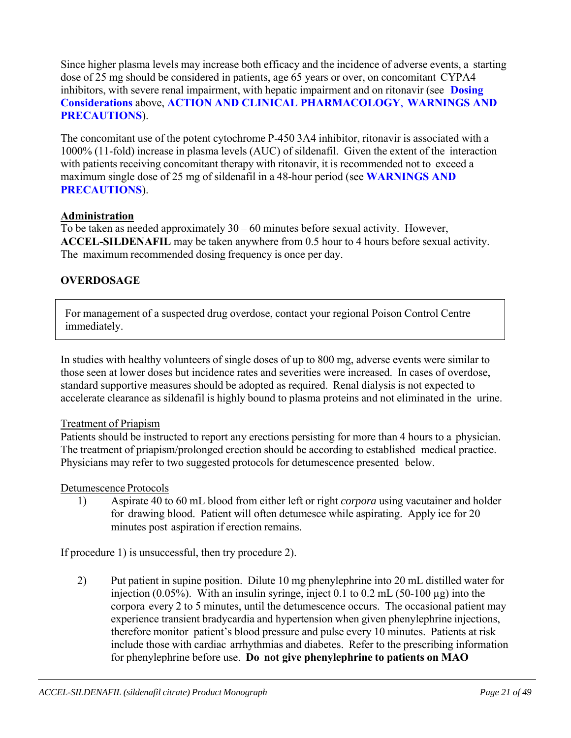Since higher plasma levels may increase both efficacy and the incidence of adverse events, a starting dose of 25 mg should be considered in patients, age 65 years or over, on concomitant CYPA4 inhibitors, with severe renal impairment, with hepatic impairment and on ritonavir (see **Dosing Considerations** above, **ACTION AND CLINICAL PHARMACOLOGY**, **WARNINGS AND PRECAUTIONS**).

The concomitant use of the potent cytochrome P-450 3A4 inhibitor, ritonavir is associated with a 1000% (11-fold) increase in plasma levels (AUC) of sildenafil. Given the extent of the interaction with patients receiving concomitant therapy with ritonavir, it is recommended not to exceed a maximum single dose of 25 mg of sildenafil in a 48-hour period (see **WARNINGS AND PRECAUTIONS**).

**Administration**

To be taken as needed approximately 30 – 60 minutes before sexual activity. However, **ACCEL-SILDENAFIL** may be taken anywhere from 0.5 hour to 4 hours before sexual activity. The maximum recommended dosing frequency is once per day.

## OVERDOSAGE

For management of a suspected drug overdose, contact your regional Poison Control Centre immediately.

In studies with healthy volunteers of single doses of up to 800 mg, adverse events were similar to those seen at lower doses but incidence rates and severities were increased. In cases of overdose, standard supportive measures should be adopted as required. Renal dialysis is not expected to accelerate clearance as sildenafil is highly bound to plasma proteins and not eliminated in the urine.

Treatment of Priapism

Patients should be instructed to report any erections persisting for more than 4 hours to a physician. The treatment of priapism/prolonged erection should be according to established medical practice. Physicians may refer to two suggested protocols for detumescence presented below.

Detumescence Protocols

1) Aspirate 40 to 60 mL blood from either left or right *corpora* using vacutainer and holder for drawing blood. Patient will often detumesce while aspirating. Apply ice for 20 minutes post aspiration if erection remains.

If procedure 1) is unsuccessful, then try procedure 2).

2) Put patient in supine position. Dilute 10 mg phenylephrine into 20 mL distilled water for injection (0.05%). With an insulin syringe, inject 0.1 to 0.2 mL (50-100 µg) into the corpora every 2 to 5 minutes, until the detumescence occurs. The occasional patient may experience transient bradycardia and hypertension when given phenylephrine injections, therefore monitor patient's blood pressure and pulse every 10 minutes. Patients at risk include those with cardiac arrhythmias and diabetes. Refer to the prescribing information for phenylephrine before use. **Do not give phenylephrine to patients on MAO**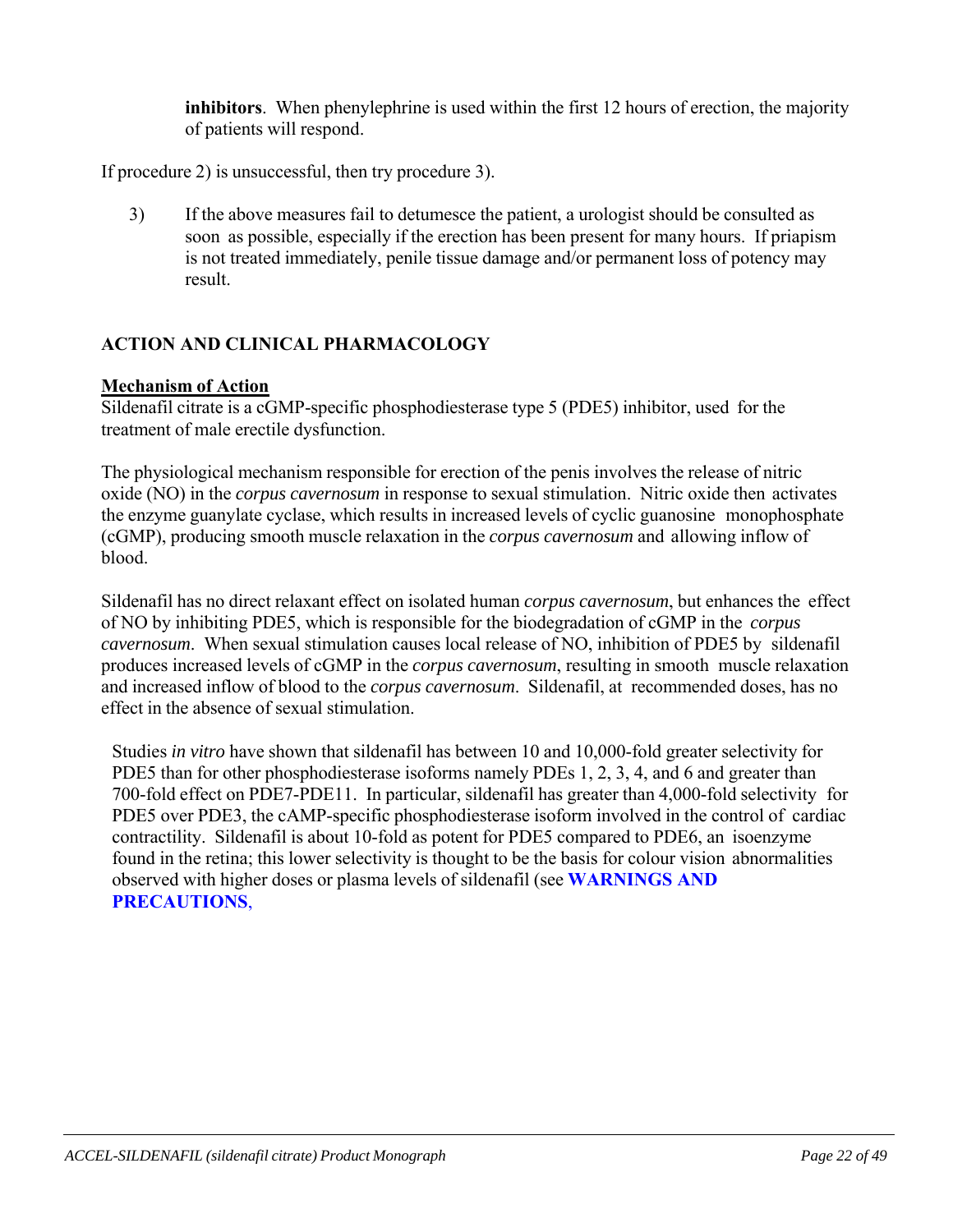**inhibitors**. When phenylephrine is used within the first 12 hours of erection, the majority of patients will respond.

If procedure 2) is unsuccessful, then try procedure 3).

3) If the above measures fail to detumesce the patient, a urologist should be consulted as soon as possible, especially if the erection has been present for many hours. If priapism is not treated immediately, penile tissue damage and/or permanent loss of potency may result.

## ACTION AND CLINICAL PHARMACOLOGY

### Mechanism of Action

Sildenafil citrate is a cGMP-specific phosphodiesterase type 5 (PDE5) inhibitor, used for the treatment of male erectile dysfunction.

The physiological mechanism responsible for erection of the penis involves the release of nitric oxide (NO) in the *corpus cavernosum* in response to sexual stimulation. Nitric oxide then activates the enzyme guanylate cyclase, which results in increased levels of cyclic guanosine monophosphate (cGMP), producing smooth muscle relaxation in the *corpus cavernosum* and allowing inflow of blood.

Sildenafil has no direct relaxant effect on isolated human *corpus cavernosum*, but enhances the effect of NO by inhibiting PDE5, which is responsible for the biodegradation of cGMP in the *corpus cavernosum*. When sexual stimulation causes local release of NO, inhibition of PDE5 by sildenafil produces increased levels of cGMP in the *corpus cavernosum*, resulting in smooth muscle relaxation and increased inflow of blood to the *corpus cavernosum*. Sildenafil, at recommended doses, has no effect in the absence of sexual stimulation.

Studies *in vitro* have shown that sildenafil has between 10 and 10,000-fold greater selectivity for PDE5 than for other phosphodiesterase isoforms namely PDEs 1, 2, 3, 4, and 6 and greater than 700-fold effect on PDE7-PDE11. In particular, sildenafil has greater than 4,000-fold selectivity for PDE5 over PDE3, the cAMP-specific phosphodiesterase isoform involved in the control of cardiac contractility. Sildenafil is about 10-fold as potent for PDE5 compared to PDE6, an isoenzyme found in the retina; this lower selectivity is thought to be the basis for colour vision abnormalities observed with higher doses or plasma levels of sildenafil (see **WARNINGS AND PRECAUTIONS**,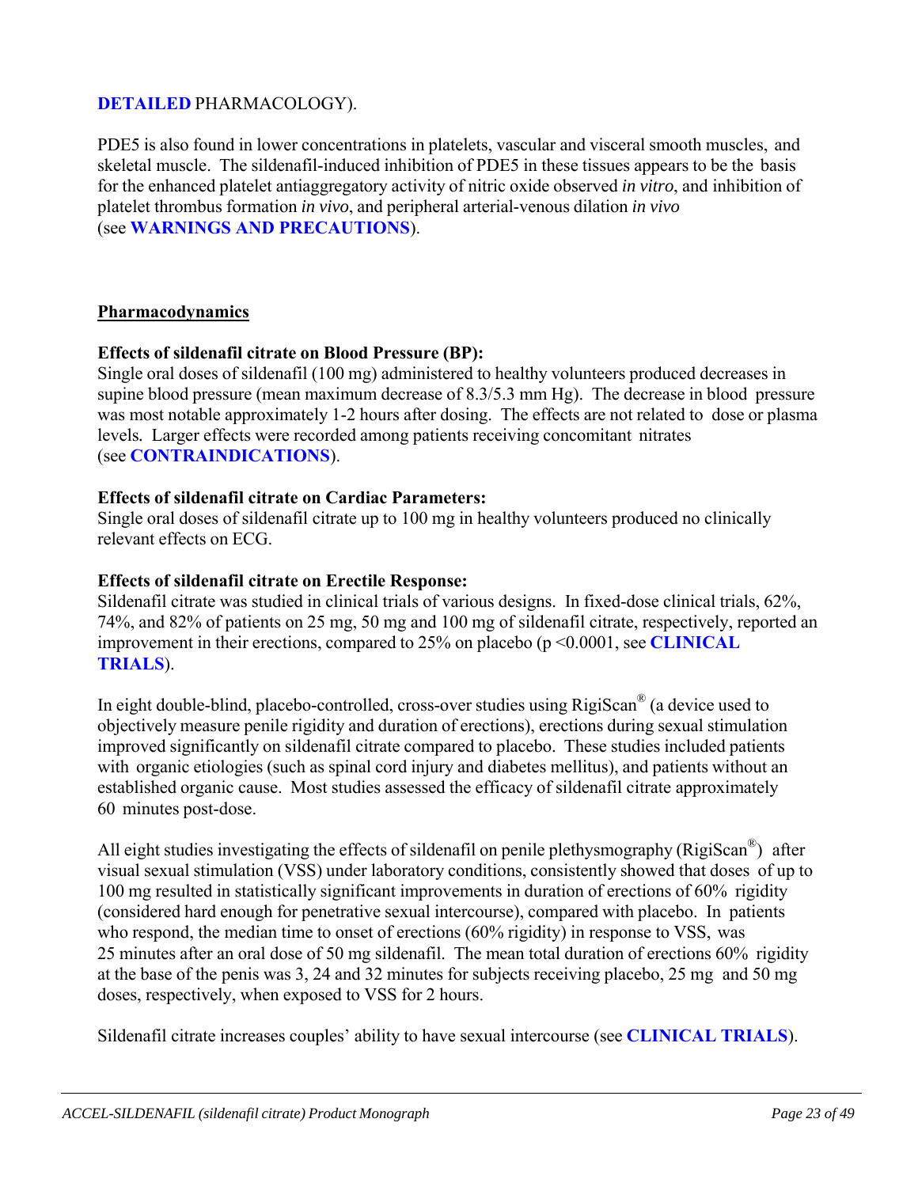**DETAILED** PHARMACOLOGY).

PDE5 is also found in lower concentrations in platelets, vascular and visceral smooth muscles, and skeletal muscle. The sildenafil-induced inhibition of PDE5 in these tissues appears to be the basis for the enhanced platelet antiaggregatory activity of nitric oxide observed *in vitro*, and inhibition of platelet thrombus formation *in vivo*, and peripheral arterial-venous dilation *in vivo* (see **WARNINGS AND PRECAUTIONS**).

## Pharmacodynamics

**Effects of sildenafil citrate on Blood Pressure (BP):**
Single oral doses of sildenafil (100 mg) administered to healthy volunteers produced decreases in supine blood pressure (mean maximum decrease of 8.3/5.3 mm Hg). The decrease in blood pressure was most notable approximately 1-2 hours after dosing. The effects are not related to dose or plasma levels. Larger effects were recorded among patients receiving concomitant nitrates (see **CONTRAINDICATIONS**).

**Effects of sildenafil citrate on Cardiac Parameters:**
Single oral doses of sildenafil citrate up to 100 mg in healthy volunteers produced no clinically relevant effects on ECG.

**Effects of sildenafil citrate on Erectile Response:**
Sildenafil citrate was studied in clinical trials of various designs. In fixed-dose clinical trials, 62%, 74%, and 82% of patients on 25 mg, 50 mg and 100 mg of sildenafil citrate, respectively, reported an improvement in their erections, compared to 25% on placebo ($p < 0.0001$, see **CLINICAL TRIALS**).

In eight double-blind, placebo-controlled, cross-over studies using RigiScan® (a device used to objectively measure penile rigidity and duration of erections), erections during sexual stimulation improved significantly on sildenafil citrate compared to placebo. These studies included patients with organic etiologies (such as spinal cord injury and diabetes mellitus), and patients without an established organic cause. Most studies assessed the efficacy of sildenafil citrate approximately 60 minutes post-dose.

All eight studies investigating the effects of sildenafil on penile plethysmography (RigiScan®) after visual sexual stimulation (VSS) under laboratory conditions, consistently showed that doses of up to 100 mg resulted in statistically significant improvements in duration of erections of 60% rigidity (considered hard enough for penetrative sexual intercourse), compared with placebo. In patients who respond, the median time to onset of erections (60% rigidity) in response to VSS, was 25 minutes after an oral dose of 50 mg sildenafil. The mean total duration of erections 60% rigidity at the base of the penis was 3, 24 and 32 minutes for subjects receiving placebo, 25 mg and 50 mg doses, respectively, when exposed to VSS for 2 hours.

Sildenafil citrate increases couples' ability to have sexual intercourse (see **CLINICAL TRIALS**).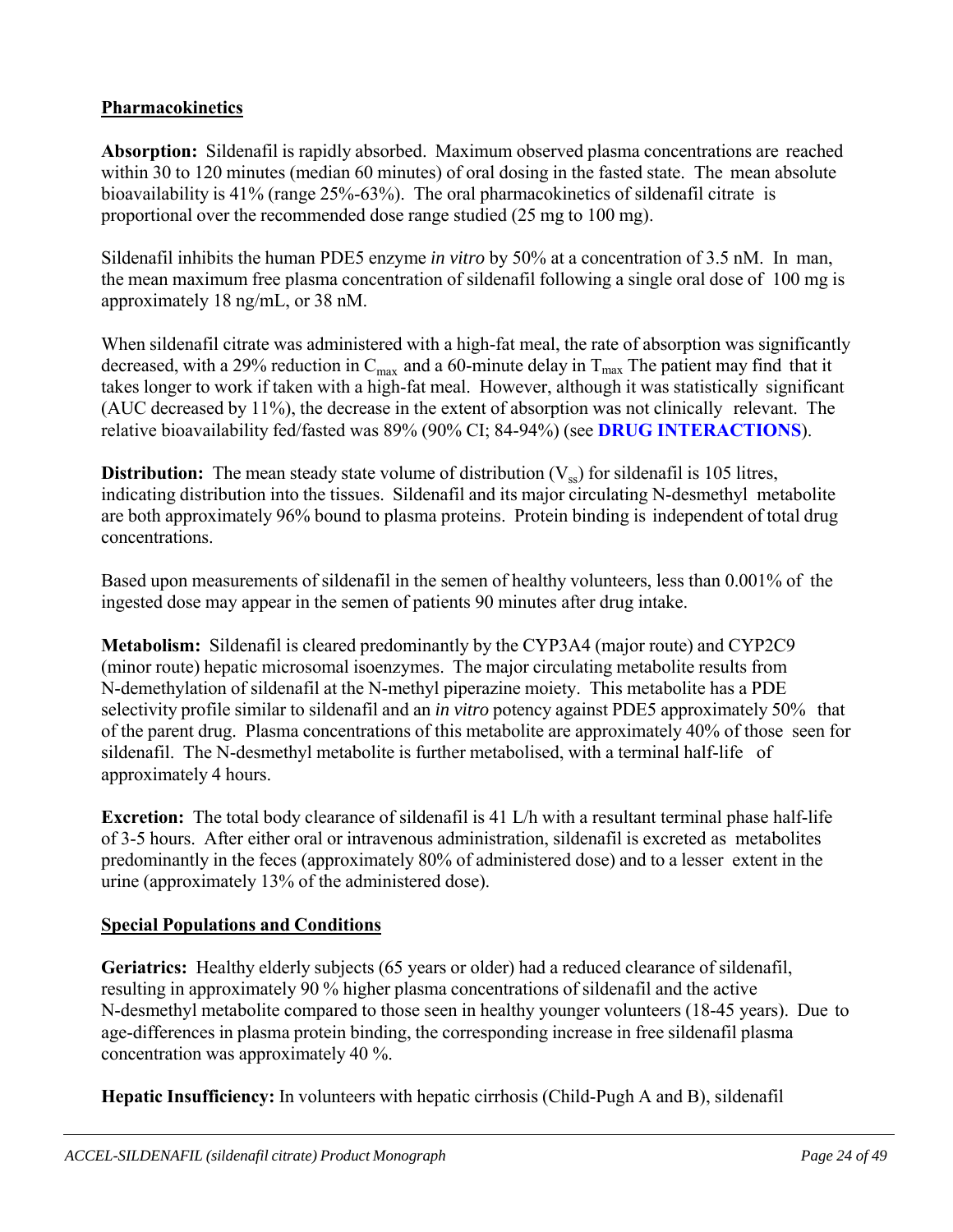**Pharmacokinetics**

**Absorption:** Sildenafil is rapidly absorbed. Maximum observed plasma concentrations are reached within 30 to 120 minutes (median 60 minutes) of oral dosing in the fasted state. The mean absolute bioavailability is 41% (range 25%-63%). The oral pharmacokinetics of sildenafil citrate is proportional over the recommended dose range studied (25 mg to 100 mg).

Sildenafil inhibits the human PDE5 enzyme *in vitro* by 50% at a concentration of 3.5 nM. In man, the mean maximum free plasma concentration of sildenafil following a single oral dose of 100 mg is approximately 18 ng/mL, or 38 nM.

When sildenafil citrate was administered with a high-fat meal, the rate of absorption was significantly decreased, with a 29% reduction in $C_{max}$ and a 60-minute delay in $T_{max}$ The patient may find that it takes longer to work if taken with a high-fat meal. However, although it was statistically significant (AUC decreased by 11%), the decrease in the extent of absorption was not clinically relevant. The relative bioavailability fed/fasted was 89% (90% CI; 84-94%) (see **DRUG INTERACTIONS**).

**Distribution:** The mean steady state volume of distribution ($V_{ss}$) for sildenafil is 105 litres, indicating distribution into the tissues. Sildenafil and its major circulating N-desmethyl metabolite are both approximately 96% bound to plasma proteins. Protein binding is independent of total drug concentrations.

Based upon measurements of sildenafil in the semen of healthy volunteers, less than 0.001% of the ingested dose may appear in the semen of patients 90 minutes after drug intake.

**Metabolism:** Sildenafil is cleared predominantly by the CYP3A4 (major route) and CYP2C9 (minor route) hepatic microsomal isoenzymes. The major circulating metabolite results from N-demethylation of sildenafil at the N-methyl piperazine moiety. This metabolite has a PDE selectivity profile similar to sildenafil and an *in vitro* potency against PDE5 approximately 50% that of the parent drug. Plasma concentrations of this metabolite are approximately 40% of those seen for sildenafil. The N-desmethyl metabolite is further metabolised, with a terminal half-life of approximately 4 hours.

**Excretion:** The total body clearance of sildenafil is 41 L/h with a resultant terminal phase half-life of 3-5 hours. After either oral or intravenous administration, sildenafil is excreted as metabolites predominantly in the feces (approximately 80% of administered dose) and to a lesser extent in the urine (approximately 13% of the administered dose).

**Special Populations and Conditions**

**Geriatrics:** Healthy elderly subjects (65 years or older) had a reduced clearance of sildenafil, resulting in approximately 90 % higher plasma concentrations of sildenafil and the active N-desmethyl metabolite compared to those seen in healthy younger volunteers (18-45 years). Due to age-differences in plasma protein binding, the corresponding increase in free sildenafil plasma concentration was approximately 40 %.

**Hepatic Insufficiency:** In volunteers with hepatic cirrhosis (Child-Pugh A and B), sildenafil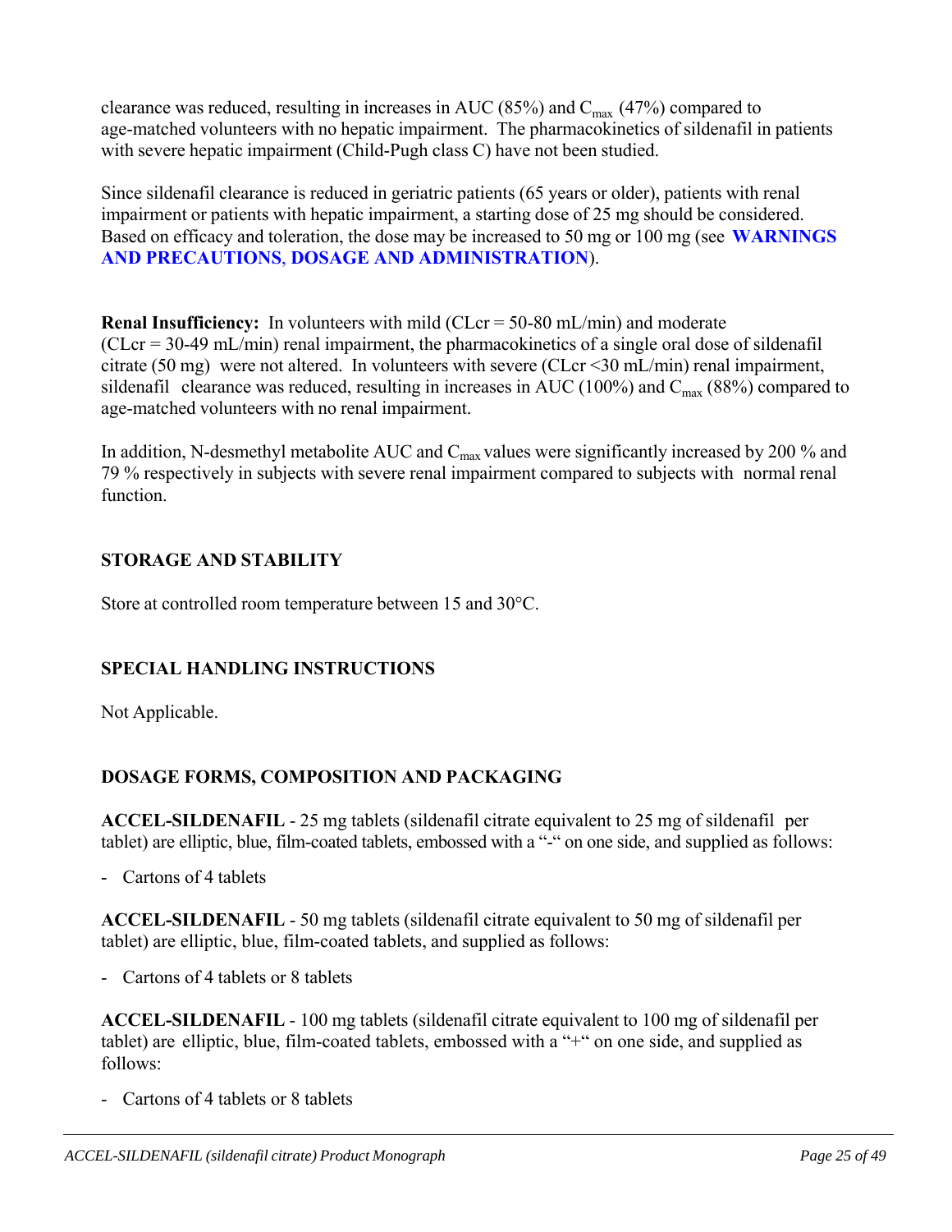clearance was reduced, resulting in increases in AUC (85%) and $C_{max}$ (47%) compared to age-matched volunteers with no hepatic impairment. The pharmacokinetics of sildenafil in patients with severe hepatic impairment (Child-Pugh class C) have not been studied.

Since sildenafil clearance is reduced in geriatric patients (65 years or older), patients with renal impairment or patients with hepatic impairment, a starting dose of 25 mg should be considered. Based on efficacy and toleration, the dose may be increased to 50 mg or 100 mg (see **WARNINGS AND PRECAUTIONS**, **DOSAGE AND ADMINISTRATION**).

**Renal Insufficiency:** In volunteers with mild (CLcr = 50-80 mL/min) and moderate (CLcr = 30-49 mL/min) renal impairment, the pharmacokinetics of a single oral dose of sildenafil citrate (50 mg) were not altered. In volunteers with severe (CLcr <30 mL/min) renal impairment, sildenafil clearance was reduced, resulting in increases in AUC (100%) and $C_{max}$ (88%) compared to age-matched volunteers with no renal impairment.

In addition, N-desmethyl metabolite AUC and $C_{max}$ values were significantly increased by 200 % and 79 % respectively in subjects with severe renal impairment compared to subjects with normal renal function.

## STORAGE AND STABILITY

Store at controlled room temperature between 15 and 30°C.

## SPECIAL HANDLING INSTRUCTIONS

Not Applicable.

## DOSAGE FORMS, COMPOSITION AND PACKAGING

**ACCEL-SILDENAFIL** - 25 mg tablets (sildenafil citrate equivalent to 25 mg of sildenafil per tablet) are elliptic, blue, film-coated tablets, embossed with a "-" on one side, and supplied as follows:

- Cartons of 4 tablets

**ACCEL-SILDENAFIL** - 50 mg tablets (sildenafil citrate equivalent to 50 mg of sildenafil per tablet) are elliptic, blue, film-coated tablets, and supplied as follows:

- Cartons of 4 tablets or 8 tablets

**ACCEL-SILDENAFIL** - 100 mg tablets (sildenafil citrate equivalent to 100 mg of sildenafil per tablet) are elliptic, blue, film-coated tablets, embossed with a "+" on one side, and supplied as follows:

- Cartons of 4 tablets or 8 tablets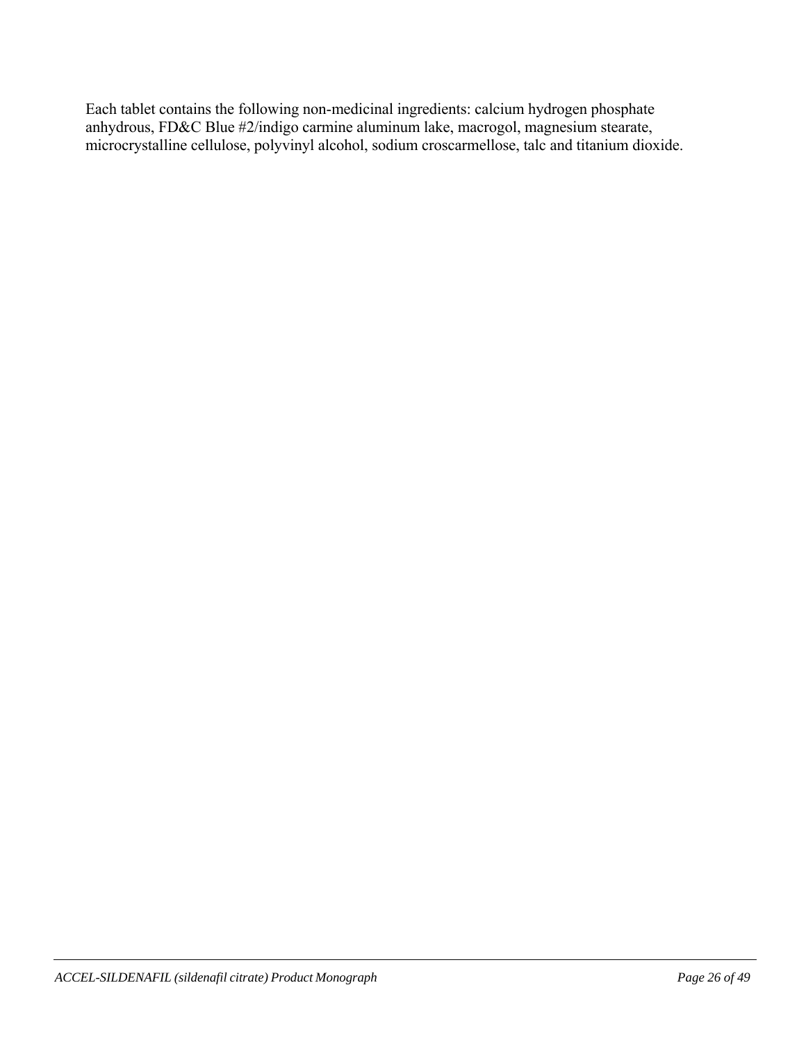Each tablet contains the following non-medicinal ingredients: calcium hydrogen phosphate anhydrous, FD&C Blue #2/indigo carmine aluminum lake, macrogol, magnesium stearate, microcrystalline cellulose, polyvinyl alcohol, sodium croscarmellose, talc and titanium dioxide.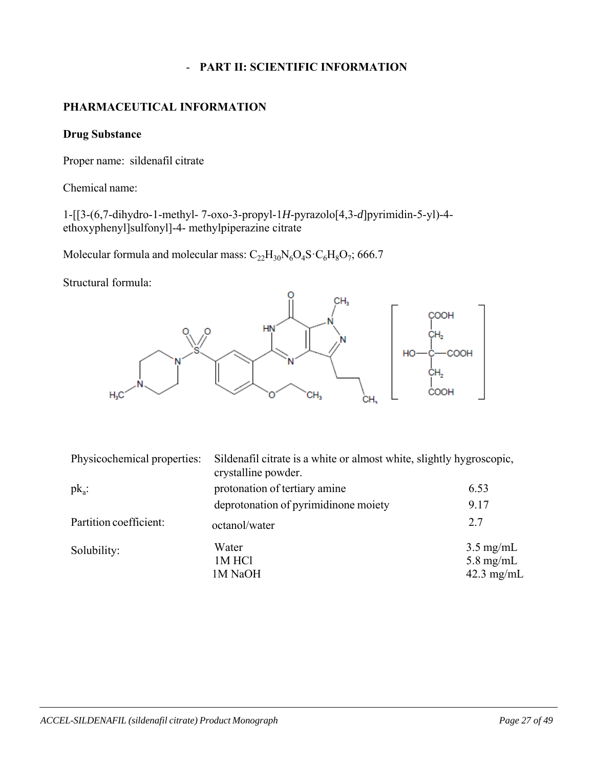# PART II: SCIENTIFIC INFORMATION

## PHARMACEUTICAL INFORMATION

### Drug Substance

Proper name: sildenafil citrate

Chemical name:

1-[[3-(6,7-dihydro-1-methyl- 7-oxo-3-propyl-1*H*-pyrazolo[4,3-*d*]pyrimidin-5-yl)-4-ethoxyphenyl]sulfonyl]-4- methylpiperazine citrate

Molecular formula and molecular mass: $C_{22}H_{30}N_6O_4S \cdot C_6H_8O_7$; 666.7

Structural formula:

| | | |
|---|---|---|
| Physicochemical properties: | Sildenafil citrate is a white or almost white, slightly hygroscopic, crystalline powder. | |
| $pk_a$: | protonation of tertiary amine | 6.53 |
| | deprotonation of pyrimidinone moiety | 9.17 |
| Partition coefficient: | octanol/water | 2.7 |
| Solubility: | Water | 3.5 mg/mL |
| | 1M HCl | 5.8 mg/mL |
| | 1M NaOH | 42.3 mg/mL |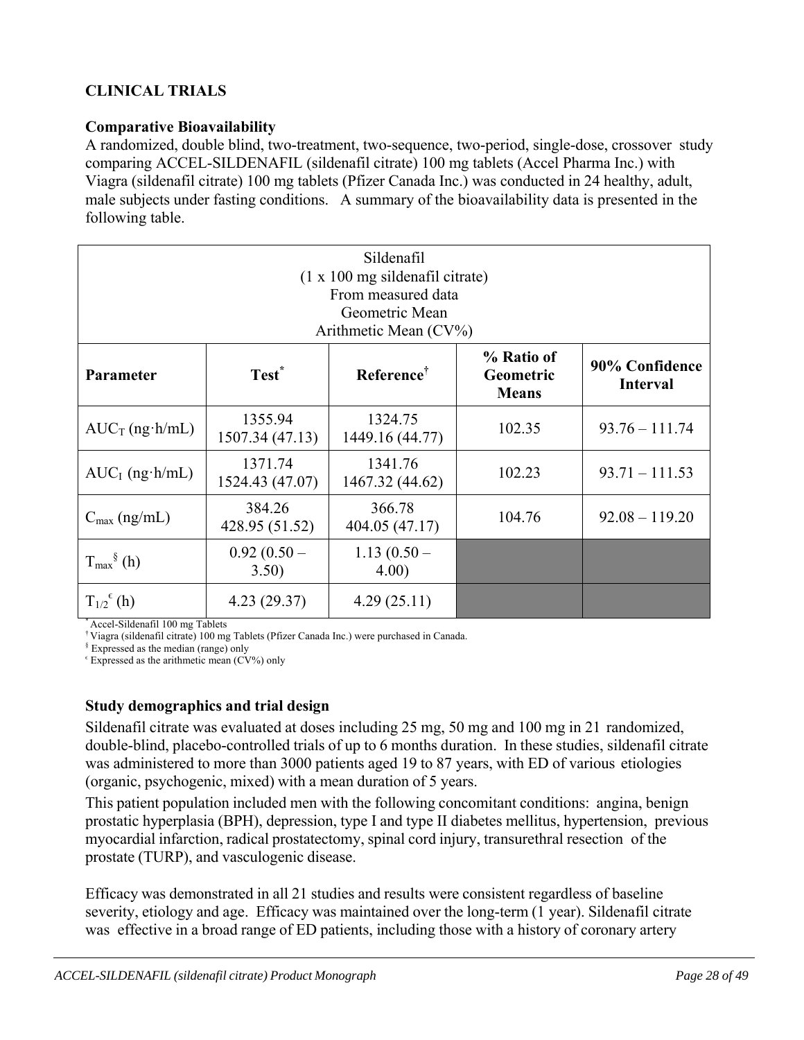## CLINICAL TRIALS

### Comparative Bioavailability

A randomized, double blind, two-treatment, two-sequence, two-period, single-dose, crossover study comparing ACCEL-SILDENAFIL (sildenafil citrate) 100 mg tablets (Accel Pharma Inc.) with Viagra (sildenafil citrate) 100 mg tablets (Pfizer Canada Inc.) was conducted in 24 healthy, adult, male subjects under fasting conditions. A summary of the bioavailability data is presented in the following table.

| Sildenafil<br>(1 x 100 mg sildenafil citrate)<br>From measured data<br>Geometric Mean<br>Arithmetic Mean (CV%) | | | | |
|---|---|---|---|---|
| **Parameter** | **Test*** | **Reference†** | **% Ratio of Geometric Means** | **90% Confidence Interval** |
| $AUC_T$ (ng·h/mL) | 1355.94<br>1507.34 (47.13) | 1324.75<br>1449.16 (44.77) | 102.35 | 93.76 – 111.74 |
| $AUC_I$ (ng·h/mL) | 1371.74<br>1524.43 (47.07) | 1341.76<br>1467.32 (44.62) | 102.23 | 93.71 – 111.53 |
| $C_{max}$ (ng/mL) | 384.26<br>428.95 (51.52) | 366.78<br>404.05 (47.17) | 104.76 | 92.08 – 119.20 |
| $T_{max}$§ (h) | 0.92 (0.50 – 3.50) | 1.13 (0.50 – 4.00) | | |
| $T_{1/2}$€ (h) | 4.23 (29.37) | 4.29 (25.11) | | |

\* Accel-Sildenafil 100 mg Tablets
† Viagra (sildenafil citrate) 100 mg Tablets (Pfizer Canada Inc.) were purchased in Canada.
§ Expressed as the median (range) only
€ Expressed as the arithmetic mean (CV%) only

### Study demographics and trial design

Sildenafil citrate was evaluated at doses including 25 mg, 50 mg and 100 mg in 21 randomized, double-blind, placebo-controlled trials of up to 6 months duration. In these studies, sildenafil citrate was administered to more than 3000 patients aged 19 to 87 years, with ED of various etiologies (organic, psychogenic, mixed) with a mean duration of 5 years.

This patient population included men with the following concomitant conditions: angina, benign prostatic hyperplasia (BPH), depression, type I and type II diabetes mellitus, hypertension, previous myocardial infarction, radical prostatectomy, spinal cord injury, transurethral resection of the prostate (TURP), and vasculogenic disease.

Efficacy was demonstrated in all 21 studies and results were consistent regardless of baseline severity, etiology and age. Efficacy was maintained over the long-term (1 year). Sildenafil citrate was effective in a broad range of ED patients, including those with a history of coronary artery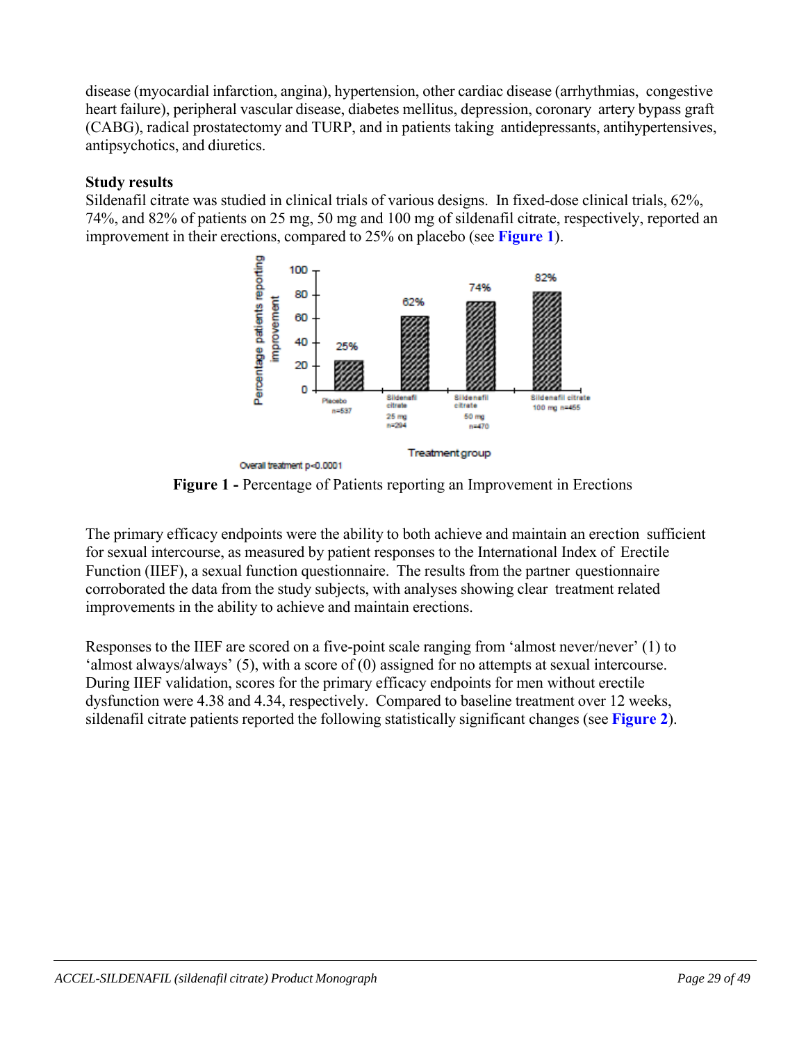disease (myocardial infarction, angina), hypertension, other cardiac disease (arrhythmias, congestive heart failure), peripheral vascular disease, diabetes mellitus, depression, coronary artery bypass graft (CABG), radical prostatectomy and TURP, and in patients taking antidepressants, antihypertensives, antipsychotics, and diuretics.

**Study results**

Sildenafil citrate was studied in clinical trials of various designs. In fixed-dose clinical trials, 62%, 74%, and 82% of patients on 25 mg, 50 mg and 100 mg of sildenafil citrate, respectively, reported an improvement in their erections, compared to 25% on placebo (see **Figure 1**).

**Figure 1 -** Percentage of Patients reporting an Improvement in Erections

The primary efficacy endpoints were the ability to both achieve and maintain an erection sufficient for sexual intercourse, as measured by patient responses to the International Index of Erectile Function (IIEF), a sexual function questionnaire. The results from the partner questionnaire corroborated the data from the study subjects, with analyses showing clear treatment related improvements in the ability to achieve and maintain erections.

Responses to the IIEF are scored on a five-point scale ranging from 'almost never/never' (1) to 'almost always/always' (5), with a score of (0) assigned for no attempts at sexual intercourse. During IIEF validation, scores for the primary efficacy endpoints for men without erectile dysfunction were 4.38 and 4.34, respectively. Compared to baseline treatment over 12 weeks, sildenafil citrate patients reported the following statistically significant changes (see **Figure 2**).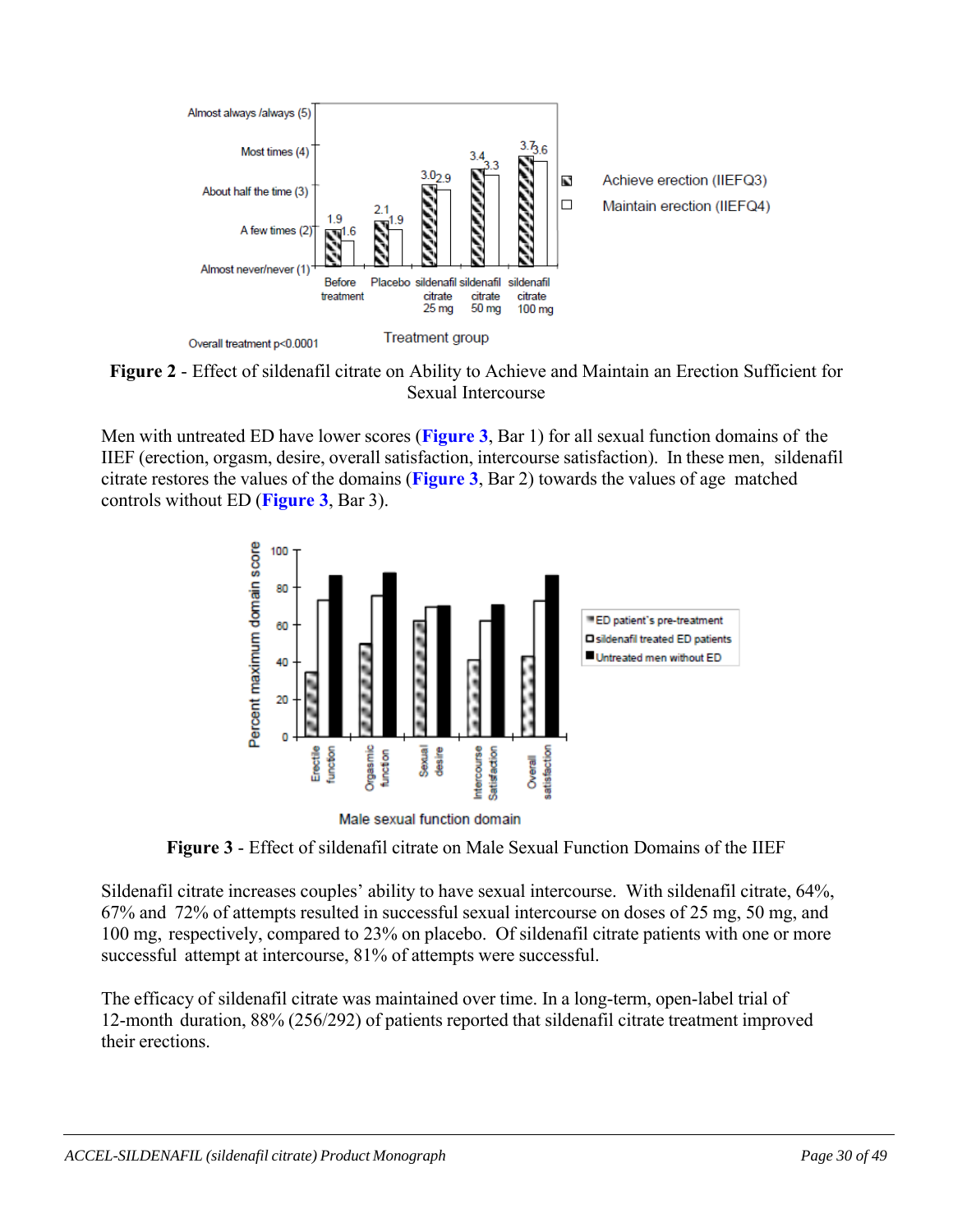**Figure 2** - Effect of sildenafil citrate on Ability to Achieve and Maintain an Erection Sufficient for Sexual Intercourse

Men with untreated ED have lower scores (**Figure 3**, Bar 1) for all sexual function domains of the IIEF (erection, orgasm, desire, overall satisfaction, intercourse satisfaction). In these men, sildenafil citrate restores the values of the domains (**Figure 3**, Bar 2) towards the values of age matched controls without ED (**Figure 3**, Bar 3).

**Figure 3** - Effect of sildenafil citrate on Male Sexual Function Domains of the IIEF

Sildenafil citrate increases couples' ability to have sexual intercourse. With sildenafil citrate, 64%, 67% and 72% of attempts resulted in successful sexual intercourse on doses of 25 mg, 50 mg, and 100 mg, respectively, compared to 23% on placebo. Of sildenafil citrate patients with one or more successful attempt at intercourse, 81% of attempts were successful.

The efficacy of sildenafil citrate was maintained over time. In a long-term, open-label trial of 12-month duration, 88% (256/292) of patients reported that sildenafil citrate treatment improved their erections.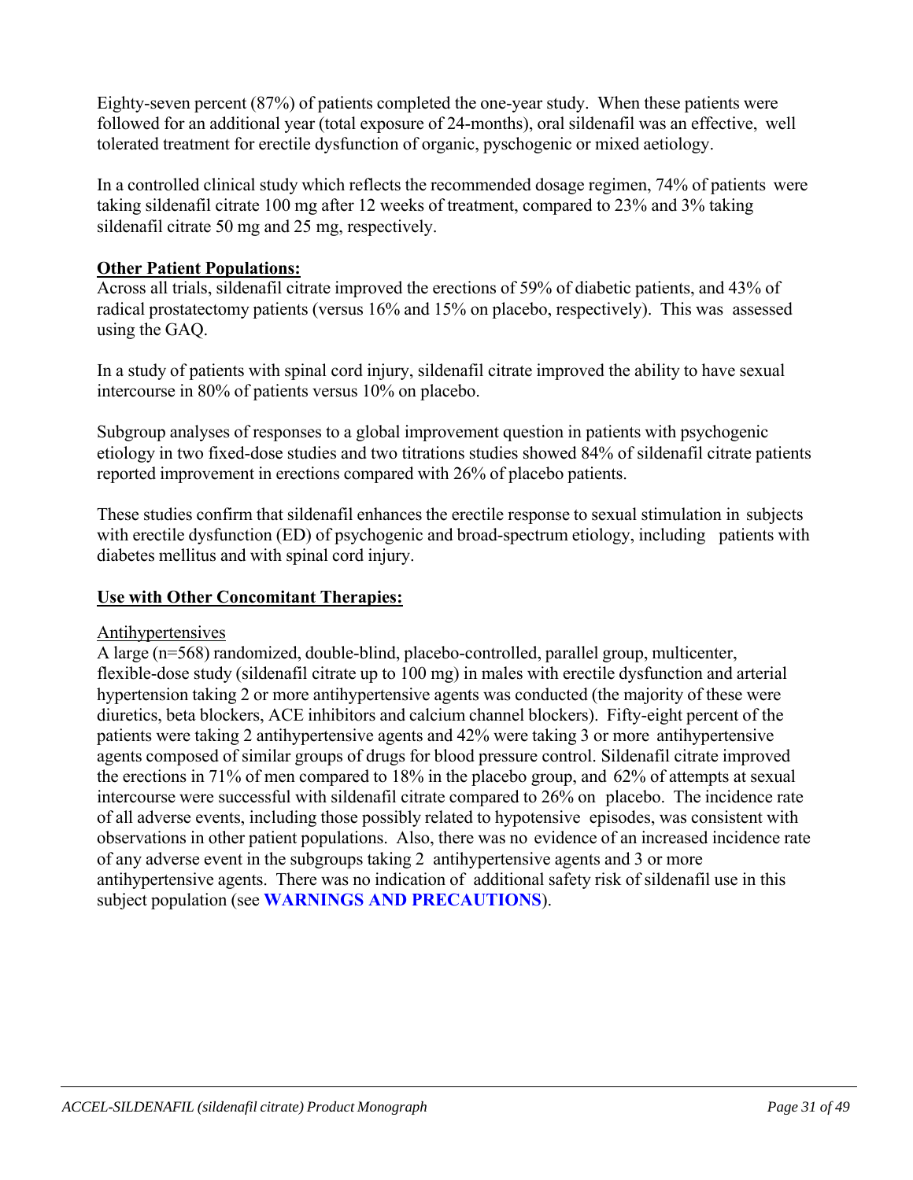Eighty-seven percent (87%) of patients completed the one-year study. When these patients were followed for an additional year (total exposure of 24-months), oral sildenafil was an effective, well tolerated treatment for erectile dysfunction of organic, pyschogenic or mixed aetiology.

In a controlled clinical study which reflects the recommended dosage regimen, 74% of patients were taking sildenafil citrate 100 mg after 12 weeks of treatment, compared to 23% and 3% taking sildenafil citrate 50 mg and 25 mg, respectively.

**Other Patient Populations:**

Across all trials, sildenafil citrate improved the erections of 59% of diabetic patients, and 43% of radical prostatectomy patients (versus 16% and 15% on placebo, respectively). This was assessed using the GAQ.

In a study of patients with spinal cord injury, sildenafil citrate improved the ability to have sexual intercourse in 80% of patients versus 10% on placebo.

Subgroup analyses of responses to a global improvement question in patients with psychogenic etiology in two fixed-dose studies and two titrations studies showed 84% of sildenafil citrate patients reported improvement in erections compared with 26% of placebo patients.

These studies confirm that sildenafil enhances the erectile response to sexual stimulation in subjects with erectile dysfunction (ED) of psychogenic and broad-spectrum etiology, including patients with diabetes mellitus and with spinal cord injury.

**Use with Other Concomitant Therapies:**

Antihypertensives

A large (n=568) randomized, double-blind, placebo-controlled, parallel group, multicenter, flexible-dose study (sildenafil citrate up to 100 mg) in males with erectile dysfunction and arterial hypertension taking 2 or more antihypertensive agents was conducted (the majority of these were diuretics, beta blockers, ACE inhibitors and calcium channel blockers). Fifty-eight percent of the patients were taking 2 antihypertensive agents and 42% were taking 3 or more antihypertensive agents composed of similar groups of drugs for blood pressure control. Sildenafil citrate improved the erections in 71% of men compared to 18% in the placebo group, and 62% of attempts at sexual intercourse were successful with sildenafil citrate compared to 26% on placebo. The incidence rate of all adverse events, including those possibly related to hypotensive episodes, was consistent with observations in other patient populations. Also, there was no evidence of an increased incidence rate of any adverse event in the subgroups taking 2 antihypertensive agents and 3 or more antihypertensive agents. There was no indication of additional safety risk of sildenafil use in this subject population (see **WARNINGS AND PRECAUTIONS**).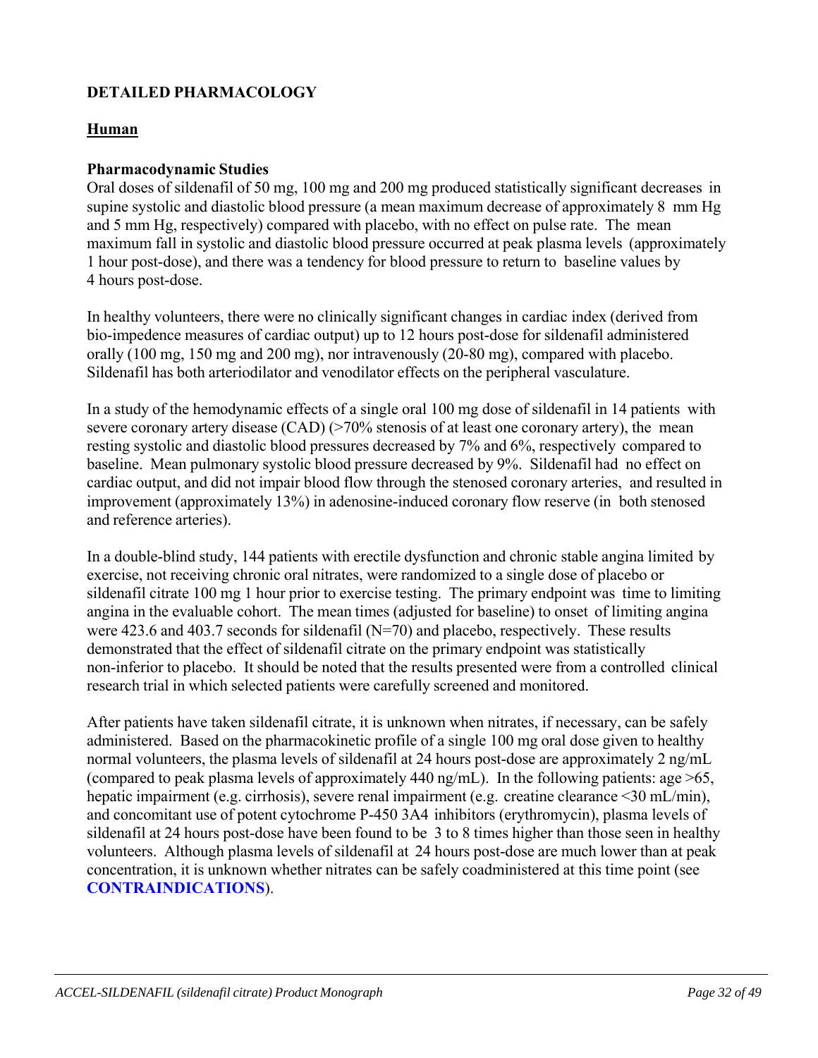## DETAILED PHARMACOLOGY

### Human

### Pharmacodynamic Studies

Oral doses of sildenafil of 50 mg, 100 mg and 200 mg produced statistically significant decreases in supine systolic and diastolic blood pressure (a mean maximum decrease of approximately 8 mm Hg and 5 mm Hg, respectively) compared with placebo, with no effect on pulse rate. The mean maximum fall in systolic and diastolic blood pressure occurred at peak plasma levels (approximately 1 hour post-dose), and there was a tendency for blood pressure to return to baseline values by 4 hours post-dose.

In healthy volunteers, there were no clinically significant changes in cardiac index (derived from bio-impedence measures of cardiac output) up to 12 hours post-dose for sildenafil administered orally (100 mg, 150 mg and 200 mg), nor intravenously (20-80 mg), compared with placebo. Sildenafil has both arteriodilator and venodilator effects on the peripheral vasculature.

In a study of the hemodynamic effects of a single oral 100 mg dose of sildenafil in 14 patients with severe coronary artery disease (CAD) (>70% stenosis of at least one coronary artery), the mean resting systolic and diastolic blood pressures decreased by 7% and 6%, respectively compared to baseline. Mean pulmonary systolic blood pressure decreased by 9%. Sildenafil had no effect on cardiac output, and did not impair blood flow through the stenosed coronary arteries, and resulted in improvement (approximately 13%) in adenosine-induced coronary flow reserve (in both stenosed and reference arteries).

In a double-blind study, 144 patients with erectile dysfunction and chronic stable angina limited by exercise, not receiving chronic oral nitrates, were randomized to a single dose of placebo or sildenafil citrate 100 mg 1 hour prior to exercise testing. The primary endpoint was time to limiting angina in the evaluable cohort. The mean times (adjusted for baseline) to onset of limiting angina were 423.6 and 403.7 seconds for sildenafil (N=70) and placebo, respectively. These results demonstrated that the effect of sildenafil citrate on the primary endpoint was statistically non-inferior to placebo. It should be noted that the results presented were from a controlled clinical research trial in which selected patients were carefully screened and monitored.

After patients have taken sildenafil citrate, it is unknown when nitrates, if necessary, can be safely administered. Based on the pharmacokinetic profile of a single 100 mg oral dose given to healthy normal volunteers, the plasma levels of sildenafil at 24 hours post-dose are approximately 2 ng/mL (compared to peak plasma levels of approximately 440 ng/mL). In the following patients: age >65, hepatic impairment (e.g. cirrhosis), severe renal impairment (e.g. creatine clearance <30 mL/min), and concomitant use of potent cytochrome P-450 3A4 inhibitors (erythromycin), plasma levels of sildenafil at 24 hours post-dose have been found to be 3 to 8 times higher than those seen in healthy volunteers. Although plasma levels of sildenafil at 24 hours post-dose are much lower than at peak concentration, it is unknown whether nitrates can be safely coadministered at this time point (see **CONTRAINDICATIONS**).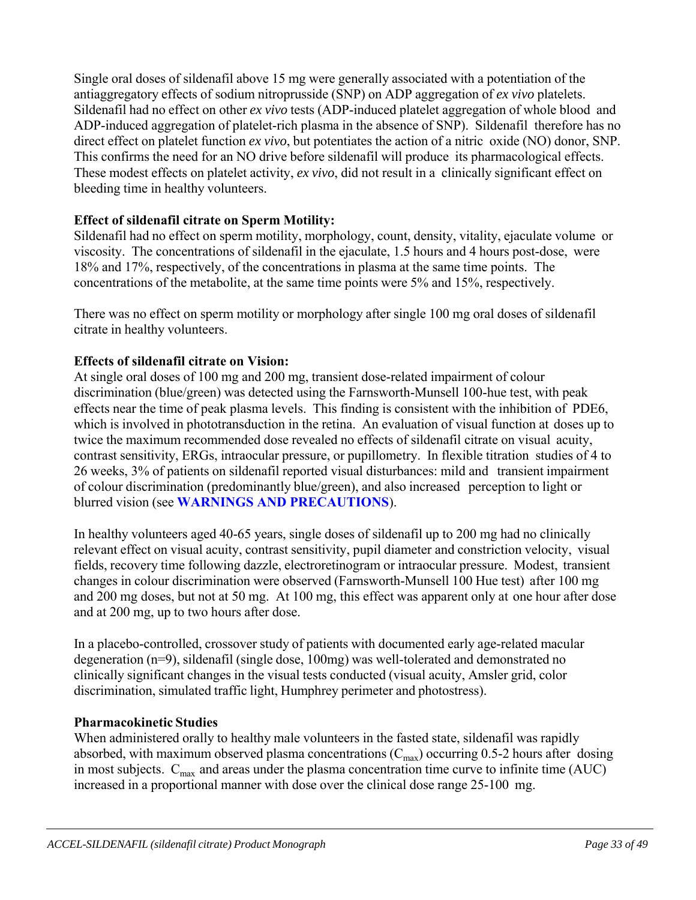Single oral doses of sildenafil above 15 mg were generally associated with a potentiation of the antiaggregatory effects of sodium nitroprusside (SNP) on ADP aggregation of *ex vivo* platelets. Sildenafil had no effect on other *ex vivo* tests (ADP-induced platelet aggregation of whole blood and ADP-induced aggregation of platelet-rich plasma in the absence of SNP). Sildenafil therefore has no direct effect on platelet function *ex vivo*, but potentiates the action of a nitric oxide (NO) donor, SNP. This confirms the need for an NO drive before sildenafil will produce its pharmacological effects. These modest effects on platelet activity, *ex vivo*, did not result in a clinically significant effect on bleeding time in healthy volunteers.

**Effect of sildenafil citrate on Sperm Motility:**
Sildenafil had no effect on sperm motility, morphology, count, density, vitality, ejaculate volume or viscosity. The concentrations of sildenafil in the ejaculate, 1.5 hours and 4 hours post-dose, were 18% and 17%, respectively, of the concentrations in plasma at the same time points. The concentrations of the metabolite, at the same time points were 5% and 15%, respectively.

There was no effect on sperm motility or morphology after single 100 mg oral doses of sildenafil citrate in healthy volunteers.

**Effects of sildenafil citrate on Vision:**
At single oral doses of 100 mg and 200 mg, transient dose-related impairment of colour discrimination (blue/green) was detected using the Farnsworth-Munsell 100-hue test, with peak effects near the time of peak plasma levels. This finding is consistent with the inhibition of PDE6, which is involved in phototransduction in the retina. An evaluation of visual function at doses up to twice the maximum recommended dose revealed no effects of sildenafil citrate on visual acuity, contrast sensitivity, ERGs, intraocular pressure, or pupillometry. In flexible titration studies of 4 to 26 weeks, 3% of patients on sildenafil reported visual disturbances: mild and transient impairment of colour discrimination (predominantly blue/green), and also increased perception to light or blurred vision (see **WARNINGS AND PRECAUTIONS**).

In healthy volunteers aged 40-65 years, single doses of sildenafil up to 200 mg had no clinically relevant effect on visual acuity, contrast sensitivity, pupil diameter and constriction velocity, visual fields, recovery time following dazzle, electroretinogram or intraocular pressure. Modest, transient changes in colour discrimination were observed (Farnsworth-Munsell 100 Hue test) after 100 mg and 200 mg doses, but not at 50 mg. At 100 mg, this effect was apparent only at one hour after dose and at 200 mg, up to two hours after dose.

In a placebo-controlled, crossover study of patients with documented early age-related macular degeneration (n=9), sildenafil (single dose, 100mg) was well-tolerated and demonstrated no clinically significant changes in the visual tests conducted (visual acuity, Amsler grid, color discrimination, simulated traffic light, Humphrey perimeter and photostress).

**Pharmacokinetic Studies**
When administered orally to healthy male volunteers in the fasted state, sildenafil was rapidly absorbed, with maximum observed plasma concentrations ($C_{max}$) occurring 0.5-2 hours after dosing in most subjects. $C_{max}$ and areas under the plasma concentration time curve to infinite time (AUC) increased in a proportional manner with dose over the clinical dose range 25-100 mg.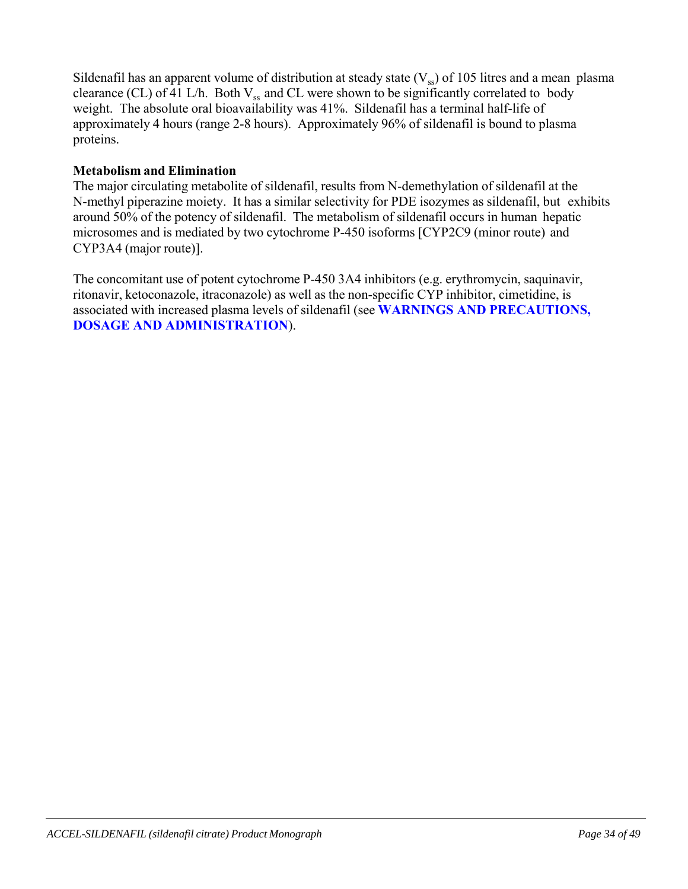Sildenafil has an apparent volume of distribution at steady state ($V_{ss}$) of 105 litres and a mean plasma clearance (CL) of 41 L/h. Both $V_{ss}$ and CL were shown to be significantly correlated to body weight. The absolute oral bioavailability was 41%. Sildenafil has a terminal half-life of approximately 4 hours (range 2-8 hours). Approximately 96% of sildenafil is bound to plasma proteins.

**Metabolism and Elimination**

The major circulating metabolite of sildenafil, results from N-demethylation of sildenafil at the N-methyl piperazine moiety. It has a similar selectivity for PDE isozymes as sildenafil, but exhibits around 50% of the potency of sildenafil. The metabolism of sildenafil occurs in human hepatic microsomes and is mediated by two cytochrome P-450 isoforms [CYP2C9 (minor route) and CYP3A4 (major route)].

The concomitant use of potent cytochrome P-450 3A4 inhibitors (e.g. erythromycin, saquinavir, ritonavir, ketoconazole, itraconazole) as well as the non-specific CYP inhibitor, cimetidine, is associated with increased plasma levels of sildenafil (see **WARNINGS AND PRECAUTIONS, DOSAGE AND ADMINISTRATION**).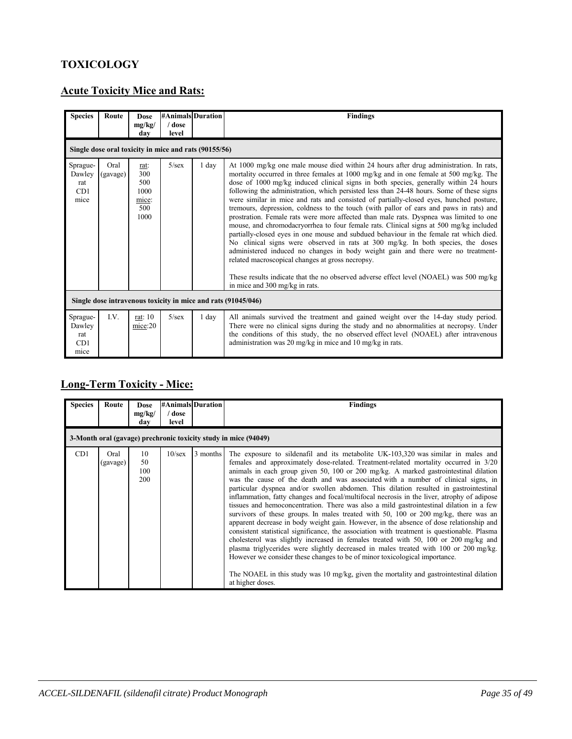# TOXICOLOGY

## Acute Toxicity Mice and Rats:

| Species | Route | Dose mg/kg/ day | #Animals / dose level | Duration | Findings |
|---|---|---|---|---|---|
| **Single dose oral toxicity in mice and rats (90155/56)** | | | | | |
| Sprague-Dawley rat CD1 mice | Oral (gavage) | rat: 300 500 1000 mice: 500 1000 | 5/sex | 1 day | At 1000 mg/kg one male mouse died within 24 hours after drug administration. In rats, mortality occurred in three females at 1000 mg/kg and in one female at 500 mg/kg. The dose of 1000 mg/kg induced clinical signs in both species, generally within 24 hours following the administration, which persisted less than 24-48 hours. Some of these signs were similar in mice and rats and consisted of partially-closed eyes, hunched posture, tremours, depression, coldness to the touch (with pallor of ears and paws in rats) and prostration. Female rats were more affected than male rats. Dyspnea was limited to one mouse, and chromodacryorrhea to four female rats. Clinical signs at 500 mg/kg included partially-closed eyes in one mouse and subdued behaviour in the female rat which died. No clinical signs were observed in rats at 300 mg/kg. In both species, the doses administered induced no changes in body weight gain and there were no treatment-related macroscopical changes at gross necropsy.<br><br>These results indicate that the no observed adverse effect level (NOAEL) was 500 mg/kg in mice and 300 mg/kg in rats. |
| **Single dose intravenous toxicity in mice and rats (91045/046)** | | | | | |
| Sprague-Dawley rat CD1 mice | I.V. | rat: 10 mice:20 | 5/sex | 1 day | All animals survived the treatment and gained weight over the 14-day study period. There were no clinical signs during the study and no abnormalities at necropsy. Under the conditions of this study, the no observed effect level (NOAEL) after intravenous administration was 20 mg/kg in mice and 10 mg/kg in rats. |

## Long-Term Toxicity - Mice:

| Species | Route | Dose mg/kg/ day | #Animals / dose level | Duration | Findings |
|---|---|---|---|---|---|
| **3-Month oral (gavage) prechronic toxicity study in mice (94049)** | | | | | |
| CD1 | Oral (gavage) | 10 50 100 200 | 10/sex | 3 months | The exposure to sildenafil and its metabolite UK-103,320 was similar in males and females and approximately dose-related. Treatment-related mortality occurred in 3/20 animals in each group given 50, 100 or 200 mg/kg. A marked gastrointestinal dilation was the cause of the death and was associated with a number of clinical signs, in particular dyspnea and/or swollen abdomen. This dilation resulted in gastrointestinal inflammation, fatty changes and focal/multifocal necrosis in the liver, atrophy of adipose tissues and hemoconcentration. There was also a mild gastrointestinal dilation in a few survivors of these groups. In males treated with 50, 100 or 200 mg/kg, there was an apparent decrease in body weight gain. However, in the absence of dose relationship and consistent statistical significance, the association with treatment is questionable. Plasma cholesterol was slightly increased in females treated with 50, 100 or 200 mg/kg and plasma triglycerides were slightly decreased in males treated with 100 or 200 mg/kg. However we consider these changes to be of minor toxicological importance.<br><br>The NOAEL in this study was 10 mg/kg, given the mortality and gastrointestinal dilation at higher doses. |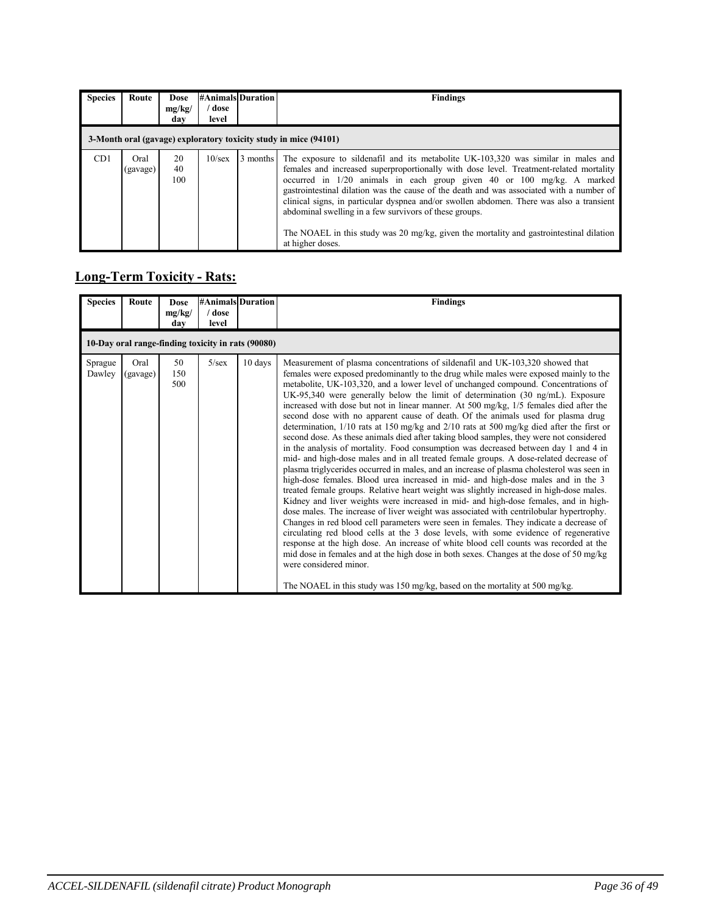| Species | Route | Dose mg/kg/ day | #Animals / dose level | Duration | Findings |
|---|---|---|---|---|---|
| **3-Month oral (gavage) exploratory toxicity study in mice (94101)** | | | | | |
| CD1 | Oral (gavage) | 20<br>40<br>100 | 10/sex | 3 months | The exposure to sildenafil and its metabolite UK-103,320 was similar in males and females and increased superproportionally with dose level. Treatment-related mortality occurred in 1/20 animals in each group given 40 or 100 mg/kg. A marked gastrointestinal dilation was the cause of the death and was associated with a number of clinical signs, in particular dyspnea and/or swollen abdomen. There was also a transient abdominal swelling in a few survivors of these groups.<br><br>The NOAEL in this study was 20 mg/kg, given the mortality and gastrointestinal dilation at higher doses. |

## Long-Term Toxicity - Rats:

| Species | Route | Dose mg/kg/ day | #Animals / dose level | Duration | Findings |
|---|---|---|---|---|---|
| **10-Day oral range-finding toxicity in rats (90080)** | | | | | |
| Sprague Dawley | Oral (gavage) | 50<br>150<br>500 | 5/sex | 10 days | Measurement of plasma concentrations of sildenafil and UK-103,320 showed that females were exposed predominantly to the drug while males were exposed mainly to the metabolite, UK-103,320, and a lower level of unchanged compound. Concentrations of UK-95,340 were generally below the limit of determination (30 ng/mL). Exposure increased with dose but not in linear manner. At 500 mg/kg, 1/5 females died after the second dose with no apparent cause of death. Of the animals used for plasma drug determination, 1/10 rats at 150 mg/kg and 2/10 rats at 500 mg/kg died after the first or second dose. As these animals died after taking blood samples, they were not considered in the analysis of mortality. Food consumption was decreased between day 1 and 4 in mid- and high-dose males and in all treated female groups. A dose-related decrease of plasma triglycerides occurred in males, and an increase of plasma cholesterol was seen in high-dose females. Blood urea increased in mid- and high-dose males and in the 3 treated female groups. Relative heart weight was slightly increased in high-dose males. Kidney and liver weights were increased in mid- and high-dose females, and in high-dose males. The increase of liver weight was associated with centrilobular hypertrophy. Changes in red blood cell parameters were seen in females. They indicate a decrease of circulating red blood cells at the 3 dose levels, with some evidence of regenerative response at the high dose. An increase of white blood cell counts was recorded at the mid dose in females and at the high dose in both sexes. Changes at the dose of 50 mg/kg were considered minor.<br><br>The NOAEL in this study was 150 mg/kg, based on the mortality at 500 mg/kg. |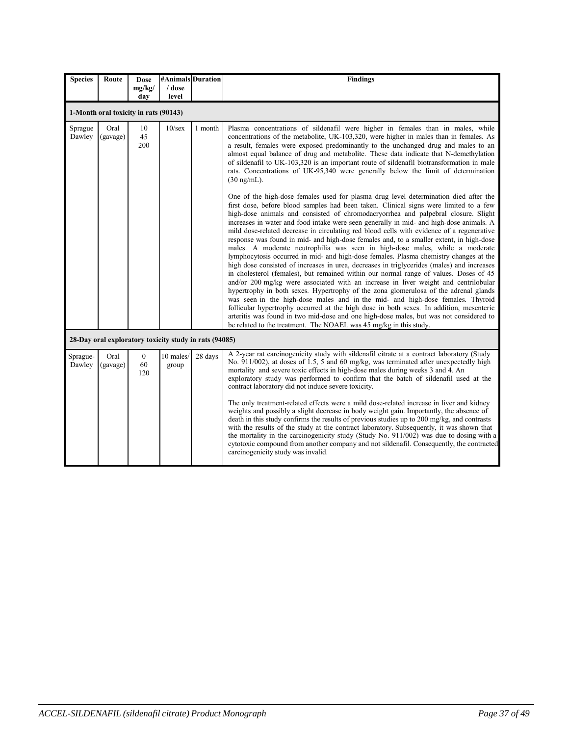| Species | Route | Dose mg/kg/ day | #Animals / dose level | Duration | Findings |
|---|---|---|---|---|---|
| **1-Month oral toxicity in rats (90143)** | | | | | |
| Sprague Dawley | Oral (gavage) | 10<br>45<br>200 | 10/sex | 1 month | Plasma concentrations of sildenafil were higher in females than in males, while concentrations of the metabolite, UK-103,320, were higher in males than in females. As a result, females were exposed predominantly to the unchanged drug and males to an almost equal balance of drug and metabolite. These data indicate that N-demethylation of sildenafil to UK-103,320 is an important route of sildenafil biotransformation in male rats. Concentrations of UK-95,340 were generally below the limit of determination (30 ng/mL).<br><br>One of the high-dose females used for plasma drug level determination died after the first dose, before blood samples had been taken. Clinical signs were limited to a few high-dose animals and consisted of chromodacryorrhea and palpebral closure. Slight increases in water and food intake were seen generally in mid- and high-dose animals. A mild dose-related decrease in circulating red blood cells with evidence of a regenerative response was found in mid- and high-dose females and, to a smaller extent, in high-dose males. A moderate neutrophilia was seen in high-dose males, while a moderate lymphocytosis occurred in mid- and high-dose females. Plasma chemistry changes at the high dose consisted of increases in urea, decreases in triglycerides (males) and increases in cholesterol (females), but remained within our normal range of values. Doses of 45 and/or 200 mg/kg were associated with an increase in liver weight and centrilobular hypertrophy in both sexes. Hypertrophy of the zona glomerulosa of the adrenal glands was seen in the high-dose males and in the mid- and high-dose females. Thyroid follicular hypertrophy occurred at the high dose in both sexes. In addition, mesenteric arteritis was found in two mid-dose and one high-dose males, but was not considered to be related to the treatment. The NOAEL was 45 mg/kg in this study. |
| **28-Day oral exploratory toxicity study in rats (94085)** | | | | | |
| Sprague-Dawley | Oral (gavage) | 0<br>60<br>120 | 10 males/ group | 28 days | A 2-year rat carcinogenicity study with sildenafil citrate at a contract laboratory (Study No. 911/002), at doses of 1.5, 5 and 60 mg/kg, was terminated after unexpectedly high mortality and severe toxic effects in high-dose males during weeks 3 and 4. An exploratory study was performed to confirm that the batch of sildenafil used at the contract laboratory did not induce severe toxicity.<br><br>The only treatment-related effects were a mild dose-related increase in liver and kidney weights and possibly a slight decrease in body weight gain. Importantly, the absence of death in this study confirms the results of previous studies up to 200 mg/kg, and contrasts with the results of the study at the contract laboratory. Subsequently, it was shown that the mortality in the carcinogenicity study (Study No. 911/002) was due to dosing with a cytotoxic compound from another company and not sildenafil. Consequently, the contracted carcinogenicity study was invalid. |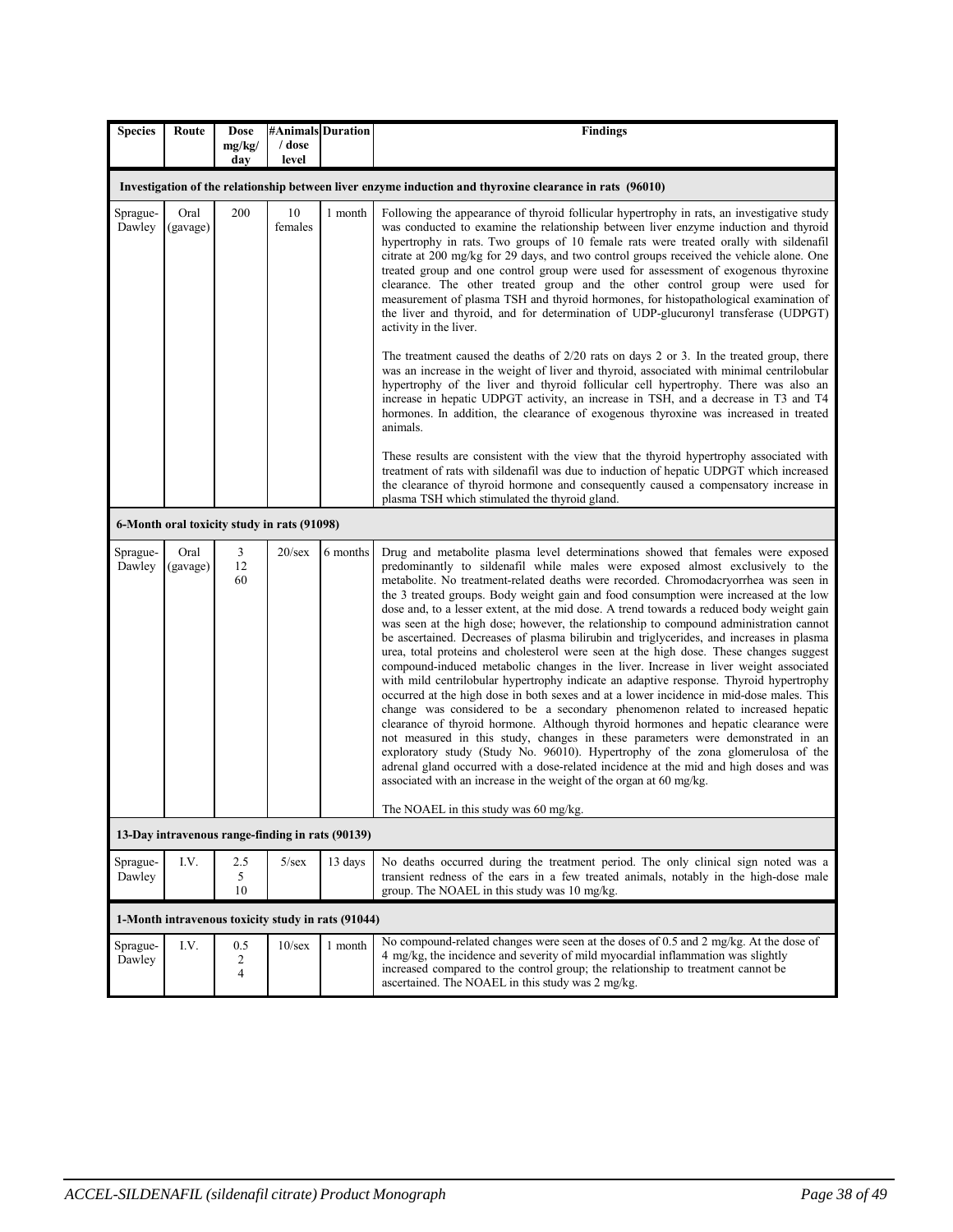| Species | Route | Dose mg/kg/ day | #Animals / dose level | Duration | Findings |
|---|---|---|---|---|---|
| **Investigation of the relationship between liver enzyme induction and thyroxine clearance in rats (96010)** | | | | | |
| Sprague-Dawley | Oral (gavage) | 200 | 10 females | 1 month | Following the appearance of thyroid follicular hypertrophy in rats, an investigative study was conducted to examine the relationship between liver enzyme induction and thyroid hypertrophy in rats. Two groups of 10 female rats were treated orally with sildenafil citrate at 200 mg/kg for 29 days, and two control groups received the vehicle alone. One treated group and one control group were used for assessment of exogenous thyroxine clearance. The other treated group and the other control group were used for measurement of plasma TSH and thyroid hormones, for histopathological examination of the liver and thyroid, and for determination of UDP-glucuronyl transferase (UDPGT) activity in the liver.<br><br>The treatment caused the deaths of 2/20 rats on days 2 or 3. In the treated group, there was an increase in the weight of liver and thyroid, associated with minimal centrilobular hypertrophy of the liver and thyroid follicular cell hypertrophy. There was also an increase in hepatic UDPGT activity, an increase in TSH, and a decrease in T3 and T4 hormones. In addition, the clearance of exogenous thyroxine was increased in treated animals.<br><br>These results are consistent with the view that the thyroid hypertrophy associated with treatment of rats with sildenafil was due to induction of hepatic UDPGT which increased the clearance of thyroid hormone and consequently caused a compensatory increase in plasma TSH which stimulated the thyroid gland. |
| **6-Month oral toxicity study in rats (91098)** | | | | | |
| Sprague-Dawley | Oral (gavage) | 3<br>12<br>60 | 20/sex | 6 months | Drug and metabolite plasma level determinations showed that females were exposed predominantly to sildenafil while males were exposed almost exclusively to the metabolite. No treatment-related deaths were recorded. Chromodacryorrhea was seen in the 3 treated groups. Body weight gain and food consumption were increased at the low dose and, to a lesser extent, at the mid dose. A trend towards a reduced body weight gain was seen at the high dose; however, the relationship to compound administration cannot be ascertained. Decreases of plasma bilirubin and triglycerides, and increases in plasma urea, total proteins and cholesterol were seen at the high dose. These changes suggest compound-induced metabolic changes in the liver. Increase in liver weight associated with mild centrilobular hypertrophy indicate an adaptive response. Thyroid hypertrophy occurred at the high dose in both sexes and at a lower incidence in mid-dose males. This change was considered to be a secondary phenomenon related to increased hepatic clearance of thyroid hormone. Although thyroid hormones and hepatic clearance were not measured in this study, changes in these parameters were demonstrated in an exploratory study (Study No. 96010). Hypertrophy of the zona glomerulosa of the adrenal gland occurred with a dose-related incidence at the mid and high doses and was associated with an increase in the weight of the organ at 60 mg/kg.<br><br>The NOAEL in this study was 60 mg/kg. |
| **13-Day intravenous range-finding in rats (90139)** | | | | | |
| Sprague-Dawley | I.V. | 2.5<br>5<br>10 | 5/sex | 13 days | No deaths occurred during the treatment period. The only clinical sign noted was a transient redness of the ears in a few treated animals, notably in the high-dose male group. The NOAEL in this study was 10 mg/kg. |
| **1-Month intravenous toxicity study in rats (91044)** | | | | | |
| Sprague-Dawley | I.V. | 0.5<br>2<br>4 | 10/sex | 1 month | No compound-related changes were seen at the doses of 0.5 and 2 mg/kg. At the dose of 4 mg/kg, the incidence and severity of mild myocardial inflammation was slightly increased compared to the control group; the relationship to treatment cannot be ascertained. The NOAEL in this study was 2 mg/kg. |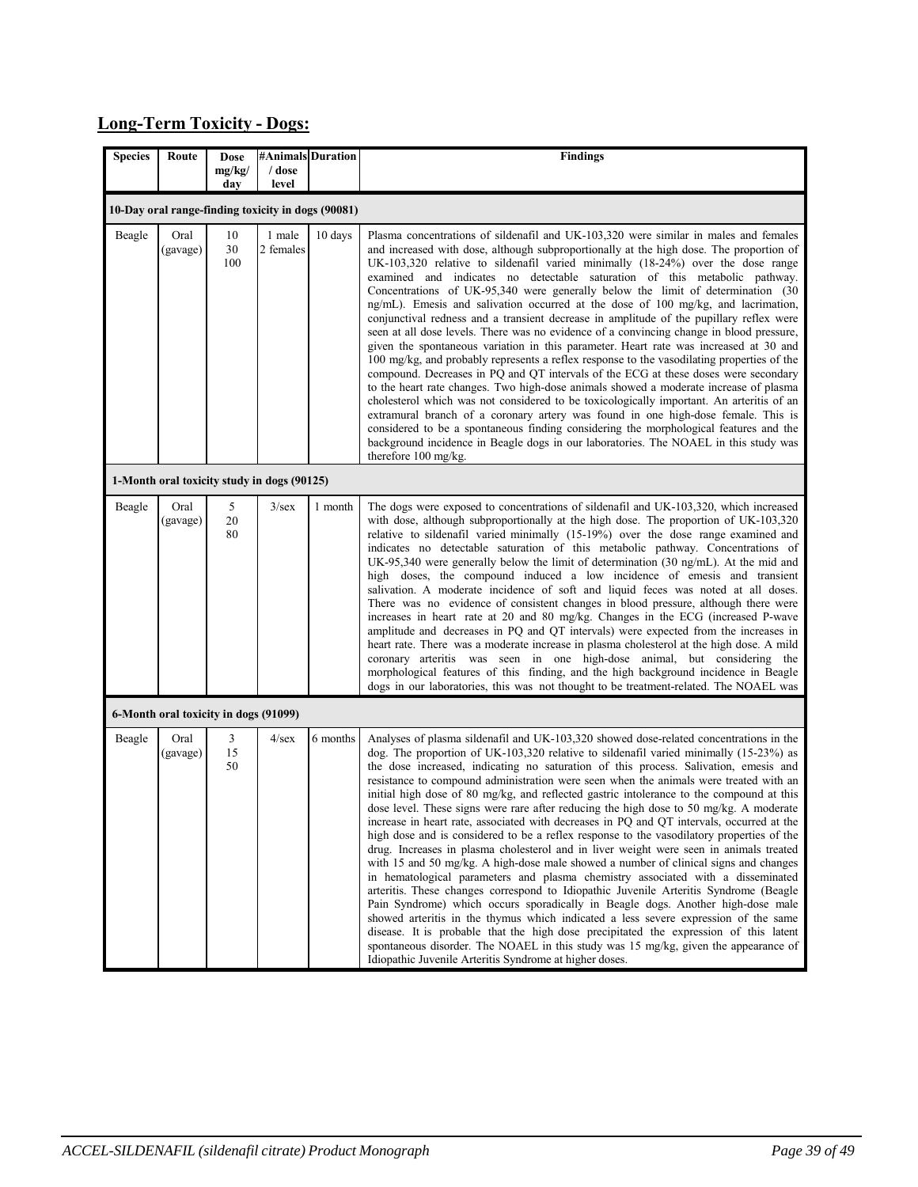## Long-Term Toxicity - Dogs:

| Species | Route | Dose mg/kg/ day | #Animals / dose level | Duration | Findings |
|---|---|---|---|---|---|
| **10-Day oral range-finding toxicity in dogs (90081)** | | | | | |
| Beagle | Oral (gavage) | 10<br>30<br>100 | 1 male<br>2 females | 10 days | Plasma concentrations of sildenafil and UK-103,320 were similar in males and females and increased with dose, although subproportionally at the high dose. The proportion of UK-103,320 relative to sildenafil varied minimally (18-24%) over the dose range examined and indicates no detectable saturation of this metabolic pathway. Concentrations of UK-95,340 were generally below the limit of determination (30 ng/mL). Emesis and salivation occurred at the dose of 100 mg/kg, and lacrimation, conjunctival redness and a transient decrease in amplitude of the pupillary reflex were seen at all dose levels. There was no evidence of a convincing change in blood pressure, given the spontaneous variation in this parameter. Heart rate was increased at 30 and 100 mg/kg, and probably represents a reflex response to the vasodilating properties of the compound. Decreases in PQ and QT intervals of the ECG at these doses were secondary to the heart rate changes. Two high-dose animals showed a moderate increase of plasma cholesterol which was not considered to be toxicologically important. An arteritis of an extramural branch of a coronary artery was found in one high-dose female. This is considered to be a spontaneous finding considering the morphological features and the background incidence in Beagle dogs in our laboratories. The NOAEL in this study was therefore 100 mg/kg. |
| **1-Month oral toxicity study in dogs (90125)** | | | | | |
| Beagle | Oral (gavage) | 5<br>20<br>80 | 3/sex | 1 month | The dogs were exposed to concentrations of sildenafil and UK-103,320, which increased with dose, although subproportionally at the high dose. The proportion of UK-103,320 relative to sildenafil varied minimally (15-19%) over the dose range examined and indicates no detectable saturation of this metabolic pathway. Concentrations of UK-95,340 were generally below the limit of determination (30 ng/mL). At the mid and high doses, the compound induced a low incidence of emesis and transient salivation. A moderate incidence of soft and liquid feces was noted at all doses. There was no evidence of consistent changes in blood pressure, although there were increases in heart rate at 20 and 80 mg/kg. Changes in the ECG (increased P-wave amplitude and decreases in PQ and QT intervals) were expected from the increases in heart rate. There was a moderate increase in plasma cholesterol at the high dose. A mild coronary arteritis was seen in one high-dose animal, but considering the morphological features of this finding, and the high background incidence in Beagle dogs in our laboratories, this was not thought to be treatment-related. The NOAEL was |
| **6-Month oral toxicity in dogs (91099)** | | | | | |
| Beagle | Oral (gavage) | 3<br>15<br>50 | 4/sex | 6 months | Analyses of plasma sildenafil and UK-103,320 showed dose-related concentrations in the dog. The proportion of UK-103,320 relative to sildenafil varied minimally (15-23%) as the dose increased, indicating no saturation of this process. Salivation, emesis and resistance to compound administration were seen when the animals were treated with an initial high dose of 80 mg/kg, and reflected gastric intolerance to the compound at this dose level. These signs were rare after reducing the high dose to 50 mg/kg. A moderate increase in heart rate, associated with decreases in PQ and QT intervals, occurred at the high dose and is considered to be a reflex response to the vasodilatory properties of the drug. Increases in plasma cholesterol and in liver weight were seen in animals treated with 15 and 50 mg/kg. A high-dose male showed a number of clinical signs and changes in hematological parameters and plasma chemistry associated with a disseminated arteritis. These changes correspond to Idiopathic Juvenile Arteritis Syndrome (Beagle Pain Syndrome) which occurs sporadically in Beagle dogs. Another high-dose male showed arteritis in the thymus which indicated a less severe expression of the same disease. It is probable that the high dose precipitated the expression of this latent spontaneous disorder. The NOAEL in this study was 15 mg/kg, given the appearance of Idiopathic Juvenile Arteritis Syndrome at higher doses. |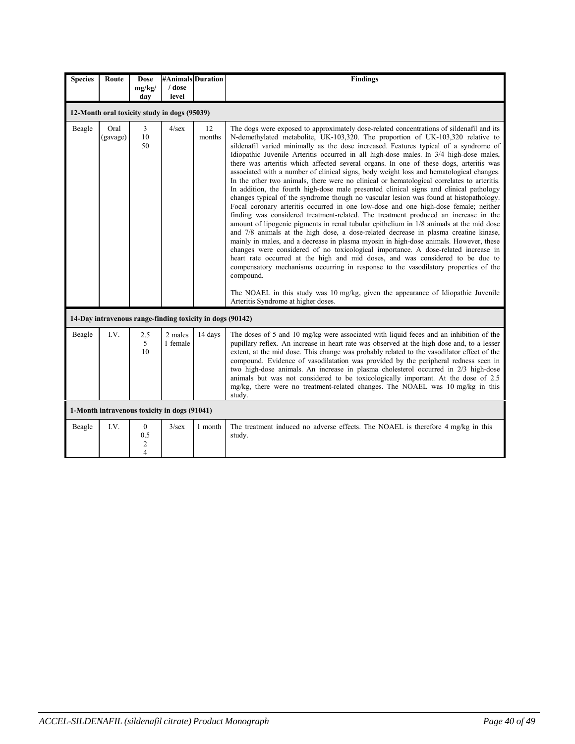| Species | Route | Dose mg/kg/ day | #Animals / dose level | Duration | Findings |
|---|---|---|---|---|---|
| **12-Month oral toxicity study in dogs (95039)** | | | | | |
| Beagle | Oral (gavage) | 3<br>10<br>50 | 4/sex | 12 months | The dogs were exposed to approximately dose-related concentrations of sildenafil and its N-demethylated metabolite, UK-103,320. The proportion of UK-103,320 relative to sildenafil varied minimally as the dose increased. Features typical of a syndrome of Idiopathic Juvenile Arteritis occurred in all high-dose males. In 3/4 high-dose males, there was arteritis which affected several organs. In one of these dogs, arteritis was associated with a number of clinical signs, body weight loss and hematological changes. In the other two animals, there were no clinical or hematological correlates to arteritis. In addition, the fourth high-dose male presented clinical signs and clinical pathology changes typical of the syndrome though no vascular lesion was found at histopathology. Focal coronary arteritis occurred in one low-dose and one high-dose female; neither finding was considered treatment-related. The treatment produced an increase in the amount of lipogenic pigments in renal tubular epithelium in 1/8 animals at the mid dose and 7/8 animals at the high dose, a dose-related decrease in plasma creatine kinase, mainly in males, and a decrease in plasma myosin in high-dose animals. However, these changes were considered of no toxicological importance. A dose-related increase in heart rate occurred at the high and mid doses, and was considered to be due to compensatory mechanisms occurring in response to the vasodilatory properties of the compound.<br><br>The NOAEL in this study was 10 mg/kg, given the appearance of Idiopathic Juvenile Arteritis Syndrome at higher doses. |
| **14-Day intravenous range-finding toxicity in dogs (90142)** | | | | | |
| Beagle | I.V. | 2.5<br>5<br>10 | 2 males<br>1 female | 14 days | The doses of 5 and 10 mg/kg were associated with liquid feces and an inhibition of the pupillary reflex. An increase in heart rate was observed at the high dose and, to a lesser extent, at the mid dose. This change was probably related to the vasodilator effect of the compound. Evidence of vasodilatation was provided by the peripheral redness seen in two high-dose animals. An increase in plasma cholesterol occurred in 2/3 high-dose animals but was not considered to be toxicologically important. At the dose of 2.5 mg/kg, there were no treatment-related changes. The NOAEL was 10 mg/kg in this study. |
| **1-Month intravenous toxicity in dogs (91041)** | | | | | |
| Beagle | I.V. | 0<br>0.5<br>2<br>4 | 3/sex | 1 month | The treatment induced no adverse effects. The NOAEL is therefore 4 mg/kg in this study. |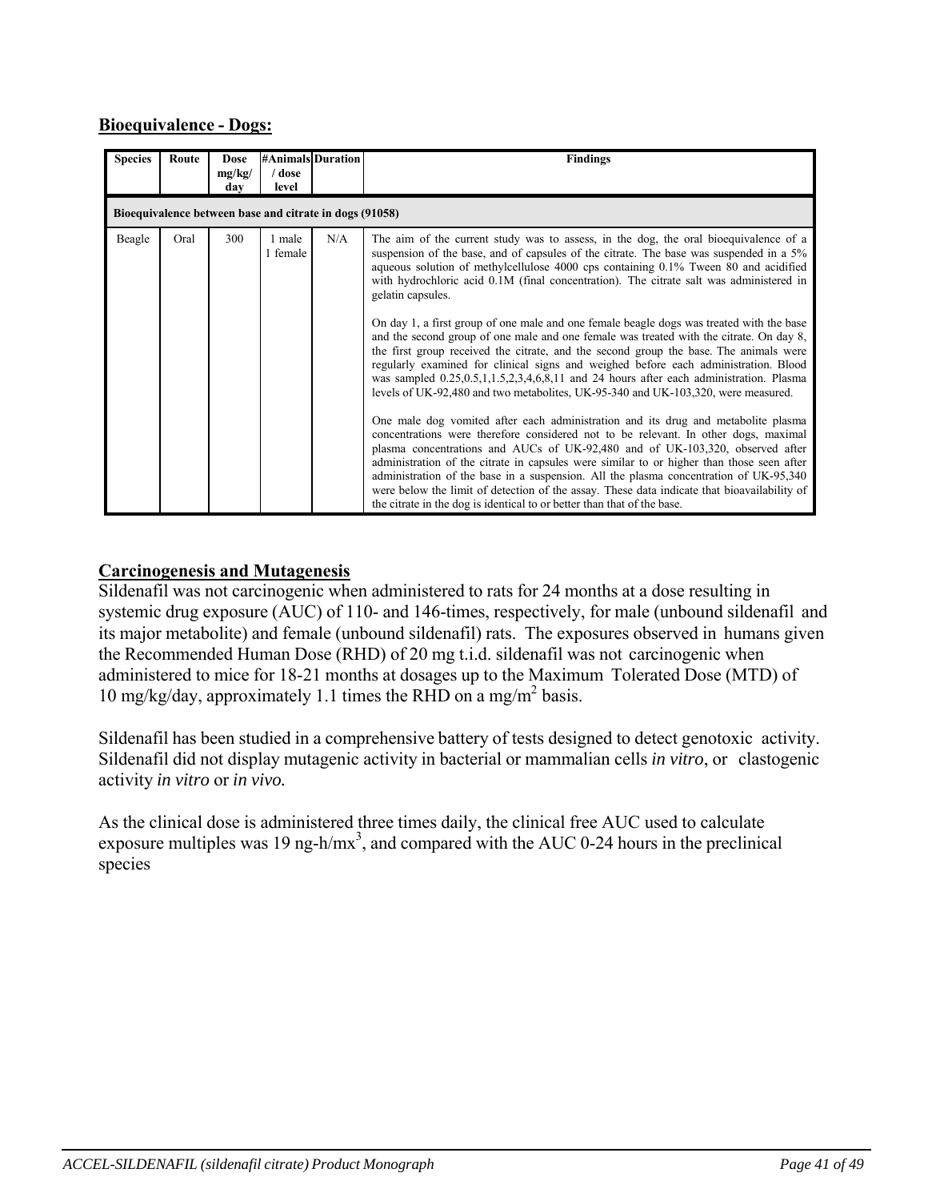## Bioequivalence - Dogs:

| Species | Route | Dose mg/kg/ day | #Animals / dose level | Duration | Findings |
|---|---|---|---|---|---|
| **Bioequivalence between base and citrate in dogs (91058)** | | | | | |
| Beagle | Oral | 300 | 1 male 1 female | N/A | The aim of the current study was to assess, in the dog, the oral bioequivalence of a suspension of the base, and of capsules of the citrate. The base was suspended in a 5% aqueous solution of methylcellulose 4000 cps containing 0.1% Tween 80 and acidified with hydrochloric acid 0.1M (final concentration). The citrate salt was administered in gelatin capsules.<br><br>On day 1, a first group of one male and one female beagle dogs was treated with the base and the second group of one male and one female was treated with the citrate. On day 8, the first group received the citrate, and the second group the base. The animals were regularly examined for clinical signs and weighed before each administration. Blood was sampled 0.25,0.5,1,1.5,2,3,4,6,8,11 and 24 hours after each administration. Plasma levels of UK-92,480 and two metabolites, UK-95-340 and UK-103,320, were measured.<br><br>One male dog vomited after each administration and its drug and metabolite plasma concentrations were therefore considered not to be relevant. In other dogs, maximal plasma concentrations and AUCs of UK-92,480 and of UK-103,320, observed after administration of the citrate in capsules were similar to or higher than those seen after administration of the base in a suspension. All the plasma concentration of UK-95,340 were below the limit of detection of the assay. These data indicate that bioavailability of the citrate in the dog is identical to or better than that of the base. |

## Carcinogenesis and Mutagenesis

Sildenafil was not carcinogenic when administered to rats for 24 months at a dose resulting in systemic drug exposure (AUC) of 110- and 146-times, respectively, for male (unbound sildenafil and its major metabolite) and female (unbound sildenafil) rats. The exposures observed in humans given the Recommended Human Dose (RHD) of 20 mg t.i.d. sildenafil was not carcinogenic when administered to mice for 18-21 months at dosages up to the Maximum Tolerated Dose (MTD) of 10 mg/kg/day, approximately 1.1 times the RHD on a $mg/m^2$ basis.

Sildenafil has been studied in a comprehensive battery of tests designed to detect genotoxic activity. Sildenafil did not display mutagenic activity in bacterial or mammalian cells *in vitro*, or clastogenic activity *in vitro* or *in vivo.*

As the clinical dose is administered three times daily, the clinical free AUC used to calculate exposure multiples was 19 $ng\text{-}h/mx^3$, and compared with the AUC 0-24 hours in the preclinical species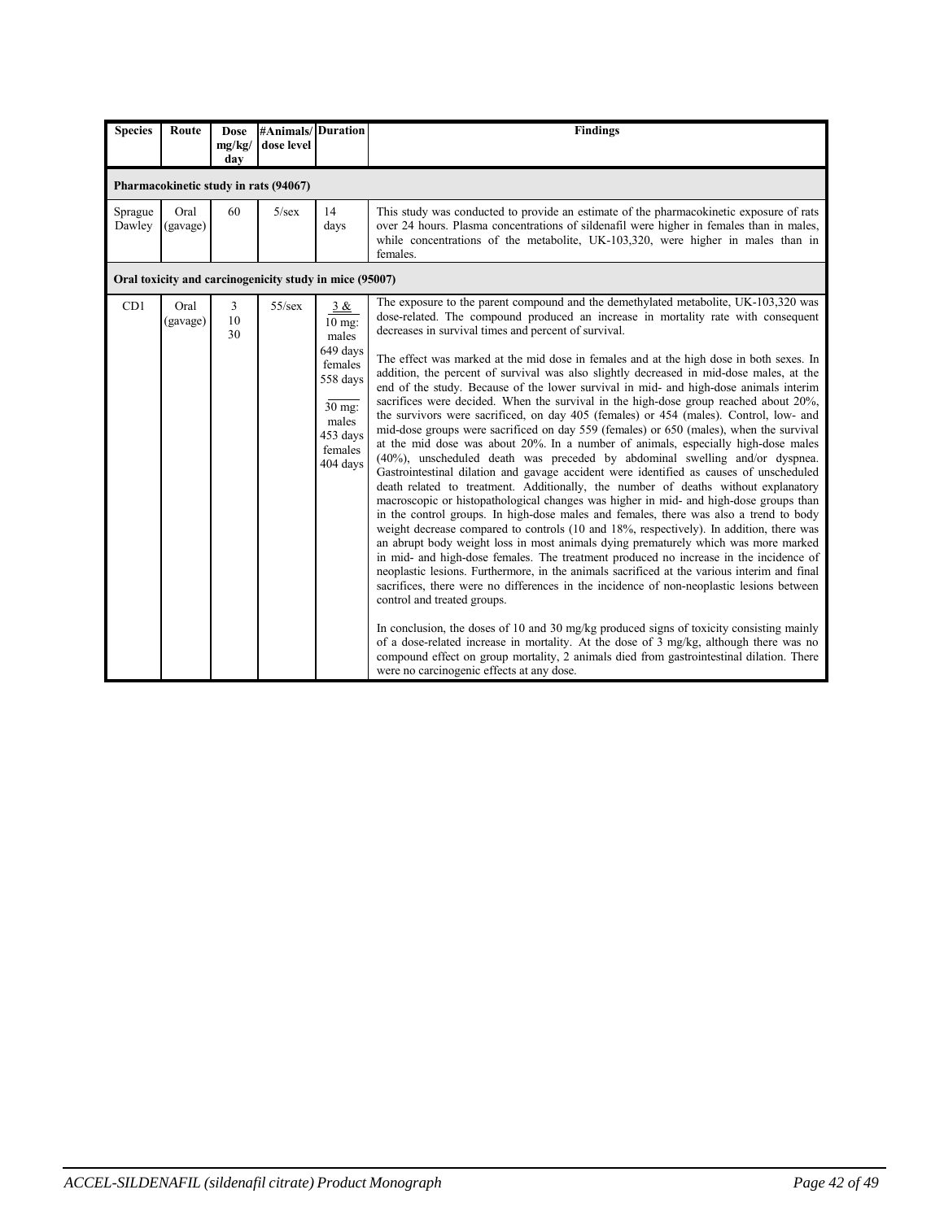| Species | Route | Dose mg/kg/ day | #Animals/ dose level | Duration | Findings |
|---|---|---|---|---|---|
| **Pharmacokinetic study in rats (94067)** | | | | | |
| Sprague Dawley | Oral (gavage) | 60 | 5/sex | 14 days | This study was conducted to provide an estimate of the pharmacokinetic exposure of rats over 24 hours. Plasma concentrations of sildenafil were higher in females than in males, while concentrations of the metabolite, UK-103,320, were higher in males than in females. |
| **Oral toxicity and carcinogenicity study in mice (95007)** | | | | | |
| CD1 | Oral (gavage) | 3<br>10<br>30 | 55/sex | 3 & 10 mg: males 649 days females 558 days<br><br>30 mg: males 453 days females 404 days | The exposure to the parent compound and the demethylated metabolite, UK-103,320 was dose-related. The compound produced an increase in mortality rate with consequent decreases in survival times and percent of survival.<br><br>The effect was marked at the mid dose in females and at the high dose in both sexes. In addition, the percent of survival was also slightly decreased in mid-dose males, at the end of the study. Because of the lower survival in mid- and high-dose animals interim sacrifices were decided. When the survival in the high-dose group reached about 20%, the survivors were sacrificed, on day 405 (females) or 454 (males). Control, low- and mid-dose groups were sacrificed on day 559 (females) or 650 (males), when the survival at the mid dose was about 20%. In a number of animals, especially high-dose males (40%), unscheduled death was preceded by abdominal swelling and/or dyspnea. Gastrointestinal dilation and gavage accident were identified as causes of unscheduled death related to treatment. Additionally, the number of deaths without explanatory macroscopic or histopathological changes was higher in mid- and high-dose groups than in the control groups. In high-dose males and females, there was also a trend to body weight decrease compared to controls (10 and 18%, respectively). In addition, there was an abrupt body weight loss in most animals dying prematurely which was more marked in mid- and high-dose females. The treatment produced no increase in the incidence of neoplastic lesions. Furthermore, in the animals sacrificed at the various interim and final sacrifices, there were no differences in the incidence of non-neoplastic lesions between control and treated groups.<br><br>In conclusion, the doses of 10 and 30 mg/kg produced signs of toxicity consisting mainly of a dose-related increase in mortality. At the dose of 3 mg/kg, although there was no compound effect on group mortality, 2 animals died from gastrointestinal dilation. There were no carcinogenic effects at any dose. |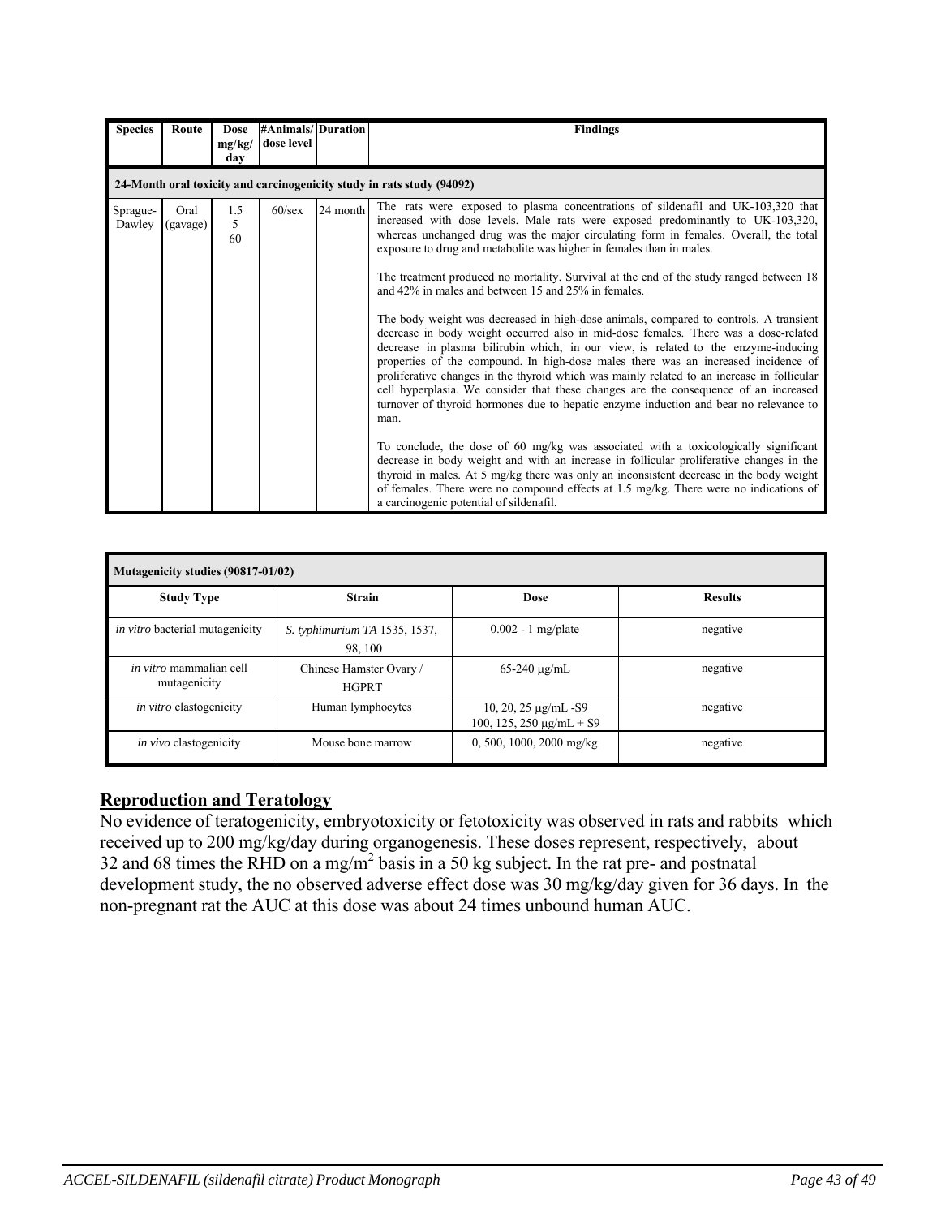| Species | Route | Dose mg/kg/ day | #Animals/ dose level | Duration | Findings |
|---|---|---|---|---|---|
| **24-Month oral toxicity and carcinogenicity study in rats study (94092)** | | | | | |
| Sprague-Dawley | Oral (gavage) | 1.5<br>5<br>60 | 60/sex | 24 month | The rats were exposed to plasma concentrations of sildenafil and UK-103,320 that increased with dose levels. Male rats were exposed predominantly to UK-103,320, whereas unchanged drug was the major circulating form in females. Overall, the total exposure to drug and metabolite was higher in females than in males.<br><br>The treatment produced no mortality. Survival at the end of the study ranged between 18 and 42% in males and between 15 and 25% in females.<br><br>The body weight was decreased in high-dose animals, compared to controls. A transient decrease in body weight occurred also in mid-dose females. There was a dose-related decrease in plasma bilirubin which, in our view, is related to the enzyme-inducing properties of the compound. In high-dose males there was an increased incidence of proliferative changes in the thyroid which was mainly related to an increase in follicular cell hyperplasia. We consider that these changes are the consequence of an increased turnover of thyroid hormones due to hepatic enzyme induction and bear no relevance to man.<br><br>To conclude, the dose of 60 mg/kg was associated with a toxicologically significant decrease in body weight and with an increase in follicular proliferative changes in the thyroid in males. At 5 mg/kg there was only an inconsistent decrease in the body weight of females. There were no compound effects at 1.5 mg/kg. There were no indications of a carcinogenic potential of sildenafil. |

| **Mutagenicity studies (90817-01/02)** | | | |
|---|---|---|---|
| **Study Type** | **Strain** | **Dose** | **Results** |
| *in vitro* bacterial mutagenicity | *S. typhimurium TA* 1535, 1537, 98, 100 | 0.002 - 1 mg/plate | negative |
| *in vitro* mammalian cell mutagenicity | Chinese Hamster Ovary / HGPRT | 65-240 μg/mL | negative |
| *in vitro* clastogenicity | Human lymphocytes | 10, 20, 25 μg/mL -S9<br>100, 125, 250 μg/mL + S9 | negative |
| *in vivo* clastogenicity | Mouse bone marrow | 0, 500, 1000, 2000 mg/kg | negative |

## Reproduction and Teratology

No evidence of teratogenicity, embryotoxicity or fetotoxicity was observed in rats and rabbits which received up to 200 mg/kg/day during organogenesis. These doses represent, respectively, about 32 and 68 times the RHD on a mg/m$^2$ basis in a 50 kg subject. In the rat pre- and postnatal development study, the no observed adverse effect dose was 30 mg/kg/day given for 36 days. In the non-pregnant rat the AUC at this dose was about 24 times unbound human AUC.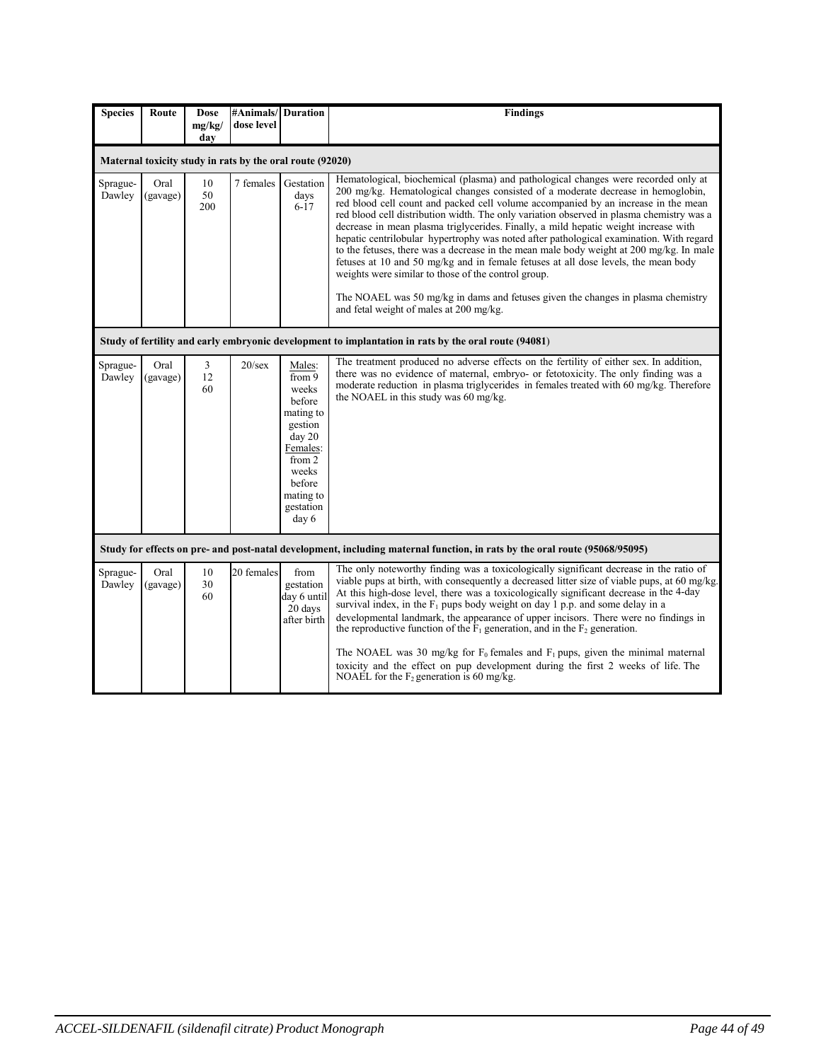| Species | Route | Dose mg/kg/ day | #Animals/ dose level | Duration | Findings |
|---|---|---|---|---|---|
| **Maternal toxicity study in rats by the oral route (92020)** | | | | | |
| Sprague-Dawley | Oral (gavage) | 10<br>50<br>200 | 7 females | Gestation days 6-17 | Hematological, biochemical (plasma) and pathological changes were recorded only at 200 mg/kg. Hematological changes consisted of a moderate decrease in hemoglobin, red blood cell count and packed cell volume accompanied by an increase in the mean red blood cell distribution width. The only variation observed in plasma chemistry was a decrease in mean plasma triglycerides. Finally, a mild hepatic weight increase with hepatic centrilobular hypertrophy was noted after pathological examination. With regard to the fetuses, there was a decrease in the mean male body weight at 200 mg/kg. In male fetuses at 10 and 50 mg/kg and in female fetuses at all dose levels, the mean body weights were similar to those of the control group.<br><br>The NOAEL was 50 mg/kg in dams and fetuses given the changes in plasma chemistry and fetal weight of males at 200 mg/kg. |
| **Study of fertility and early embryonic development to implantation in rats by the oral route (94081)** | | | | | |
| Sprague-Dawley | Oral (gavage) | 3<br>12<br>60 | 20/sex | Males: from 9 weeks before mating to gestion day 20<br>Females: from 2 weeks before mating to gestation day 6 | The treatment produced no adverse effects on the fertility of either sex. In addition, there was no evidence of maternal, embryo- or fetotoxicity. The only finding was a moderate reduction in plasma triglycerides in females treated with 60 mg/kg. Therefore the NOAEL in this study was 60 mg/kg. |
| **Study for effects on pre- and post-natal development, including maternal function, in rats by the oral route (95068/95095)** | | | | | |
| Sprague-Dawley | Oral (gavage) | 10<br>30<br>60 | 20 females | from gestation day 6 until 20 days after birth | The only noteworthy finding was a toxicologically significant decrease in the ratio of viable pups at birth, with consequently a decreased litter size of viable pups, at 60 mg/kg. At this high-dose level, there was a toxicologically significant decrease in the 4-day survival index, in the $F_1$ pups body weight on day 1 p.p. and some delay in a developmental landmark, the appearance of upper incisors. There were no findings in the reproductive function of the $F_1$ generation, and in the $F_2$ generation.<br><br>The NOAEL was 30 mg/kg for $F_0$ females and $F_1$ pups, given the minimal maternal toxicity and the effect on pup development during the first 2 weeks of life. The NOAEL for the $F_2$ generation is 60 mg/kg. |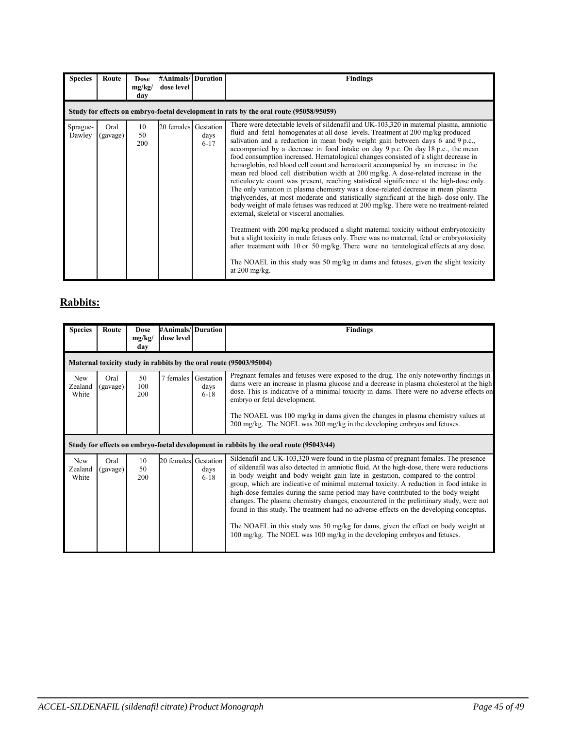| Species | Route | Dose mg/kg/ day | #Animals/ dose level | Duration | Findings |
|---|---|---|---|---|---|
| **Study for effects on embryo-foetal development in rats by the oral route (95058/95059)** | | | | | |
| Sprague-Dawley | Oral (gavage) | 10<br>50<br>200 | 20 females | Gestation days 6-17 | There were detectable levels of sildenafil and UK-103,320 in maternal plasma, amniotic fluid and fetal homogenates at all dose levels. Treatment at 200 mg/kg produced salivation and a reduction in mean body weight gain between days 6 and 9 p.c., accompanied by a decrease in food intake on day 9 p.c. On day 18 p.c., the mean food consumption increased. Hematological changes consisted of a slight decrease in hemoglobin, red blood cell count and hematocrit accompanied by an increase in the mean red blood cell distribution width at 200 mg/kg. A dose-related increase in the reticulocyte count was present, reaching statistical significance at the high-dose only. The only variation in plasma chemistry was a dose-related decrease in mean plasma triglycerides, at most moderate and statistically significant at the high- dose only. The body weight of male fetuses was reduced at 200 mg/kg. There were no treatment-related external, skeletal or visceral anomalies.<br><br>Treatment with 200 mg/kg produced a slight maternal toxicity without embryotoxicity but a slight toxicity in male fetuses only. There was no maternal, fetal or embryotoxicity after treatment with 10 or 50 mg/kg. There were no teratological effects at any dose.<br><br>The NOAEL in this study was 50 mg/kg in dams and fetuses, given the slight toxicity at 200 mg/kg. |

## Rabbits:

| Species | Route | Dose mg/kg/ day | #Animals/ dose level | Duration | Findings |
|---|---|---|---|---|---|
| **Maternal toxicity study in rabbits by the oral route (95003/95004)** | | | | | |
| New Zealand White | Oral (gavage) | 50<br>100<br>200 | 7 females | Gestation days 6-18 | Pregnant females and fetuses were exposed to the drug. The only noteworthy findings in dams were an increase in plasma glucose and a decrease in plasma cholesterol at the high dose. This is indicative of a minimal toxicity in dams. There were no adverse effects on embryo or fetal development.<br><br>The NOAEL was 100 mg/kg in dams given the changes in plasma chemistry values at 200 mg/kg. The NOEL was 200 mg/kg in the developing embryos and fetuses. |
| **Study for effects on embryo-foetal development in rabbits by the oral route (95043/44)** | | | | | |
| New Zealand White | Oral (gavage) | 10<br>50<br>200 | 20 females | Gestation days 6-18 | Sildenafil and UK-103,320 were found in the plasma of pregnant females. The presence of sildenafil was also detected in amniotic fluid. At the high-dose, there were reductions in body weight and body weight gain late in gestation, compared to the control group, which are indicative of minimal maternal toxicity. A reduction in food intake in high-dose females during the same period may have contributed to the body weight changes. The plasma chemistry changes, encountered in the preliminary study, were not found in this study. The treatment had no adverse effects on the developing conceptus.<br><br>The NOAEL in this study was 50 mg/kg for dams, given the effect on body weight at 100 mg/kg. The NOEL was 100 mg/kg in the developing embryos and fetuses. |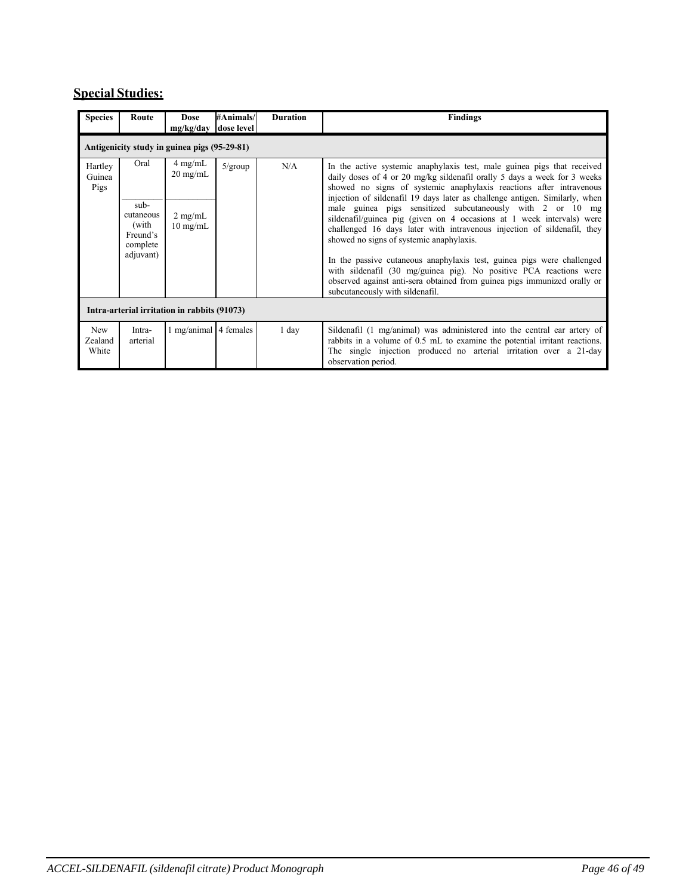## **Special Studies:**

| Species | Route | Dose mg/kg/day | #Animals/ dose level | Duration | Findings |
|---|---|---|---|---|---|
| **Antigenicity study in guinea pigs (95-29-81)** | | | | | |
| Hartley Guinea Pigs | Oral<br><br>sub-cutaneous (with Freund's complete adjuvant) | 4 mg/mL<br>20 mg/mL<br><br>2 mg/mL<br>10 mg/mL | 5/group | N/A | In the active systemic anaphylaxis test, male guinea pigs that received daily doses of 4 or 20 mg/kg sildenafil orally 5 days a week for 3 weeks showed no signs of systemic anaphylaxis reactions after intravenous injection of sildenafil 19 days later as challenge antigen. Similarly, when male guinea pigs sensitized subcutaneously with 2 or 10 mg sildenafil/guinea pig (given on 4 occasions at 1 week intervals) were challenged 16 days later with intravenous injection of sildenafil, they showed no signs of systemic anaphylaxis.<br><br>In the passive cutaneous anaphylaxis test, guinea pigs were challenged with sildenafil (30 mg/guinea pig). No positive PCA reactions were observed against anti-sera obtained from guinea pigs immunized orally or subcutaneously with sildenafil. |
| **Intra-arterial irritation in rabbits (91073)** | | | | | |
| New Zealand White | Intra-arterial | 1 mg/animal | 4 females | 1 day | Sildenafil (1 mg/animal) was administered into the central ear artery of rabbits in a volume of 0.5 mL to examine the potential irritant reactions. The single injection produced no arterial irritation over a 21-day observation period. |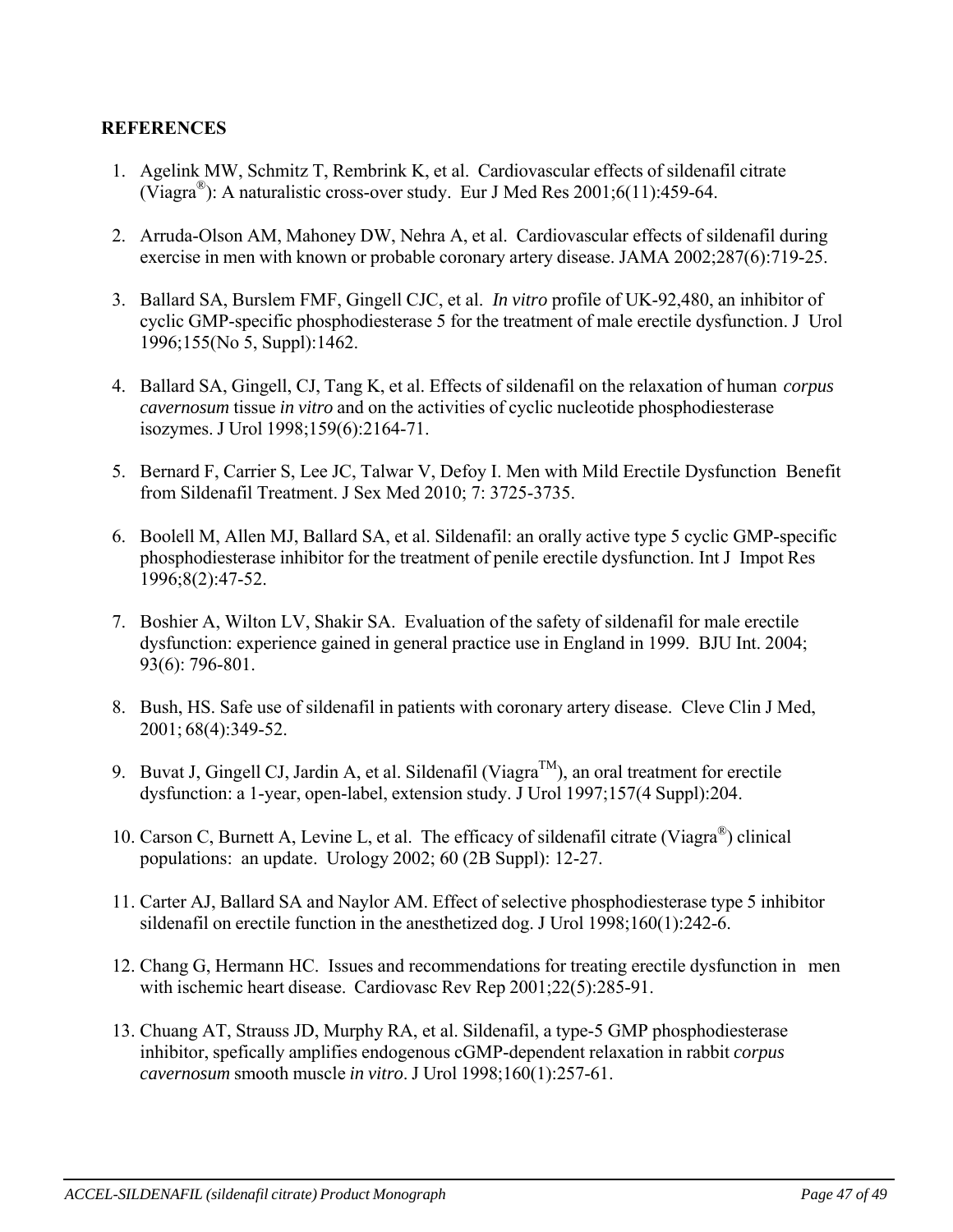**REFERENCES**

1. Agelink MW, Schmitz T, Rembrink K, et al. Cardiovascular effects of sildenafil citrate (Viagra®): A naturalistic cross-over study. Eur J Med Res 2001;6(11):459-64.

2. Arruda-Olson AM, Mahoney DW, Nehra A, et al. Cardiovascular effects of sildenafil during exercise in men with known or probable coronary artery disease. JAMA 2002;287(6):719-25.

3. Ballard SA, Burslem FMF, Gingell CJC, et al. *In vitro* profile of UK-92,480, an inhibitor of cyclic GMP-specific phosphodiesterase 5 for the treatment of male erectile dysfunction. J Urol 1996;155(No 5, Suppl):1462.

4. Ballard SA, Gingell, CJ, Tang K, et al. Effects of sildenafil on the relaxation of human *corpus cavernosum* tissue *in vitro* and on the activities of cyclic nucleotide phosphodiesterase isozymes. J Urol 1998;159(6):2164-71.

5. Bernard F, Carrier S, Lee JC, Talwar V, Defoy I. Men with Mild Erectile Dysfunction Benefit from Sildenafil Treatment. J Sex Med 2010; 7: 3725-3735.

6. Boolell M, Allen MJ, Ballard SA, et al. Sildenafil: an orally active type 5 cyclic GMP-specific phosphodiesterase inhibitor for the treatment of penile erectile dysfunction. Int J Impot Res 1996;8(2):47-52.

7. Boshier A, Wilton LV, Shakir SA. Evaluation of the safety of sildenafil for male erectile dysfunction: experience gained in general practice use in England in 1999. BJU Int. 2004; 93(6): 796-801.

8. Bush, HS. Safe use of sildenafil in patients with coronary artery disease. Cleve Clin J Med, 2001; 68(4):349-52.

9. Buvat J, Gingell CJ, Jardin A, et al. Sildenafil (Viagra™), an oral treatment for erectile dysfunction: a 1-year, open-label, extension study. J Urol 1997;157(4 Suppl):204.

10. Carson C, Burnett A, Levine L, et al. The efficacy of sildenafil citrate (Viagra®) clinical populations: an update. Urology 2002; 60 (2B Suppl): 12-27.

11. Carter AJ, Ballard SA and Naylor AM. Effect of selective phosphodiesterase type 5 inhibitor sildenafil on erectile function in the anesthetized dog. J Urol 1998;160(1):242-6.

12. Chang G, Hermann HC. Issues and recommendations for treating erectile dysfunction in men with ischemic heart disease. Cardiovasc Rev Rep 2001;22(5):285-91.

13. Chuang AT, Strauss JD, Murphy RA, et al. Sildenafil, a type-5 GMP phosphodiesterase inhibitor, spefically amplifies endogenous cGMP-dependent relaxation in rabbit *corpus cavernosum* smooth muscle *in vitro*. J Urol 1998;160(1):257-61.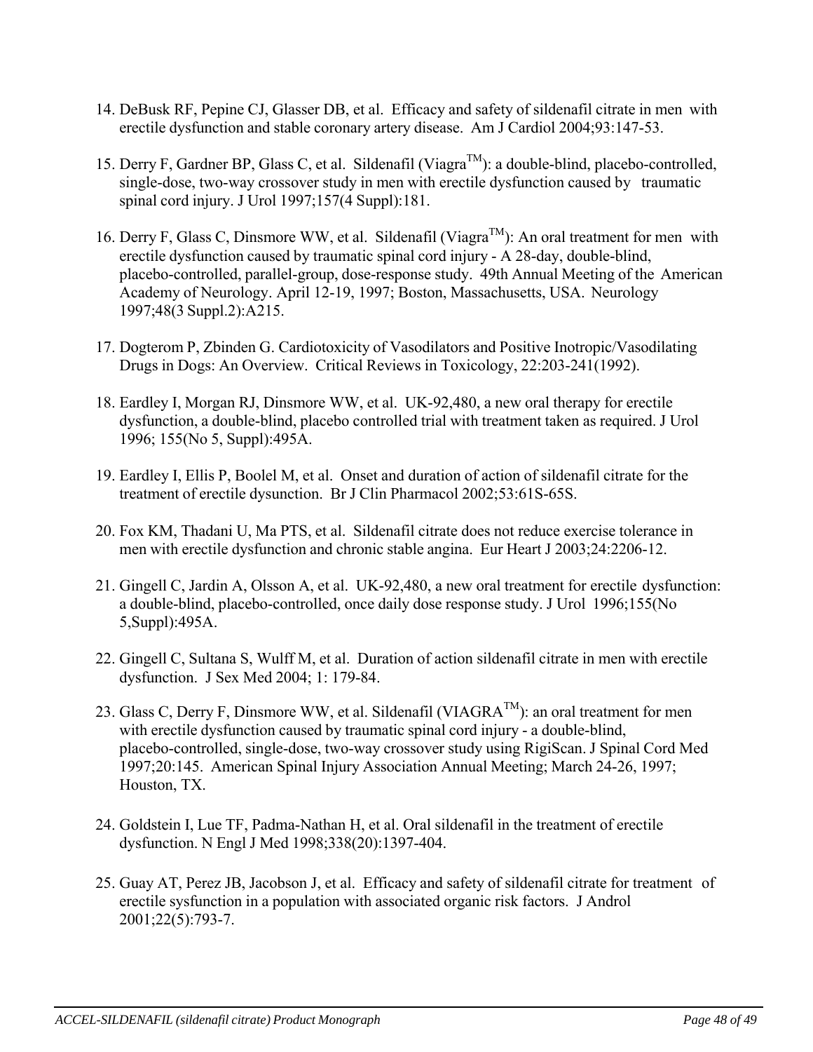14. DeBusk RF, Pepine CJ, Glasser DB, et al. Efficacy and safety of sildenafil citrate in men with erectile dysfunction and stable coronary artery disease. Am J Cardiol 2004;93:147-53.

15. Derry F, Gardner BP, Glass C, et al. Sildenafil (Viagra™): a double-blind, placebo-controlled, single-dose, two-way crossover study in men with erectile dysfunction caused by traumatic spinal cord injury. J Urol 1997;157(4 Suppl):181.

16. Derry F, Glass C, Dinsmore WW, et al. Sildenafil (Viagra™): An oral treatment for men with erectile dysfunction caused by traumatic spinal cord injury - A 28-day, double-blind, placebo-controlled, parallel-group, dose-response study. 49th Annual Meeting of the American Academy of Neurology. April 12-19, 1997; Boston, Massachusetts, USA. Neurology 1997;48(3 Suppl.2):A215.

17. Dogterom P, Zbinden G. Cardiotoxicity of Vasodilators and Positive Inotropic/Vasodilating Drugs in Dogs: An Overview. Critical Reviews in Toxicology, 22:203-241(1992).

18. Eardley I, Morgan RJ, Dinsmore WW, et al. UK-92,480, a new oral therapy for erectile dysfunction, a double-blind, placebo controlled trial with treatment taken as required. J Urol 1996; 155(No 5, Suppl):495A.

19. Eardley I, Ellis P, Boolel M, et al. Onset and duration of action of sildenafil citrate for the treatment of erectile dysunction. Br J Clin Pharmacol 2002;53:61S-65S.

20. Fox KM, Thadani U, Ma PTS, et al. Sildenafil citrate does not reduce exercise tolerance in men with erectile dysfunction and chronic stable angina. Eur Heart J 2003;24:2206-12.

21. Gingell C, Jardin A, Olsson A, et al. UK-92,480, a new oral treatment for erectile dysfunction: a double-blind, placebo-controlled, once daily dose response study. J Urol 1996;155(No 5,Suppl):495A.

22. Gingell C, Sultana S, Wulff M, et al. Duration of action sildenafil citrate in men with erectile dysfunction. J Sex Med 2004; 1: 179-84.

23. Glass C, Derry F, Dinsmore WW, et al. Sildenafil (VIAGRA™): an oral treatment for men with erectile dysfunction caused by traumatic spinal cord injury - a double-blind, placebo-controlled, single-dose, two-way crossover study using RigiScan. J Spinal Cord Med 1997;20:145. American Spinal Injury Association Annual Meeting; March 24-26, 1997; Houston, TX.

24. Goldstein I, Lue TF, Padma-Nathan H, et al. Oral sildenafil in the treatment of erectile dysfunction. N Engl J Med 1998;338(20):1397-404.

25. Guay AT, Perez JB, Jacobson J, et al. Efficacy and safety of sildenafil citrate for treatment of erectile sysfunction in a population with associated organic risk factors. J Androl 2001;22(5):793-7.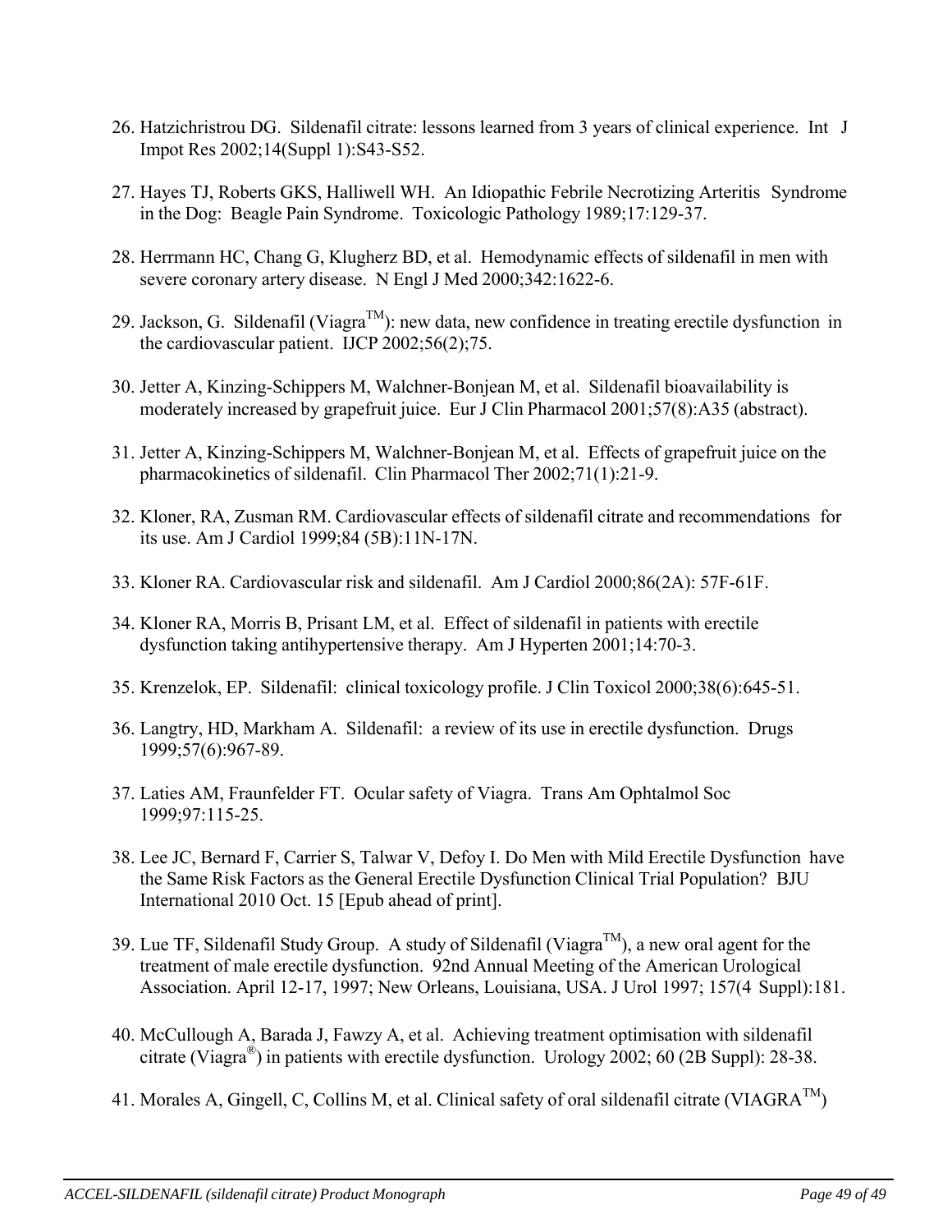26. Hatzichristrou DG. Sildenafil citrate: lessons learned from 3 years of clinical experience. Int J Impot Res 2002;14(Suppl 1):S43-S52.

27. Hayes TJ, Roberts GKS, Halliwell WH. An Idiopathic Febrile Necrotizing Arteritis Syndrome in the Dog: Beagle Pain Syndrome. Toxicologic Pathology 1989;17:129-37.

28. Herrmann HC, Chang G, Klugherz BD, et al. Hemodynamic effects of sildenafil in men with severe coronary artery disease. N Engl J Med 2000;342:1622-6.

29. Jackson, G. Sildenafil (Viagra™): new data, new confidence in treating erectile dysfunction in the cardiovascular patient. IJCP 2002;56(2);75.

30. Jetter A, Kinzing-Schippers M, Walchner-Bonjean M, et al. Sildenafil bioavailability is moderately increased by grapefruit juice. Eur J Clin Pharmacol 2001;57(8):A35 (abstract).

31. Jetter A, Kinzing-Schippers M, Walchner-Bonjean M, et al. Effects of grapefruit juice on the pharmacokinetics of sildenafil. Clin Pharmacol Ther 2002;71(1):21-9.

32. Kloner, RA, Zusman RM. Cardiovascular effects of sildenafil citrate and recommendations for its use. Am J Cardiol 1999;84 (5B):11N-17N.

33. Kloner RA. Cardiovascular risk and sildenafil. Am J Cardiol 2000;86(2A): 57F-61F.

34. Kloner RA, Morris B, Prisant LM, et al. Effect of sildenafil in patients with erectile dysfunction taking antihypertensive therapy. Am J Hyperten 2001;14:70-3.

35. Krenzelok, EP. Sildenafil: clinical toxicology profile. J Clin Toxicol 2000;38(6):645-51.

36. Langtry, HD, Markham A. Sildenafil: a review of its use in erectile dysfunction. Drugs 1999;57(6):967-89.

37. Laties AM, Fraunfelder FT. Ocular safety of Viagra. Trans Am Ophtalmol Soc 1999;97:115-25.

38. Lee JC, Bernard F, Carrier S, Talwar V, Defoy I. Do Men with Mild Erectile Dysfunction have the Same Risk Factors as the General Erectile Dysfunction Clinical Trial Population? BJU International 2010 Oct. 15 [Epub ahead of print].

39. Lue TF, Sildenafil Study Group. A study of Sildenafil (Viagra™), a new oral agent for the treatment of male erectile dysfunction. 92nd Annual Meeting of the American Urological Association. April 12-17, 1997; New Orleans, Louisiana, USA. J Urol 1997; 157(4 Suppl):181.

40. McCullough A, Barada J, Fawzy A, et al. Achieving treatment optimisation with sildenafil citrate (Viagra®) in patients with erectile dysfunction. Urology 2002; 60 (2B Suppl): 28-38.

41. Morales A, Gingell, C, Collins M, et al. Clinical safety of oral sildenafil citrate (VIAGRA™)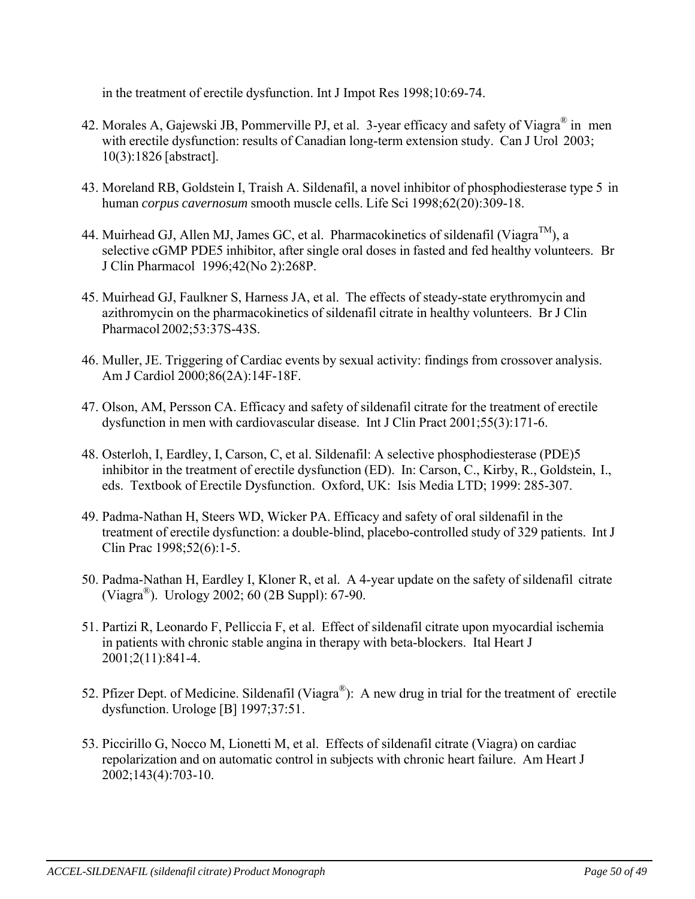in the treatment of erectile dysfunction. Int J Impot Res 1998;10:69-74.

42. Morales A, Gajewski JB, Pommerville PJ, et al. 3-year efficacy and safety of Viagra® in men with erectile dysfunction: results of Canadian long-term extension study. Can J Urol 2003; 10(3):1826 [abstract].

43. Moreland RB, Goldstein I, Traish A. Sildenafil, a novel inhibitor of phosphodiesterase type 5 in human *corpus cavernosum* smooth muscle cells. Life Sci 1998;62(20):309-18.

44. Muirhead GJ, Allen MJ, James GC, et al. Pharmacokinetics of sildenafil (Viagra™), a selective cGMP PDE5 inhibitor, after single oral doses in fasted and fed healthy volunteers. Br J Clin Pharmacol 1996;42(No 2):268P.

45. Muirhead GJ, Faulkner S, Harness JA, et al. The effects of steady-state erythromycin and azithromycin on the pharmacokinetics of sildenafil citrate in healthy volunteers. Br J Clin Pharmacol 2002;53:37S-43S.

46. Muller, JE. Triggering of Cardiac events by sexual activity: findings from crossover analysis. Am J Cardiol 2000;86(2A):14F-18F.

47. Olson, AM, Persson CA. Efficacy and safety of sildenafil citrate for the treatment of erectile dysfunction in men with cardiovascular disease. Int J Clin Pract 2001;55(3):171-6.

48. Osterloh, I, Eardley, I, Carson, C, et al. Sildenafil: A selective phosphodiesterase (PDE)5 inhibitor in the treatment of erectile dysfunction (ED). In: Carson, C., Kirby, R., Goldstein, I., eds. Textbook of Erectile Dysfunction. Oxford, UK: Isis Media LTD; 1999: 285-307.

49. Padma-Nathan H, Steers WD, Wicker PA. Efficacy and safety of oral sildenafil in the treatment of erectile dysfunction: a double-blind, placebo-controlled study of 329 patients. Int J Clin Prac 1998;52(6):1-5.

50. Padma-Nathan H, Eardley I, Kloner R, et al. A 4-year update on the safety of sildenafil citrate (Viagra®). Urology 2002; 60 (2B Suppl): 67-90.

51. Partizi R, Leonardo F, Pelliccia F, et al. Effect of sildenafil citrate upon myocardial ischemia in patients with chronic stable angina in therapy with beta-blockers. Ital Heart J 2001;2(11):841-4.

52. Pfizer Dept. of Medicine. Sildenafil (Viagra®): A new drug in trial for the treatment of erectile dysfunction. Urologe [B] 1997;37:51.

53. Piccirillo G, Nocco M, Lionetti M, et al. Effects of sildenafil citrate (Viagra) on cardiac repolarization and on automatic control in subjects with chronic heart failure. Am Heart J 2002;143(4):703-10.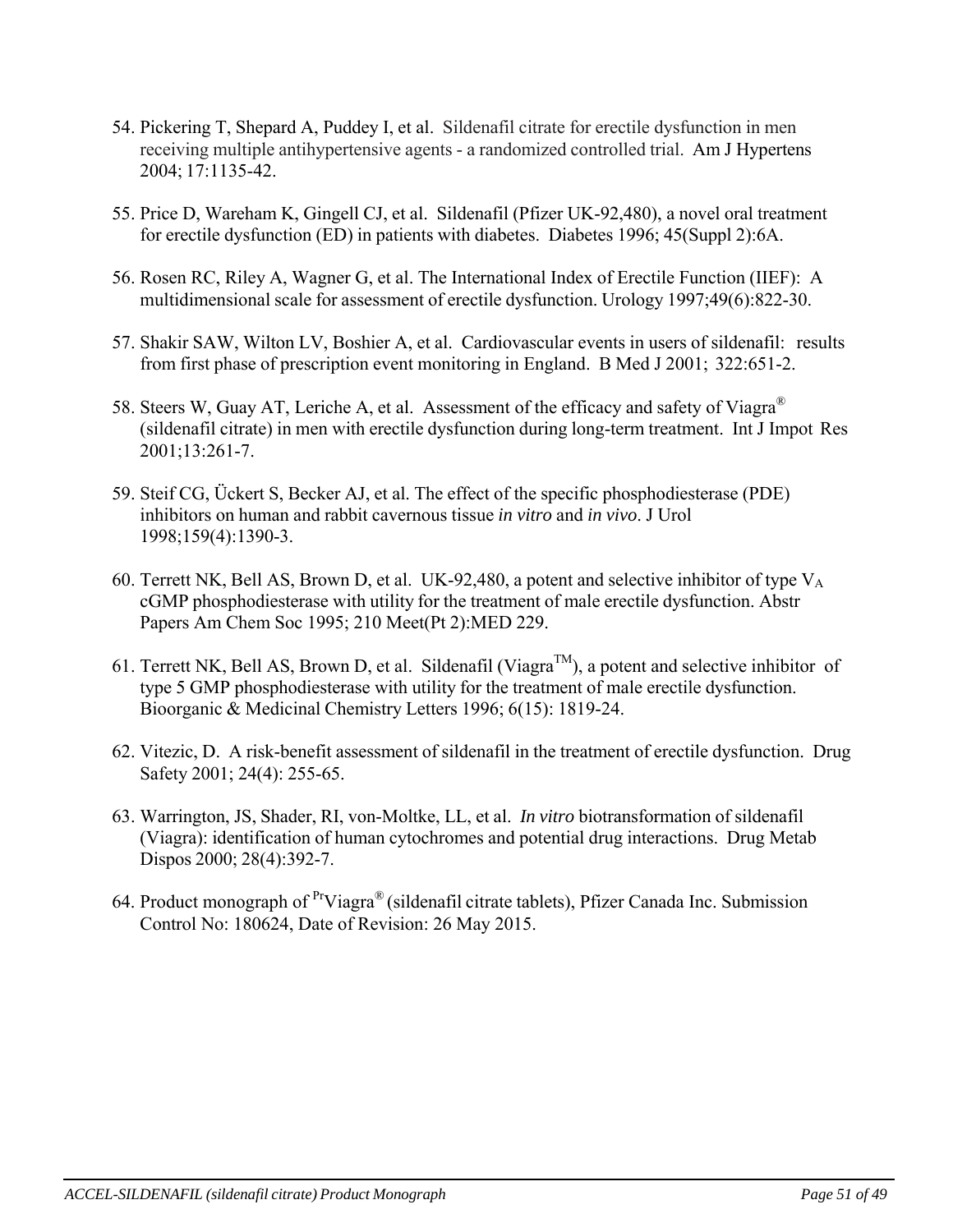54. Pickering T, Shepard A, Puddey I, et al. Sildenafil citrate for erectile dysfunction in men receiving multiple antihypertensive agents - a randomized controlled trial. Am J Hypertens 2004; 17:1135-42.

55. Price D, Wareham K, Gingell CJ, et al. Sildenafil (Pfizer UK-92,480), a novel oral treatment for erectile dysfunction (ED) in patients with diabetes. Diabetes 1996; 45(Suppl 2):6A.

56. Rosen RC, Riley A, Wagner G, et al. The International Index of Erectile Function (IIEF): A multidimensional scale for assessment of erectile dysfunction. Urology 1997;49(6):822-30.

57. Shakir SAW, Wilton LV, Boshier A, et al. Cardiovascular events in users of sildenafil: results from first phase of prescription event monitoring in England. B Med J 2001; 322:651-2.

58. Steers W, Guay AT, Leriche A, et al. Assessment of the efficacy and safety of Viagra® (sildenafil citrate) in men with erectile dysfunction during long-term treatment. Int J Impot Res 2001;13:261-7.

59. Steif CG, Ückert S, Becker AJ, et al. The effect of the specific phosphodiesterase (PDE) inhibitors on human and rabbit cavernous tissue *in vitro* and *in vivo*. J Urol 1998;159(4):1390-3.

60. Terrett NK, Bell AS, Brown D, et al. UK-92,480, a potent and selective inhibitor of type $V_A$ cGMP phosphodiesterase with utility for the treatment of male erectile dysfunction. Abstr Papers Am Chem Soc 1995; 210 Meet(Pt 2):MED 229.

61. Terrett NK, Bell AS, Brown D, et al. Sildenafil (Viagra™), a potent and selective inhibitor of type 5 GMP phosphodiesterase with utility for the treatment of male erectile dysfunction. Bioorganic & Medicinal Chemistry Letters 1996; 6(15): 1819-24.

62. Vitezic, D. A risk-benefit assessment of sildenafil in the treatment of erectile dysfunction. Drug Safety 2001; 24(4): 255-65.

63. Warrington, JS, Shader, RI, von-Moltke, LL, et al. *In vitro* biotransformation of sildenafil (Viagra): identification of human cytochromes and potential drug interactions. Drug Metab Dispos 2000; 28(4):392-7.

64. Product monograph of [Pr]Viagra® (sildenafil citrate tablets), Pfizer Canada Inc. Submission Control No: 180624, Date of Revision: 26 May 2015.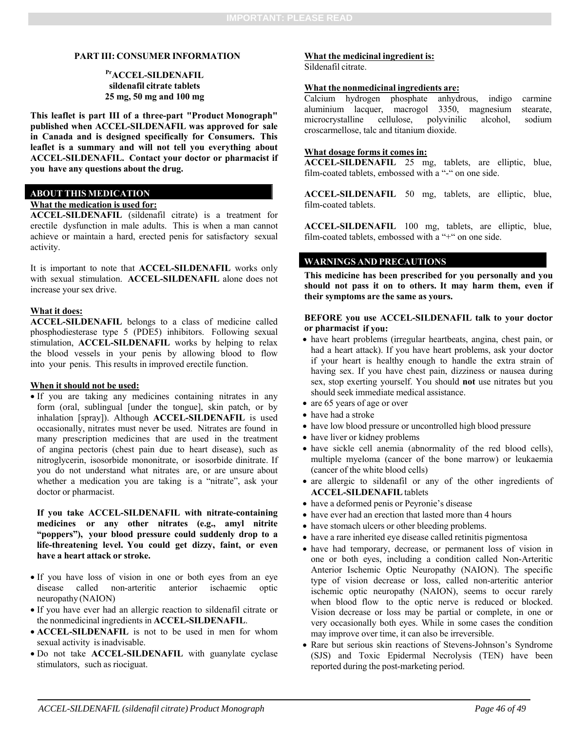## PART III: CONSUMER INFORMATION

**PrACCEL-SILDENAFIL**
**sildenafil citrate tablets**
**25 mg, 50 mg and 100 mg**

**This leaflet is part III of a three-part "Product Monograph" published when ACCEL-SILDENAFIL was approved for sale in Canada and is designed specifically for Consumers. This leaflet is a summary and will not tell you everything about ACCEL-SILDENAFIL. Contact your doctor or pharmacist if you have any questions about the drug.**

### ABOUT THIS MEDICATION

**What the medication is used for:**

**ACCEL-SILDENAFIL** (sildenafil citrate) is a treatment for erectile dysfunction in male adults. This is when a man cannot achieve or maintain a hard, erected penis for satisfactory sexual activity.

It is important to note that **ACCEL-SILDENAFIL** works only with sexual stimulation. **ACCEL-SILDENAFIL** alone does not increase your sex drive.

**What it does:**

**ACCEL-SILDENAFIL** belongs to a class of medicine called phosphodiesterase type 5 (PDE5) inhibitors. Following sexual stimulation, **ACCEL-SILDENAFIL** works by helping to relax the blood vessels in your penis by allowing blood to flow into your penis. This results in improved erectile function.

**When it should not be used:**

- If you are taking any medicines containing nitrates in any form (oral, sublingual [under the tongue], skin patch, or by inhalation [spray]). Although **ACCEL-SILDENAFIL** is used occasionally, nitrates must never be used. Nitrates are found in many prescription medicines that are used in the treatment of angina pectoris (chest pain due to heart disease), such as nitroglycerin, isosorbide mononitrate, or isosorbide dinitrate. If you do not understand what nitrates are, or are unsure about whether a medication you are taking is a "nitrate", ask your doctor or pharmacist.

  **If you take ACCEL-SILDENAFIL with nitrate-containing medicines or any other nitrates (e.g., amyl nitrite "poppers"), your blood pressure could suddenly drop to a life-threatening level. You could get dizzy, faint, or even have a heart attack or stroke.**

- If you have loss of vision in one or both eyes from an eye disease called non-arteritic anterior ischaemic optic neuropathy (NAION)
- If you have ever had an allergic reaction to sildenafil citrate or the nonmedicinal ingredients in **ACCEL-SILDENAFIL**.
- **ACCEL-SILDENAFIL** is not to be used in men for whom sexual activity is inadvisable.
- Do not take **ACCEL-SILDENAFIL** with guanylate cyclase stimulators, such as riociguat.

**What the medicinal ingredient is:**

Sildenafil citrate.

**What the nonmedicinal ingredients are:**

Calcium hydrogen phosphate anhydrous, indigo carmine aluminium lacquer, macrogol 3350, magnesium stearate, microcrystalline cellulose, polyvinilic alcohol, sodium croscarmellose, talc and titanium dioxide.

**What dosage forms it comes in:**

**ACCEL-SILDENAFIL** 25 mg, tablets, are elliptic, blue, film-coated tablets, embossed with a "-" on one side.

**ACCEL-SILDENAFIL** 50 mg, tablets, are elliptic, blue, film-coated tablets.

**ACCEL-SILDENAFIL** 100 mg, tablets, are elliptic, blue, film-coated tablets, embossed with a "+" on one side.

### WARNINGS AND PRECAUTIONS

**This medicine has been prescribed for you personally and you should not pass it on to others. It may harm them, even if their symptoms are the same as yours.**

**BEFORE you use ACCEL-SILDENAFIL talk to your doctor or pharmacist if you:**

- have heart problems (irregular heartbeats, angina, chest pain, or had a heart attack). If you have heart problems, ask your doctor if your heart is healthy enough to handle the extra strain of having sex. If you have chest pain, dizziness or nausea during sex, stop exerting yourself. You should **not** use nitrates but you should seek immediate medical assistance.
- are 65 years of age or over
- have had a stroke
- have low blood pressure or uncontrolled high blood pressure
- have liver or kidney problems
- have sickle cell anemia (abnormality of the red blood cells), multiple myeloma (cancer of the bone marrow) or leukaemia (cancer of the white blood cells)
- are allergic to sildenafil or any of the other ingredients of **ACCEL-SILDENAFIL** tablets
- have a deformed penis or Peyronie's disease
- have ever had an erection that lasted more than 4 hours
- have stomach ulcers or other bleeding problems.
- have a rare inherited eye disease called retinitis pigmentosa
- have had temporary, decrease, or permanent loss of vision in one or both eyes, including a condition called Non-Arteritic Anterior Ischemic Optic Neuropathy (NAION). The specific type of vision decrease or loss, called non-arteritic anterior ischemic optic neuropathy (NAION), seems to occur rarely when blood flow to the optic nerve is reduced or blocked. Vision decrease or loss may be partial or complete, in one or very occasionally both eyes. While in some cases the condition may improve over time, it can also be irreversible.
- Rare but serious skin reactions of Stevens-Johnson's Syndrome (SJS) and Toxic Epidermal Necrolysis (TEN) have been reported during the post-marketing period.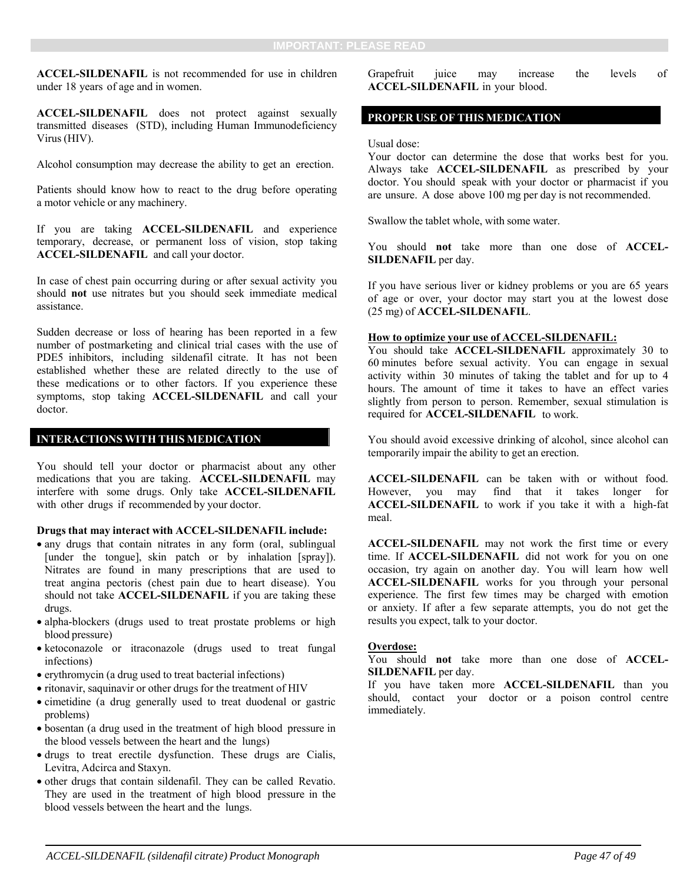ACCEL-SILDENAFIL is not recommended for use in children under 18 years of age and in women.

ACCEL-SILDENAFIL does not protect against sexually transmitted diseases (STD), including Human Immunodeficiency Virus (HIV).

Alcohol consumption may decrease the ability to get an erection.

Patients should know how to react to the drug before operating a motor vehicle or any machinery.

If you are taking **ACCEL-SILDENAFIL** and experience temporary, decrease, or permanent loss of vision, stop taking **ACCEL-SILDENAFIL** and call your doctor.

In case of chest pain occurring during or after sexual activity you should **not** use nitrates but you should seek immediate medical assistance.

Sudden decrease or loss of hearing has been reported in a few number of postmarketing and clinical trial cases with the use of PDE5 inhibitors, including sildenafil citrate. It has not been established whether these are related directly to the use of these medications or to other factors. If you experience these symptoms, stop taking **ACCEL-SILDENAFIL** and call your doctor.

## INTERACTIONS WITH THIS MEDICATION

You should tell your doctor or pharmacist about any other medications that you are taking. **ACCEL-SILDENAFIL** may interfere with some drugs. Only take **ACCEL-SILDENAFIL** with other drugs if recommended by your doctor.

**Drugs that may interact with ACCEL-SILDENAFIL include:**

- any drugs that contain nitrates in any form (oral, sublingual [under the tongue], skin patch or by inhalation [spray]). Nitrates are found in many prescriptions that are used to treat angina pectoris (chest pain due to heart disease). You should not take **ACCEL-SILDENAFIL** if you are taking these drugs.
- alpha-blockers (drugs used to treat prostate problems or high blood pressure)
- ketoconazole or itraconazole (drugs used to treat fungal infections)
- erythromycin (a drug used to treat bacterial infections)
- ritonavir, saquinavir or other drugs for the treatment of HIV
- cimetidine (a drug generally used to treat duodenal or gastric problems)
- bosentan (a drug used in the treatment of high blood pressure in the blood vessels between the heart and the lungs)
- drugs to treat erectile dysfunction. These drugs are Cialis, Levitra, Adcirca and Staxyn.
- other drugs that contain sildenafil. They can be called Revatio. They are used in the treatment of high blood pressure in the blood vessels between the heart and the lungs.

Grapefruit juice may increase the levels of **ACCEL-SILDENAFIL** in your blood.

## PROPER USE OF THIS MEDICATION

Usual dose:
Your doctor can determine the dose that works best for you. Always take **ACCEL-SILDENAFIL** as prescribed by your doctor. You should speak with your doctor or pharmacist if you are unsure. A dose above 100 mg per day is not recommended.

Swallow the tablet whole, with some water.

You should **not** take more than one dose of **ACCEL-SILDENAFIL** per day.

If you have serious liver or kidney problems or you are 65 years of age or over, your doctor may start you at the lowest dose (25 mg) of **ACCEL-SILDENAFIL**.

**How to optimize your use of ACCEL-SILDENAFIL:**
You should take **ACCEL-SILDENAFIL** approximately 30 to 60 minutes before sexual activity. You can engage in sexual activity within 30 minutes of taking the tablet and for up to 4 hours. The amount of time it takes to have an effect varies slightly from person to person. Remember, sexual stimulation is required for **ACCEL-SILDENAFIL** to work.

You should avoid excessive drinking of alcohol, since alcohol can temporarily impair the ability to get an erection.

**ACCEL-SILDENAFIL** can be taken with or without food. However, you may find that it takes longer for **ACCEL-SILDENAFIL** to work if you take it with a high-fat meal.

**ACCEL-SILDENAFIL** may not work the first time or every time. If **ACCEL-SILDENAFIL** did not work for you on one occasion, try again on another day. You will learn how well **ACCEL-SILDENAFIL** works for you through your personal experience. The first few times may be charged with emotion or anxiety. If after a few separate attempts, you do not get the results you expect, talk to your doctor.

**Overdose:**
You should **not** take more than one dose of **ACCEL-SILDENAFIL** per day.
If you have taken more **ACCEL-SILDENAFIL** than you should, contact your doctor or a poison control centre immediately.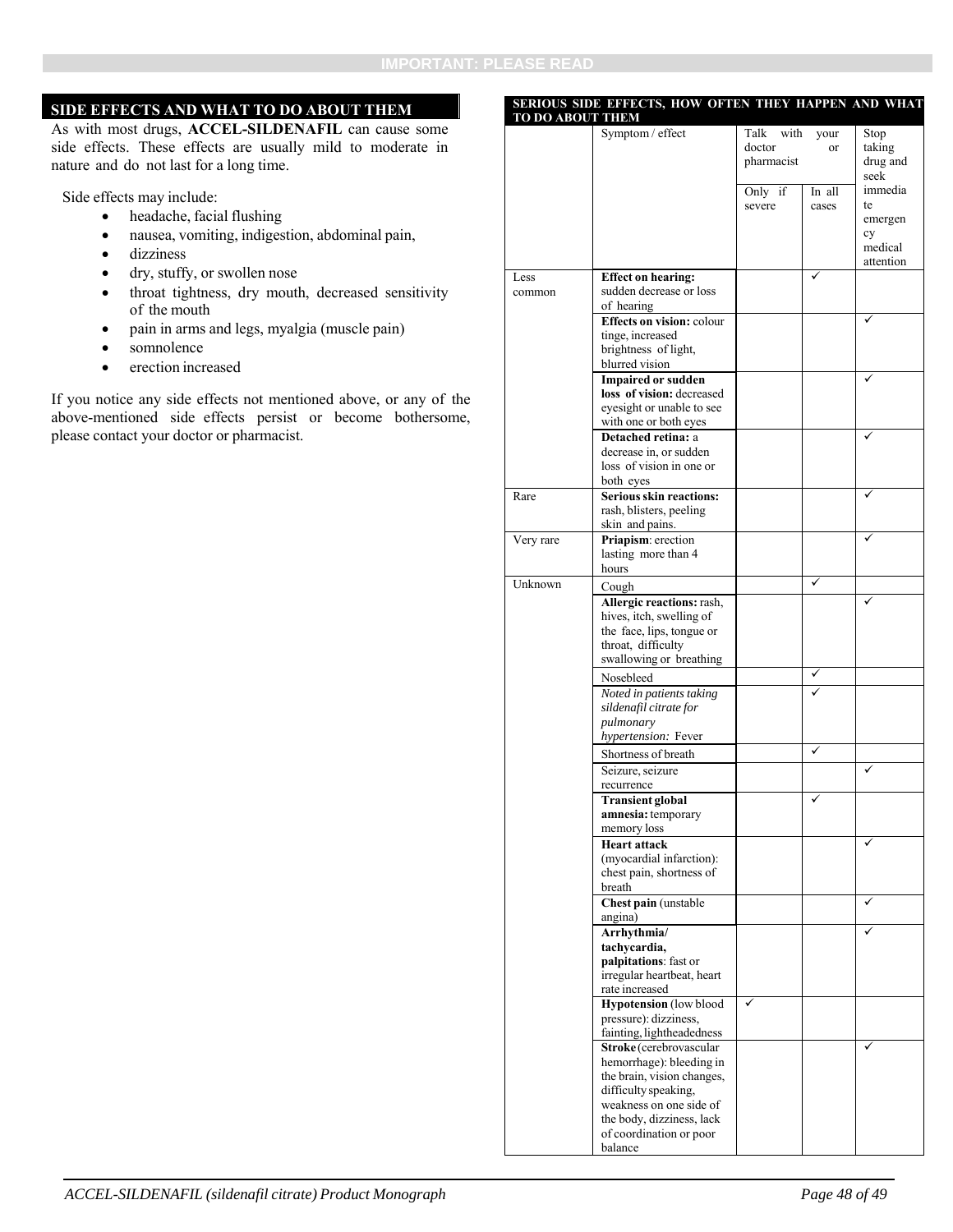## SIDE EFFECTS AND WHAT TO DO ABOUT THEM

As with most drugs, **ACCEL-SILDENAFIL** can cause some side effects. These effects are usually mild to moderate in nature and do not last for a long time.

Side effects may include:

- headache, facial flushing
- nausea, vomiting, indigestion, abdominal pain,
- dizziness
- dry, stuffy, or swollen nose
- throat tightness, dry mouth, decreased sensitivity of the mouth
- pain in arms and legs, myalgia (muscle pain)
- somnolence
- erection increased

If you notice any side effects not mentioned above, or any of the above-mentioned side effects persist or become bothersome, please contact your doctor or pharmacist.

**SERIOUS SIDE EFFECTS, HOW OFTEN THEY HAPPEN AND WHAT TO DO ABOUT THEM**

| | Symptom / effect | Talk with your doctor or pharmacist | | Stop taking drug and seek immediate emergency medical attention |
|---|---|---|---|---|
| | | Only if severe | In all cases | |
| Less common | **Effect on hearing:** sudden decrease or loss of hearing | | ✓ | |
| | **Effects on vision:** colour tinge, increased brightness of light, blurred vision | | | ✓ |
| | **Impaired or sudden loss of vision:** decreased eyesight or unable to see with one or both eyes | | | ✓ |
| | **Detached retina:** a decrease in, or sudden loss of vision in one or both eyes | | | ✓ |
| Rare | **Serious skin reactions:** rash, blisters, peeling skin and pains. | | | ✓ |
| Very rare | **Priapism**: erection lasting more than 4 hours | | | ✓ |
| Unknown | Cough | | ✓ | |
| | **Allergic reactions:** rash, hives, itch, swelling of the face, lips, tongue or throat, difficulty swallowing or breathing | | | ✓ |
| | Nosebleed | | ✓ | |
| | *Noted in patients taking sildenafil citrate for pulmonary hypertension:* Fever | | ✓ | |
| | Shortness of breath | | ✓ | |
| | Seizure, seizure recurrence | | | ✓ |
| | **Transient global amnesia:** temporary memory loss | | ✓ | |
| | **Heart attack** (myocardial infarction): chest pain, shortness of breath | | | ✓ |
| | **Chest pain** (unstable angina) | | | ✓ |
| | **Arrhythmia/ tachycardia, palpitations**: fast or irregular heartbeat, heart rate increased | | | ✓ |
| | **Hypotension** (low blood pressure): dizziness, fainting, lightheadedness | ✓ | | |
| | **Stroke** (cerebrovascular hemorrhage): bleeding in the brain, vision changes, difficulty speaking, weakness on one side of the body, dizziness, lack of coordination or poor balance | | | ✓ |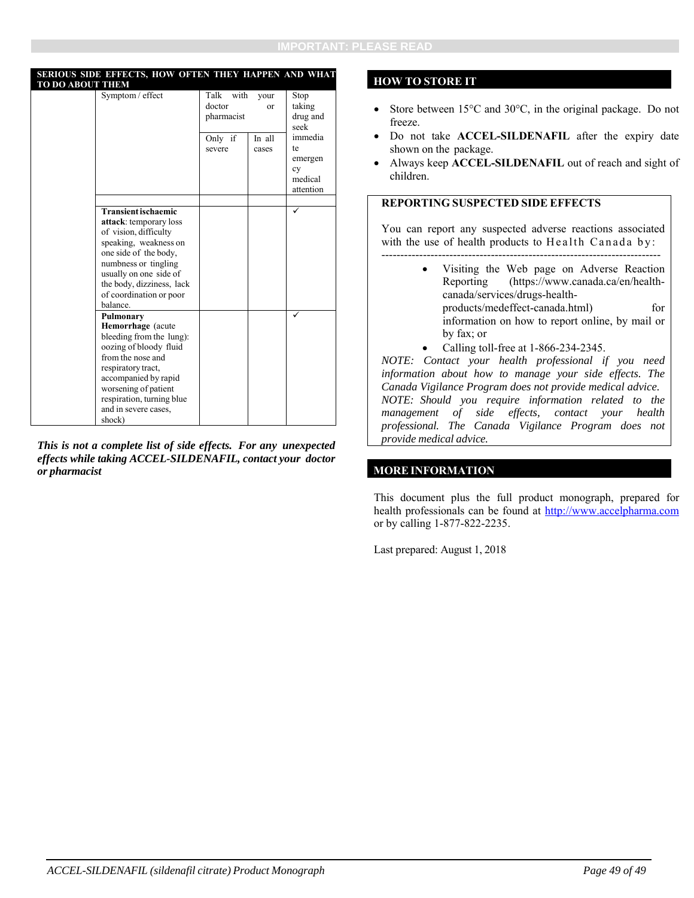**SERIOUS SIDE EFFECTS, HOW OFTEN THEY HAPPEN AND WHAT TO DO ABOUT THEM**

| | Symptom / effect | Talk with your doctor or pharmacist | | Stop taking drug and seek immediate emergency medical attention |
|---|---|---|---|---|
| | | Only if severe | In all cases | |
| | | | | |
| | **Transient ischaemic attack**: temporary loss of vision, difficulty speaking, weakness on one side of the body, numbness or tingling usually on one side of the body, dizziness, lack of coordination or poor balance. | | | ✓ |
| | **Pulmonary Hemorrhage** (acute bleeding from the lung): oozing of bloody fluid from the nose and respiratory tract, accompanied by rapid worsening of patient respiration, turning blue and in severe cases, shock) | | | ✓ |

***This is not a complete list of side effects. For any unexpected effects while taking ACCEL-SILDENAFIL, contact your doctor or pharmacist***

## HOW TO STORE IT

- Store between 15°C and 30°C, in the original package. Do not freeze.
- Do not take **ACCEL-SILDENAFIL** after the expiry date shown on the package.
- Always keep **ACCEL-SILDENAFIL** out of reach and sight of children.

## REPORTING SUSPECTED SIDE EFFECTS

You can report any suspected adverse reactions associated with the use of health products to Health Canada by:

---

- Visiting the Web page on Adverse Reaction Reporting (https://www.canada.ca/en/health-canada/services/drugs-health-products/medeffect-canada.html) for information on how to report online, by mail or by fax; or
- Calling toll-free at 1-866-234-2345.

*NOTE: Contact your health professional if you need information about how to manage your side effects. The Canada Vigilance Program does not provide medical advice.*
*NOTE: Should you require information related to the management of side effects, contact your health professional. The Canada Vigilance Program does not provide medical advice.*

## MORE INFORMATION

This document plus the full product monograph, prepared for health professionals can be found at http://www.accelpharma.com or by calling 1-877-822-2235.

Last prepared: August 1, 2018